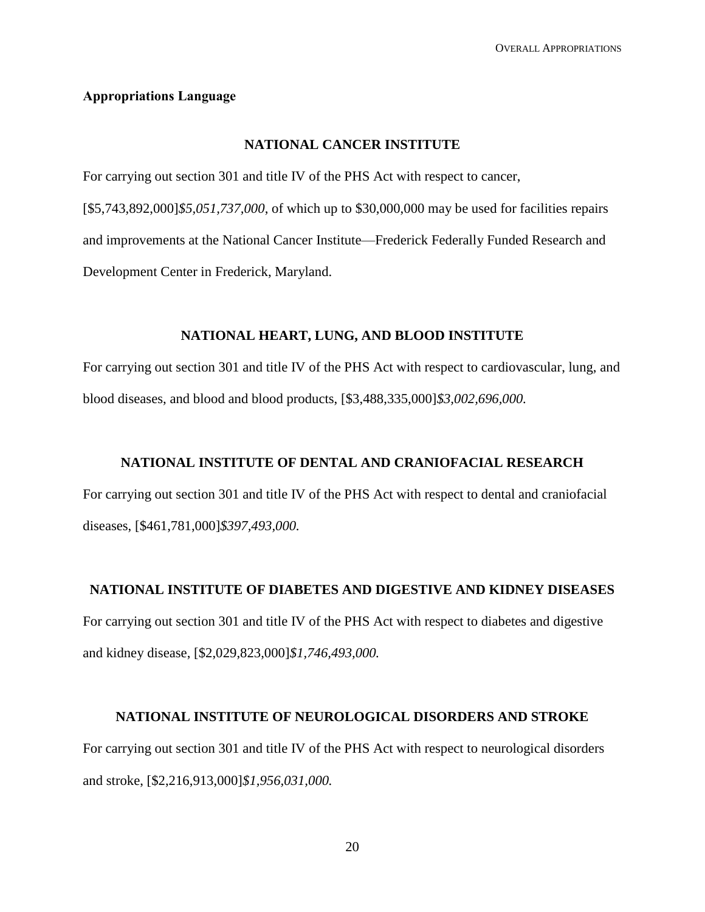## Appropriations Language

### NATIONAL CANCER INSTITUTE

For carrying out section 301 and title IV of the PHS Act with respect to cancer, [$5,743,892,000]*$5,051,737,000*, of which up to $30,000,000 may be used for facilities repairs and improvements at the National Cancer Institute—Frederick Federally Funded Research and Development Center in Frederick, Maryland.

### NATIONAL HEART, LUNG, AND BLOOD INSTITUTE

For carrying out section 301 and title IV of the PHS Act with respect to cardiovascular, lung, and blood diseases, and blood and blood products, [$3,488,335,000]*$3,002,696,000.*

### NATIONAL INSTITUTE OF DENTAL AND CRANIOFACIAL RESEARCH

For carrying out section 301 and title IV of the PHS Act with respect to dental and craniofacial diseases, [$461,781,000]*$397,493,000.*

### NATIONAL INSTITUTE OF DIABETES AND DIGESTIVE AND KIDNEY DISEASES

For carrying out section 301 and title IV of the PHS Act with respect to diabetes and digestive and kidney disease, [$2,029,823,000]*$1,746,493,000.*

### NATIONAL INSTITUTE OF NEUROLOGICAL DISORDERS AND STROKE

For carrying out section 301 and title IV of the PHS Act with respect to neurological disorders and stroke, [$2,216,913,000]*$1,956,031,000.*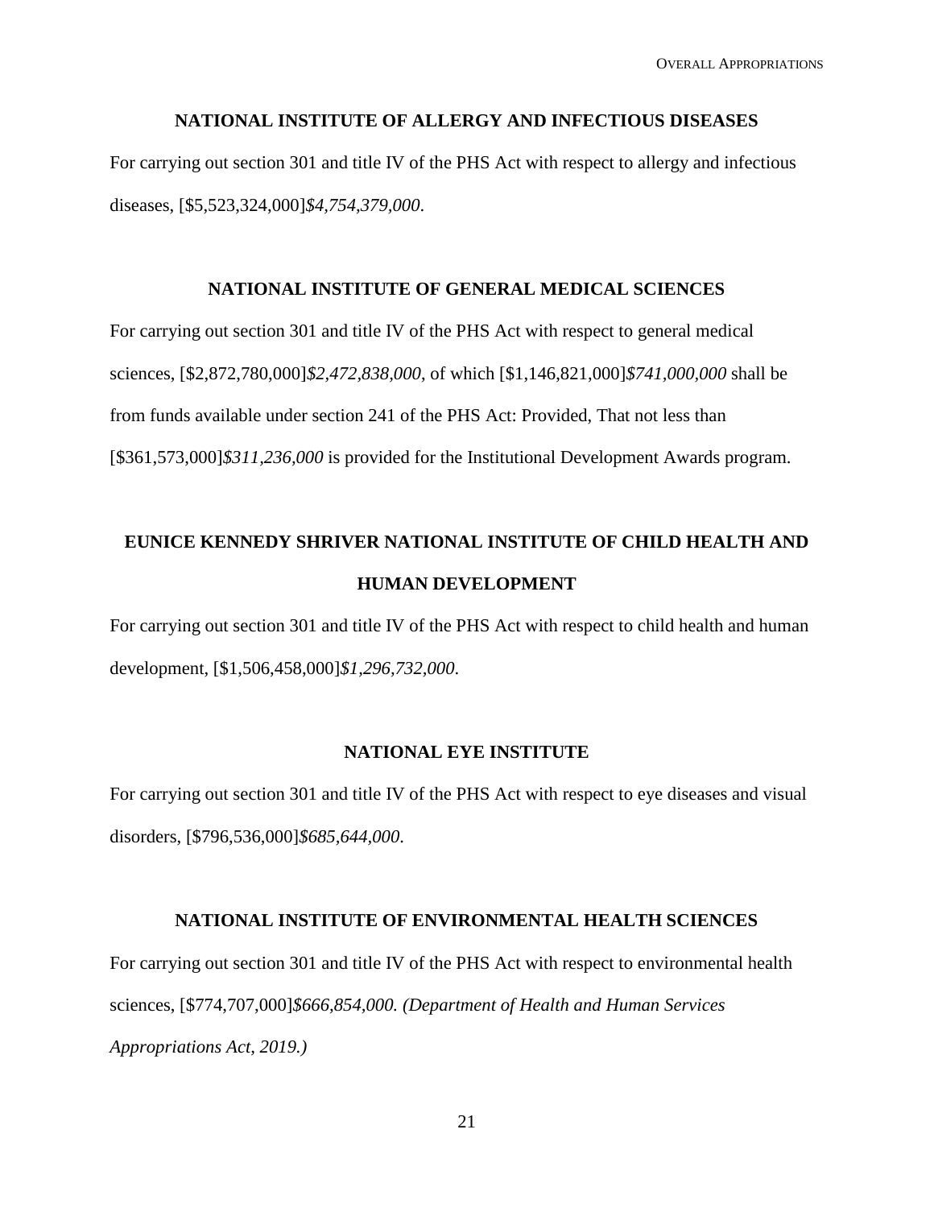### NATIONAL INSTITUTE OF ALLERGY AND INFECTIOUS DISEASES

For carrying out section 301 and title IV of the PHS Act with respect to allergy and infectious diseases, [$5,523,324,000]*$4,754,379,000*.

### NATIONAL INSTITUTE OF GENERAL MEDICAL SCIENCES

For carrying out section 301 and title IV of the PHS Act with respect to general medical sciences, [$2,872,780,000]*$2,472,838,000*, of which [$1,146,821,000]*$741,000,000* shall be from funds available under section 241 of the PHS Act: Provided, That not less than [$361,573,000]*$311,236,000* is provided for the Institutional Development Awards program.

### EUNICE KENNEDY SHRIVER NATIONAL INSTITUTE OF CHILD HEALTH AND HUMAN DEVELOPMENT

For carrying out section 301 and title IV of the PHS Act with respect to child health and human development, [$1,506,458,000]*$1,296,732,000*.

### NATIONAL EYE INSTITUTE

For carrying out section 301 and title IV of the PHS Act with respect to eye diseases and visual disorders, [$796,536,000]*$685,644,000*.

### NATIONAL INSTITUTE OF ENVIRONMENTAL HEALTH SCIENCES

For carrying out section 301 and title IV of the PHS Act with respect to environmental health sciences, [$774,707,000]*$666,854,000. (Department of Health and Human Services Appropriations Act, 2019.)*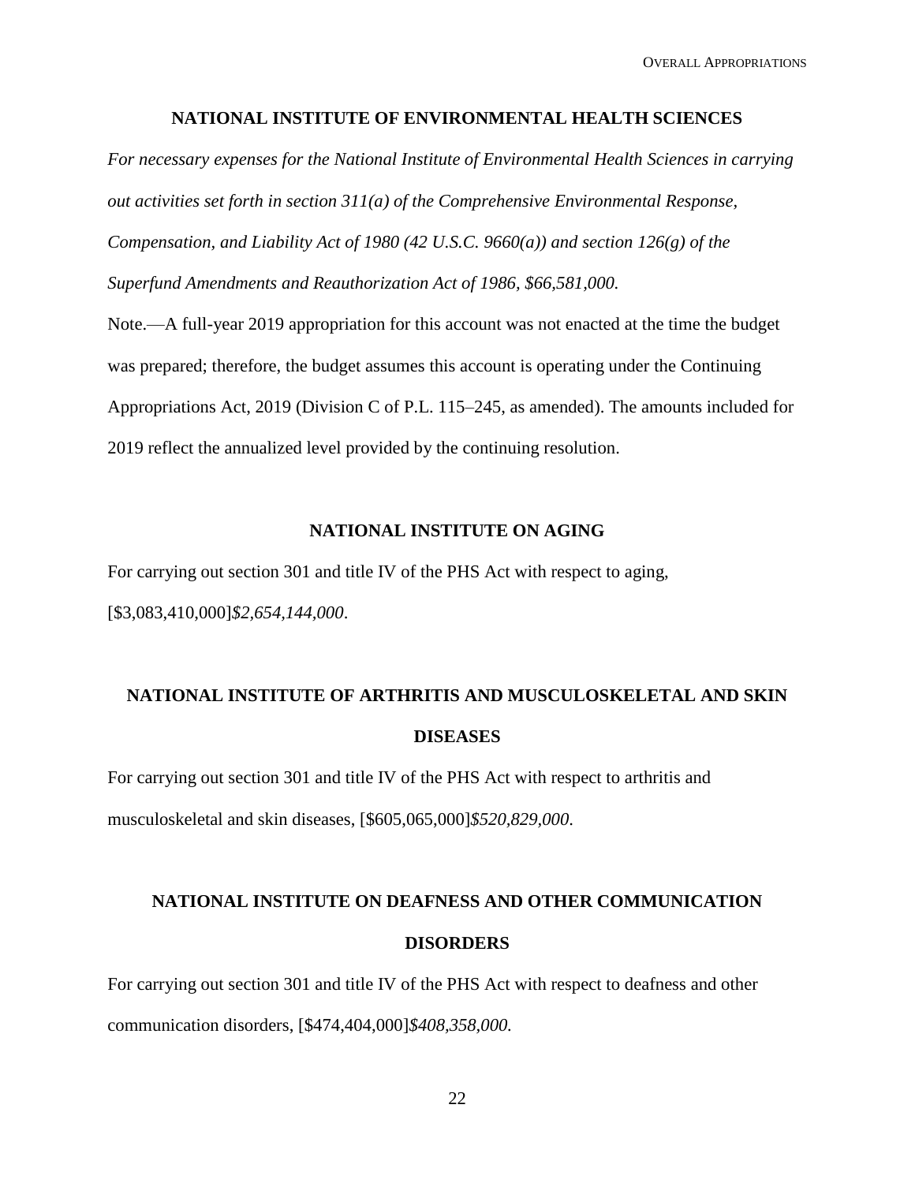## NATIONAL INSTITUTE OF ENVIRONMENTAL HEALTH SCIENCES

*For necessary expenses for the National Institute of Environmental Health Sciences in carrying out activities set forth in section 311(a) of the Comprehensive Environmental Response, Compensation, and Liability Act of 1980 (42 U.S.C. 9660(a)) and section 126(g) of the Superfund Amendments and Reauthorization Act of 1986, $66,581,000.*

Note.—A full-year 2019 appropriation for this account was not enacted at the time the budget was prepared; therefore, the budget assumes this account is operating under the Continuing Appropriations Act, 2019 (Division C of P.L. 115–245, as amended). The amounts included for 2019 reflect the annualized level provided by the continuing resolution.

## NATIONAL INSTITUTE ON AGING

For carrying out section 301 and title IV of the PHS Act with respect to aging, [$3,083,410,000]*$2,654,144,000*.

## NATIONAL INSTITUTE OF ARTHRITIS AND MUSCULOSKELETAL AND SKIN DISEASES

For carrying out section 301 and title IV of the PHS Act with respect to arthritis and musculoskeletal and skin diseases, [$605,065,000]*$520,829,000*.

## NATIONAL INSTITUTE ON DEAFNESS AND OTHER COMMUNICATION DISORDERS

For carrying out section 301 and title IV of the PHS Act with respect to deafness and other communication disorders, [$474,404,000]*$408,358,000.*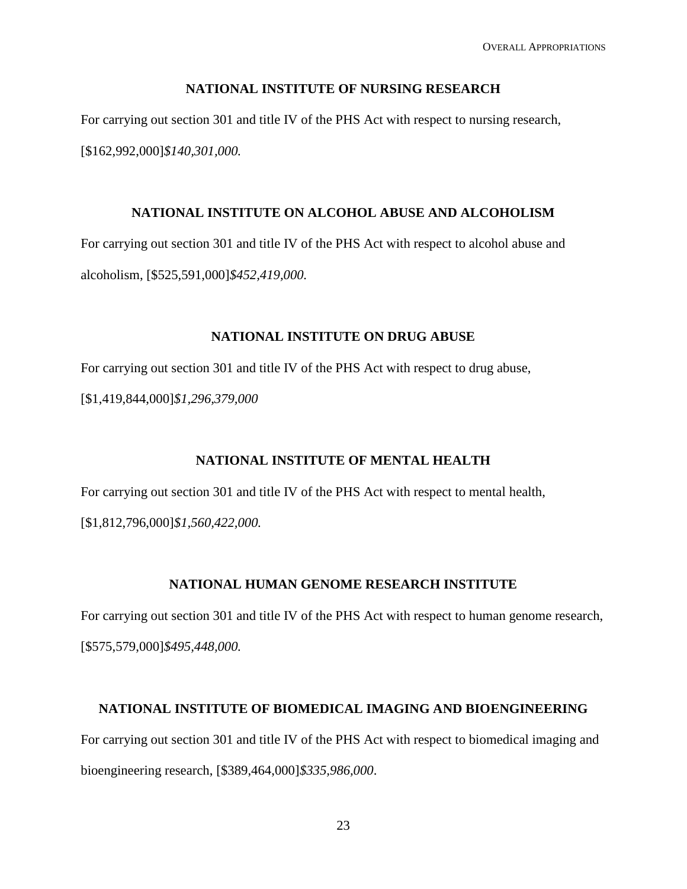## NATIONAL INSTITUTE OF NURSING RESEARCH

For carrying out section 301 and title IV of the PHS Act with respect to nursing research, [$162,992,000]*$140,301,000.*

## NATIONAL INSTITUTE ON ALCOHOL ABUSE AND ALCOHOLISM

For carrying out section 301 and title IV of the PHS Act with respect to alcohol abuse and alcoholism, [$525,591,000]*$452,419,000.*

## NATIONAL INSTITUTE ON DRUG ABUSE

For carrying out section 301 and title IV of the PHS Act with respect to drug abuse, [$1,419,844,000]*$1,296,379,000*

## NATIONAL INSTITUTE OF MENTAL HEALTH

For carrying out section 301 and title IV of the PHS Act with respect to mental health, [$1,812,796,000]*$1,560,422,000.*

## NATIONAL HUMAN GENOME RESEARCH INSTITUTE

For carrying out section 301 and title IV of the PHS Act with respect to human genome research, [$575,579,000]*$495,448,000.*

## NATIONAL INSTITUTE OF BIOMEDICAL IMAGING AND BIOENGINEERING

For carrying out section 301 and title IV of the PHS Act with respect to biomedical imaging and bioengineering research, [$389,464,000]*$335,986,000*.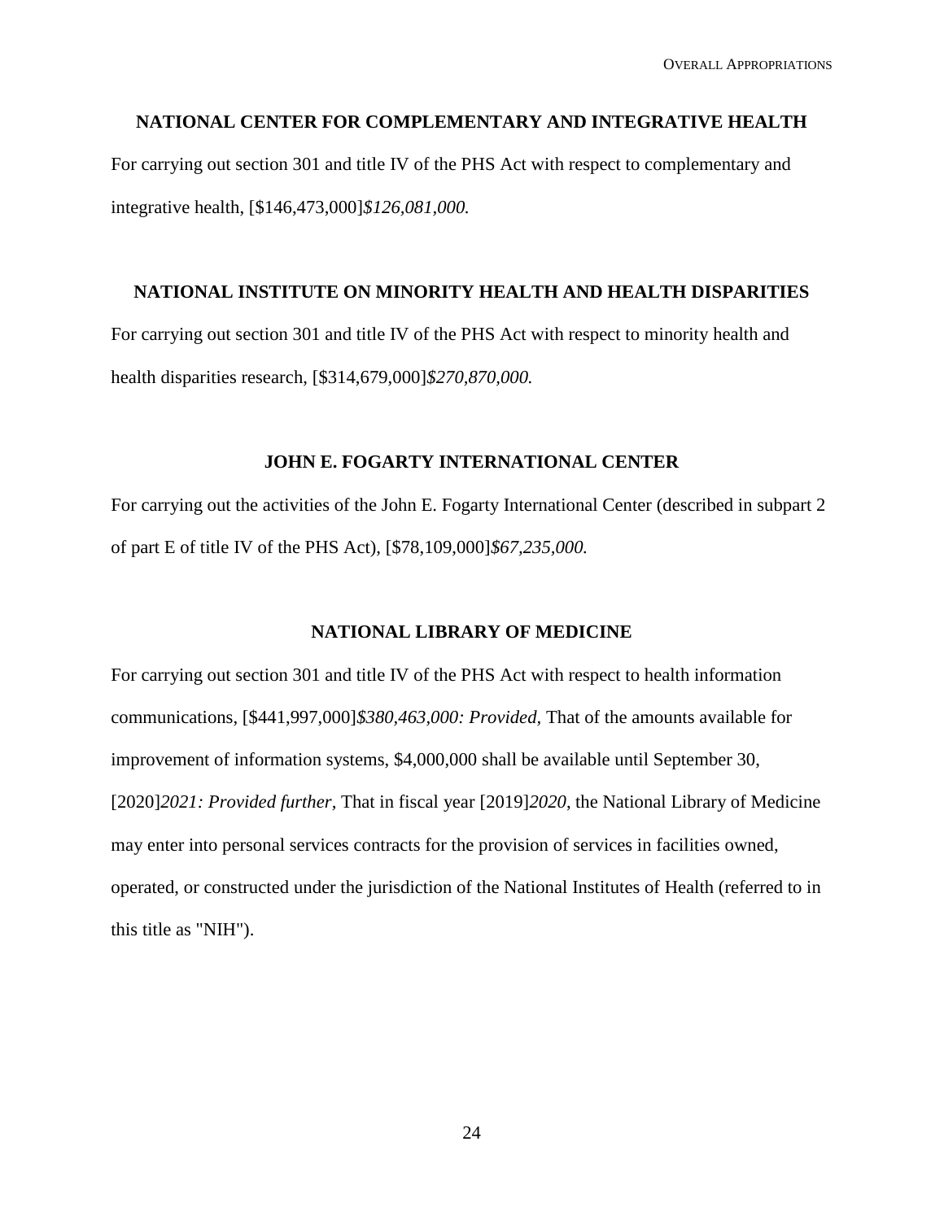## NATIONAL CENTER FOR COMPLEMENTARY AND INTEGRATIVE HEALTH

For carrying out section 301 and title IV of the PHS Act with respect to complementary and integrative health, [$146,473,000]*$126,081,000.*

## NATIONAL INSTITUTE ON MINORITY HEALTH AND HEALTH DISPARITIES

For carrying out section 301 and title IV of the PHS Act with respect to minority health and health disparities research, [$314,679,000]*$270,870,000.*

## JOHN E. FOGARTY INTERNATIONAL CENTER

For carrying out the activities of the John E. Fogarty International Center (described in subpart 2 of part E of title IV of the PHS Act), [$78,109,000]*$67,235,000.*

## NATIONAL LIBRARY OF MEDICINE

For carrying out section 301 and title IV of the PHS Act with respect to health information communications, [$441,997,000]*$380,463,000: Provided,* That of the amounts available for improvement of information systems, $4,000,000 shall be available until September 30, [2020]*2021: Provided further*, That in fiscal year [2019]*2020*, the National Library of Medicine may enter into personal services contracts for the provision of services in facilities owned, operated, or constructed under the jurisdiction of the National Institutes of Health (referred to in this title as "NIH").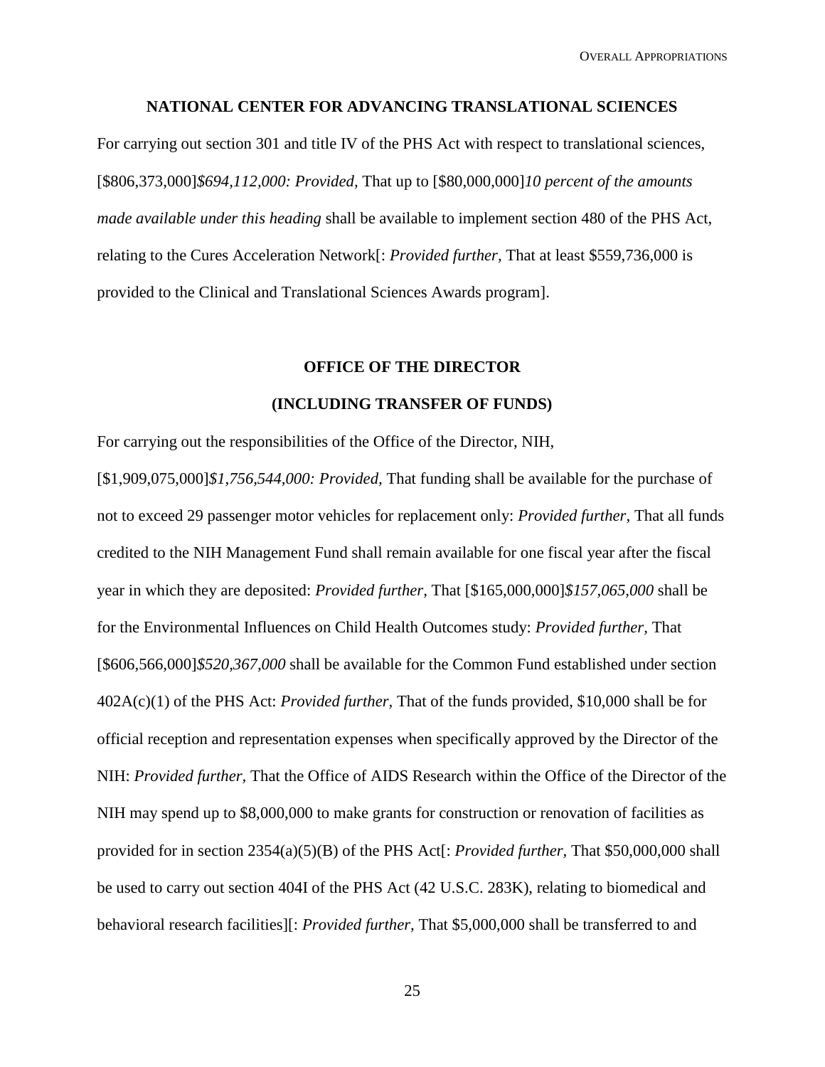### NATIONAL CENTER FOR ADVANCING TRANSLATIONAL SCIENCES

For carrying out section 301 and title IV of the PHS Act with respect to translational sciences, [$806,373,000]*$694,112,000: Provided,* That up to [$80,000,000]*10 percent of the amounts made available under this heading* shall be available to implement section 480 of the PHS Act, relating to the Cures Acceleration Network[: *Provided further,* That at least $559,736,000 is provided to the Clinical and Translational Sciences Awards program].

### OFFICE OF THE DIRECTOR

### (INCLUDING TRANSFER OF FUNDS)

For carrying out the responsibilities of the Office of the Director, NIH, [$1,909,075,000]*$1,756,544,000: Provided,* That funding shall be available for the purchase of not to exceed 29 passenger motor vehicles for replacement only: *Provided further*, That all funds credited to the NIH Management Fund shall remain available for one fiscal year after the fiscal year in which they are deposited: *Provided further,* That [$165,000,000]*$157,065,000* shall be for the Environmental Influences on Child Health Outcomes study: *Provided further,* That [$606,566,000]*$520,367,000* shall be available for the Common Fund established under section 402A(c)(1) of the PHS Act: *Provided further,* That of the funds provided, $10,000 shall be for official reception and representation expenses when specifically approved by the Director of the NIH: *Provided further,* That the Office of AIDS Research within the Office of the Director of the NIH may spend up to $8,000,000 to make grants for construction or renovation of facilities as provided for in section 2354(a)(5)(B) of the PHS Act[: *Provided further*, That $50,000,000 shall be used to carry out section 404I of the PHS Act (42 U.S.C. 283K), relating to biomedical and behavioral research facilities][: *Provided further,* That $5,000,000 shall be transferred to and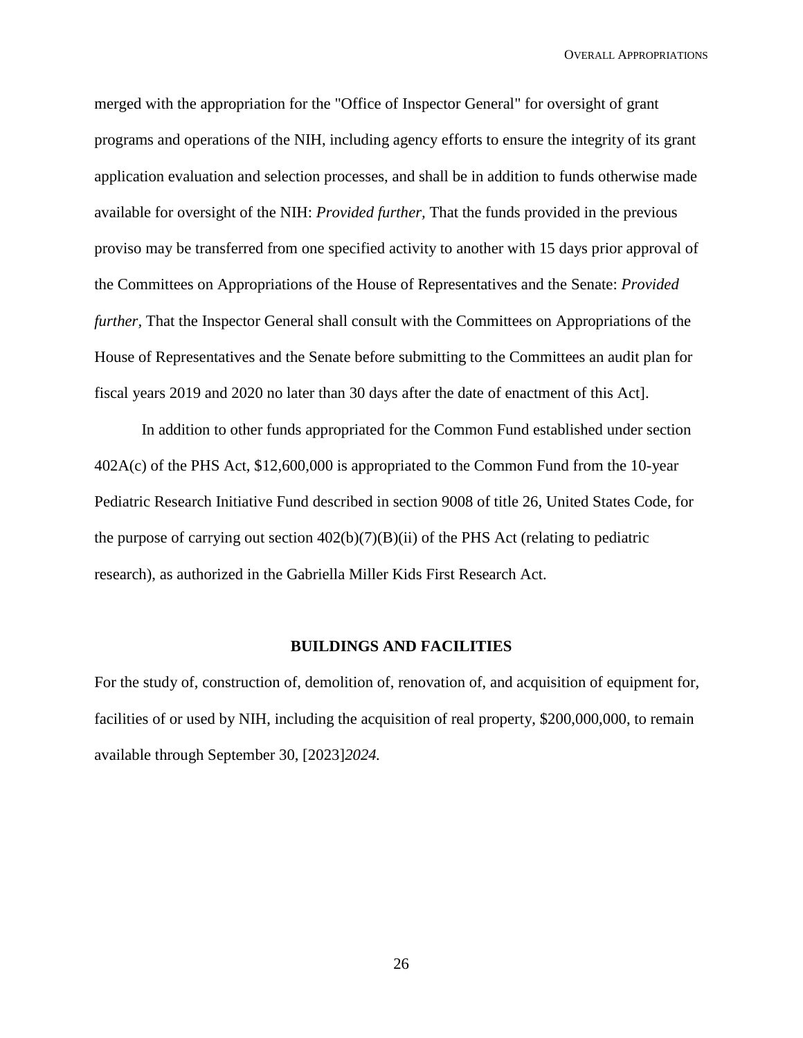merged with the appropriation for the "Office of Inspector General" for oversight of grant programs and operations of the NIH, including agency efforts to ensure the integrity of its grant application evaluation and selection processes, and shall be in addition to funds otherwise made available for oversight of the NIH: *Provided further,* That the funds provided in the previous proviso may be transferred from one specified activity to another with 15 days prior approval of the Committees on Appropriations of the House of Representatives and the Senate: *Provided further*, That the Inspector General shall consult with the Committees on Appropriations of the House of Representatives and the Senate before submitting to the Committees an audit plan for fiscal years 2019 and 2020 no later than 30 days after the date of enactment of this Act].

In addition to other funds appropriated for the Common Fund established under section 402A(c) of the PHS Act, $12,600,000 is appropriated to the Common Fund from the 10-year Pediatric Research Initiative Fund described in section 9008 of title 26, United States Code, for the purpose of carrying out section 402(b)(7)(B)(ii) of the PHS Act (relating to pediatric research), as authorized in the Gabriella Miller Kids First Research Act.

## BUILDINGS AND FACILITIES

For the study of, construction of, demolition of, renovation of, and acquisition of equipment for, facilities of or used by NIH, including the acquisition of real property, $200,000,000, to remain available through September 30, [2023]*2024.*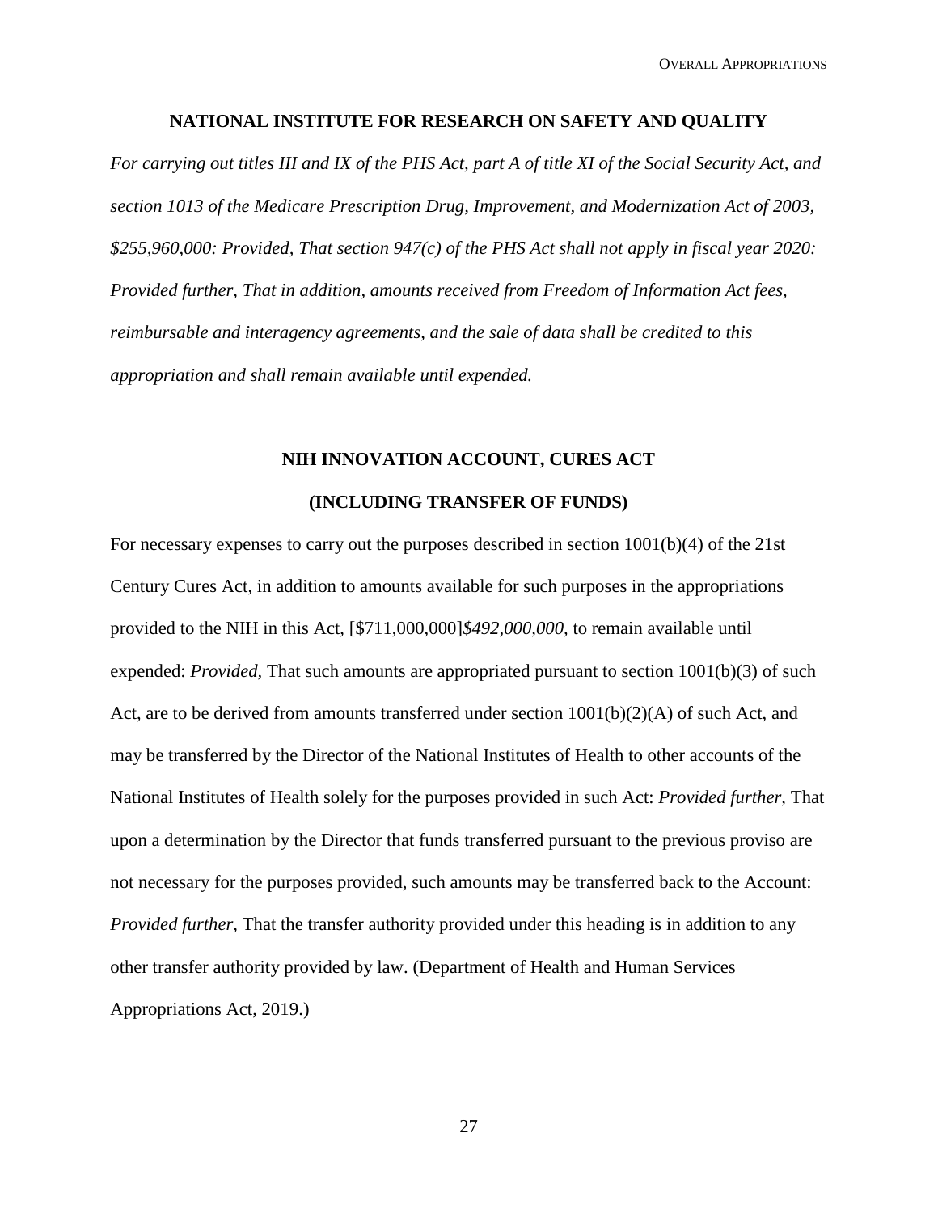## NATIONAL INSTITUTE FOR RESEARCH ON SAFETY AND QUALITY

*For carrying out titles III and IX of the PHS Act, part A of title XI of the Social Security Act, and section 1013 of the Medicare Prescription Drug, Improvement, and Modernization Act of 2003, $255,960,000: Provided, That section 947(c) of the PHS Act shall not apply in fiscal year 2020: Provided further, That in addition, amounts received from Freedom of Information Act fees, reimbursable and interagency agreements, and the sale of data shall be credited to this appropriation and shall remain available until expended.*

## NIH INNOVATION ACCOUNT, CURES ACT

## (INCLUDING TRANSFER OF FUNDS)

For necessary expenses to carry out the purposes described in section 1001(b)(4) of the 21st Century Cures Act, in addition to amounts available for such purposes in the appropriations provided to the NIH in this Act, [$711,000,000]*$492,000,000,* to remain available until expended: *Provided,* That such amounts are appropriated pursuant to section 1001(b)(3) of such Act, are to be derived from amounts transferred under section 1001(b)(2)(A) of such Act, and may be transferred by the Director of the National Institutes of Health to other accounts of the National Institutes of Health solely for the purposes provided in such Act: *Provided further,* That upon a determination by the Director that funds transferred pursuant to the previous proviso are not necessary for the purposes provided, such amounts may be transferred back to the Account: *Provided further,* That the transfer authority provided under this heading is in addition to any other transfer authority provided by law. (Department of Health and Human Services Appropriations Act, 2019.)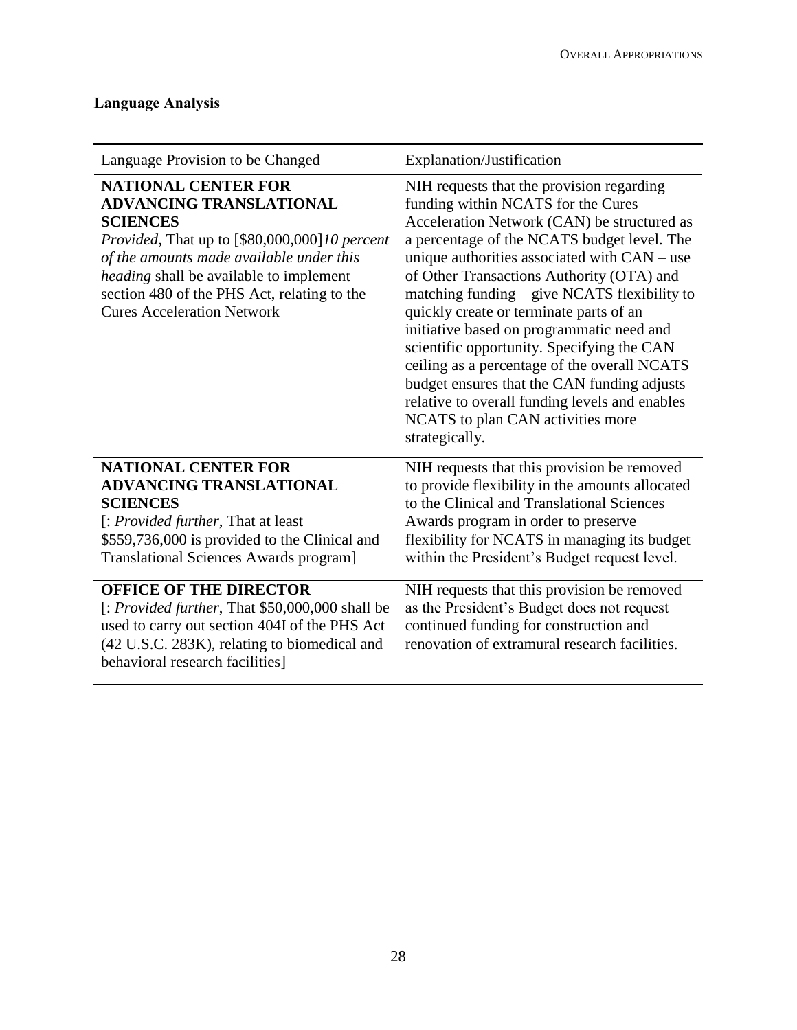## Language Analysis

| Language Provision to be Changed | Explanation/Justification |
|---|---|
| **NATIONAL CENTER FOR ADVANCING TRANSLATIONAL SCIENCES** *Provided*, That up to [$80,000,000]*10 percent of the amounts made available under this heading* shall be available to implement section 480 of the PHS Act, relating to the Cures Acceleration Network | NIH requests that the provision regarding funding within NCATS for the Cures Acceleration Network (CAN) be structured as a percentage of the NCATS budget level. The unique authorities associated with CAN – use of Other Transactions Authority (OTA) and matching funding – give NCATS flexibility to quickly create or terminate parts of an initiative based on programmatic need and scientific opportunity. Specifying the CAN ceiling as a percentage of the overall NCATS budget ensures that the CAN funding adjusts relative to overall funding levels and enables NCATS to plan CAN activities more strategically. |
| **NATIONAL CENTER FOR ADVANCING TRANSLATIONAL SCIENCES** [: *Provided further*, That at least $559,736,000 is provided to the Clinical and Translational Sciences Awards program] | NIH requests that this provision be removed to provide flexibility in the amounts allocated to the Clinical and Translational Sciences Awards program in order to preserve flexibility for NCATS in managing its budget within the President's Budget request level. |
| **OFFICE OF THE DIRECTOR** [: *Provided further*, That $50,000,000 shall be used to carry out section 404I of the PHS Act (42 U.S.C. 283K), relating to biomedical and behavioral research facilities] | NIH requests that this provision be removed as the President's Budget does not request continued funding for construction and renovation of extramural research facilities. |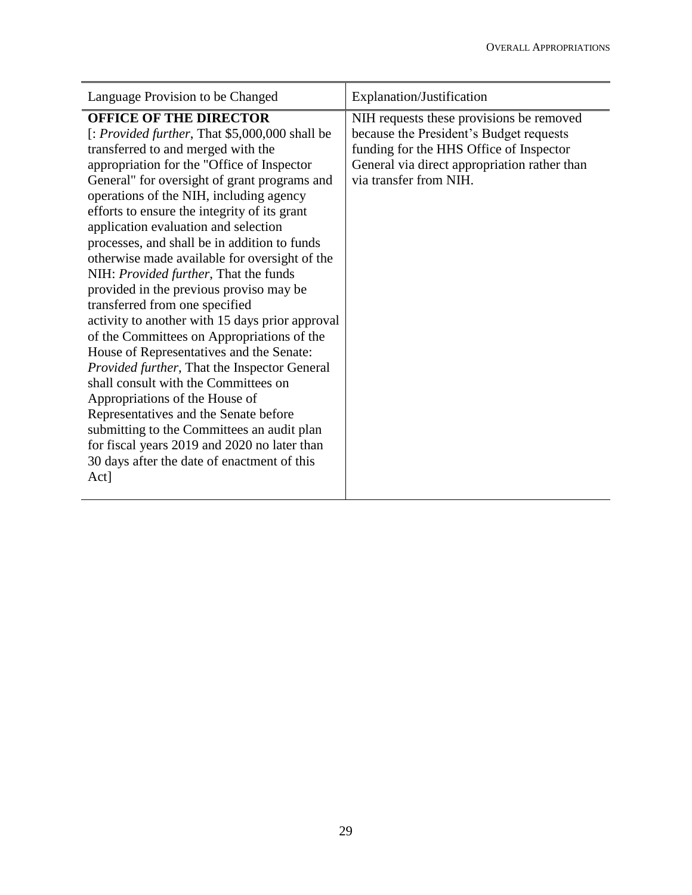| Language Provision to be Changed | Explanation/Justification |
|---|---|
| **OFFICE OF THE DIRECTOR**<br>[: *Provided further*, That $5,000,000 shall be transferred to and merged with the appropriation for the "Office of Inspector General" for oversight of grant programs and operations of the NIH, including agency efforts to ensure the integrity of its grant application evaluation and selection processes, and shall be in addition to funds otherwise made available for oversight of the NIH: *Provided further*, That the funds provided in the previous proviso may be transferred from one specified activity to another with 15 days prior approval of the Committees on Appropriations of the House of Representatives and the Senate: *Provided further*, That the Inspector General shall consult with the Committees on Appropriations of the House of Representatives and the Senate before submitting to the Committees an audit plan for fiscal years 2019 and 2020 no later than 30 days after the date of enactment of this Act] | NIH requests these provisions be removed because the President's Budget requests funding for the HHS Office of Inspector General via direct appropriation rather than via transfer from NIH. |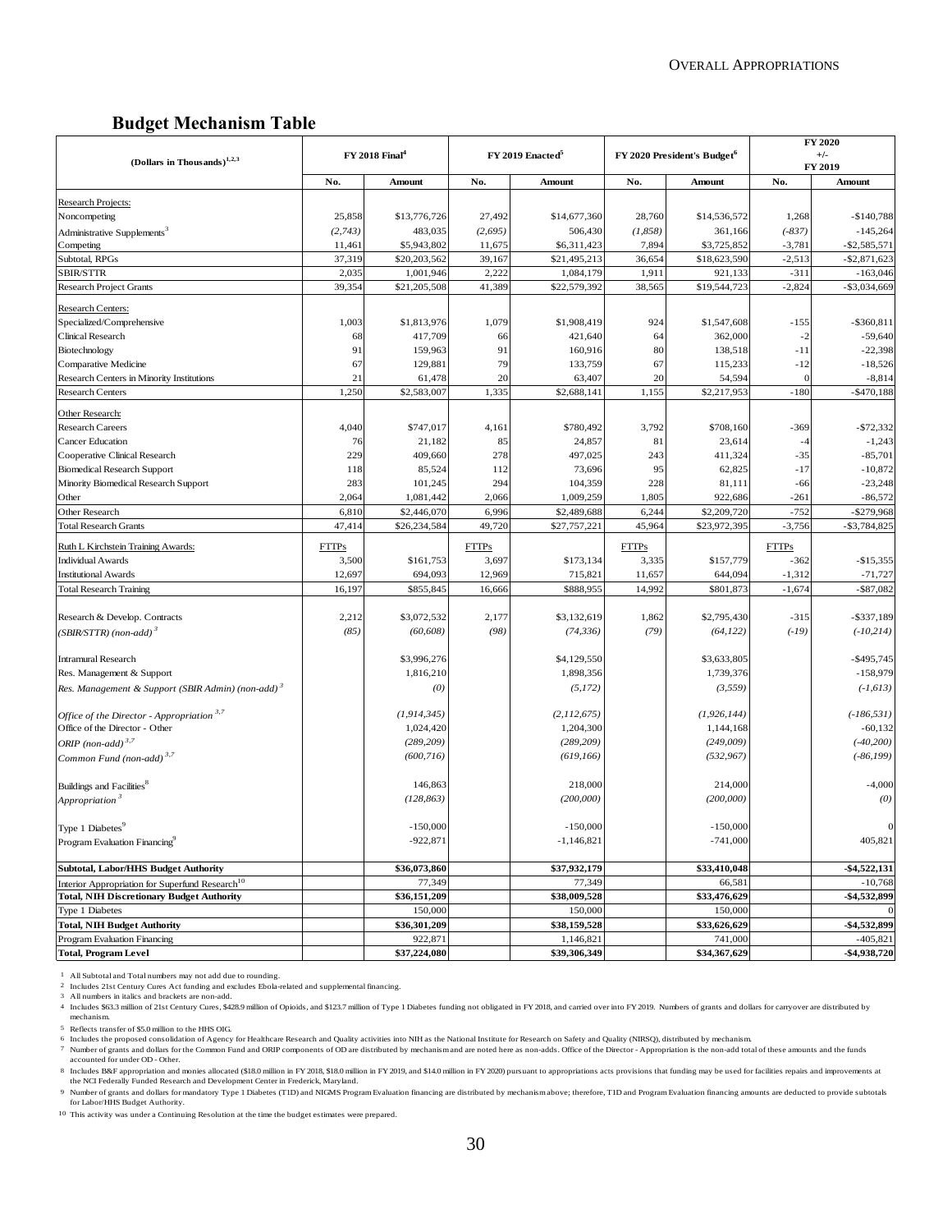## Budget Mechanism Table

| (Dollars in Thousands)[1,2,3] | FY 2018 Final[4] | | FY 2019 Enacted[5] | | FY 2020 President's Budget[6] | | FY 2020 +/- FY 2019 | |
|---|---|---|---|---|---|---|---|---|
| | No. | Amount | No. | Amount | No. | Amount | No. | Amount |
| Research Projects: | | | | | | | | |
| Noncompeting | 25,858 | $13,776,726 | 27,492 | $14,677,360 | 28,760 | $14,536,572 | 1,268 | -$140,788 |
| Administrative Supplements[3] | *(2,743)* | 483,035 | *(2,695)* | 506,430 | *(1,858)* | 361,166 | *(-837)* | -145,264 |
| Competing | 11,461 | $5,943,802 | 11,675 | $6,311,423 | 7,894 | $3,725,852 | -3,781 | -$2,585,571 |
| Subtotal, RPGs | 37,319 | $20,203,562 | 39,167 | $21,495,213 | 36,654 | $18,623,590 | -2,513 | -$2,871,623 |
| SBIR/STTR | 2,035 | 1,001,946 | 2,222 | 1,084,179 | 1,911 | 921,133 | -311 | -163,046 |
| Research Project Grants | 39,354 | $21,205,508 | 41,389 | $22,579,392 | 38,565 | $19,544,723 | -2,824 | -$3,034,669 |
| Research Centers: | | | | | | | | |
| Specialized/Comprehensive | 1,003 | $1,813,976 | 1,079 | $1,908,419 | 924 | $1,547,608 | -155 | -$360,811 |
| Clinical Research | 68 | 417,709 | 66 | 421,640 | 64 | 362,000 | -2 | -59,640 |
| Biotechnology | 91 | 159,963 | 91 | 160,916 | 80 | 138,518 | -11 | -22,398 |
| Comparative Medicine | 67 | 129,881 | 79 | 133,759 | 67 | 115,233 | -12 | -18,526 |
| Research Centers in Minority Institutions | 21 | 61,478 | 20 | 63,407 | 20 | 54,594 | 0 | -8,814 |
| Research Centers | 1,250 | $2,583,007 | 1,335 | $2,688,141 | 1,155 | $2,217,953 | -180 | -$470,188 |
| Other Research: | | | | | | | | |
| Research Careers | 4,040 | $747,017 | 4,161 | $780,492 | 3,792 | $708,160 | -369 | -$72,332 |
| Cancer Education | 76 | 21,182 | 85 | 24,857 | 81 | 23,614 | -4 | -1,243 |
| Cooperative Clinical Research | 229 | 409,660 | 278 | 497,025 | 243 | 411,324 | -35 | -85,701 |
| Biomedical Research Support | 118 | 85,524 | 112 | 73,696 | 95 | 62,825 | -17 | -10,872 |
| Minority Biomedical Research Support | 283 | 101,245 | 294 | 104,359 | 228 | 81,111 | -66 | -23,248 |
| Other | 2,064 | 1,081,442 | 2,066 | 1,009,259 | 1,805 | 922,686 | -261 | -86,572 |
| Other Research | 6,810 | $2,446,070 | 6,996 | $2,489,688 | 6,244 | $2,209,720 | -752 | -$279,968 |
| Total Research Grants | 47,414 | $26,234,584 | 49,720 | $27,757,221 | 45,964 | $23,972,395 | -3,756 | -$3,784,825 |
| Ruth L Kirchstein Training Awards: | FTTPs | | FTTPs | | FTTPs | | FTTPs | |
| Individual Awards | 3,500 | $161,753 | 3,697 | $173,134 | 3,335 | $157,779 | -362 | -$15,355 |
| Institutional Awards | 12,697 | 694,093 | 12,969 | 715,821 | 11,657 | 644,094 | -1,312 | -71,727 |
| Total Research Training | 16,197 | $855,845 | 16,666 | $888,955 | 14,992 | $801,873 | -1,674 | -$87,082 |
| Research & Develop. Contracts | 2,212 | $3,072,532 | 2,177 | $3,132,619 | 1,862 | $2,795,430 | -315 | -$337,189 |
| *(SBIR/STTR) (non-add)[3]* | *(85)* | *(60,608)* | *(98)* | *(74,336)* | *(79)* | *(64,122)* | *(-19)* | *(-10,214)* |
| Intramural Research | | $3,996,276 | | $4,129,550 | | $3,633,805 | | -$495,745 |
| Res. Management & Support | | 1,816,210 | | 1,898,356 | | 1,739,376 | | -158,979 |
| *Res. Management & Support (SBIR Admin) (non-add)[3]* | | *(0)* | | *(5,172)* | | *(3,559)* | | *(-1,613)* |
| *Office of the Director - Appropriation[3,7]* | | *(1,914,345)* | | *(2,112,675)* | | *(1,926,144)* | | *(-186,531)* |
| Office of the Director - Other | | 1,024,420 | | 1,204,300 | | 1,144,168 | | -60,132 |
| *ORIP (non-add)[3,7]* | | *(289,209)* | | *(289,209)* | | *(249,009)* | | *(-40,200)* |
| *Common Fund (non-add)[3,7]* | | *(600,716)* | | *(619,166)* | | *(532,967)* | | *(-86,199)* |
| Buildings and Facilities[8] | | 146,863 | | 218,000 | | 214,000 | | -4,000 |
| *Appropriation[3]* | | *(128,863)* | | *(200,000)* | | *(200,000)* | | *(0)* |
| Type 1 Diabetes[9] | | -150,000 | | -150,000 | | -150,000 | | 0 |
| Program Evaluation Financing[9] | | -922,871 | | -1,146,821 | | -741,000 | | 405,821 |
| **Subtotal, Labor/HHS Budget Authority** | | **$36,073,860** | | **$37,932,179** | | **$33,410,048** | | **-$4,522,131** |
| Interior Appropriation for Superfund Research[10] | | 77,349 | | 77,349 | | 66,581 | | -10,768 |
| **Total, NIH Discretionary Budget Authority** | | **$36,151,209** | | **$38,009,528** | | **$33,476,629** | | **-$4,532,899** |
| Type 1 Diabetes | | 150,000 | | 150,000 | | 150,000 | | 0 |
| **Total, NIH Budget Authority** | | **$36,301,209** | | **$38,159,528** | | **$33,626,629** | | **-$4,532,899** |
| Program Evaluation Financing | | 922,871 | | 1,146,821 | | 741,000 | | -405,821 |
| **Total, Program Level** | | **$37,224,080** | | **$39,306,349** | | **$34,367,629** | | **-$4,938,720** |

1 All Subtotal and Total numbers may not add due to rounding.

2 Includes 21st Century Cures Act funding and excludes Ebola-related and supplemental financing.

3 All numbers in italics and brackets are non-add.

4 Includes $63.3 million of 21st Century Cures, $428.9 million of Opioids, and $123.7 million of Type 1 Diabetes funding not obligated in FY 2018, and carried over into FY 2019. Numbers of grants and dollars for carryover are distributed by mechanism.

5 Reflects transfer of $5.0 million to the HHS OIG.

6 Includes the proposed consolidation of Agency for Healthcare Research and Quality activities into NIH as the National Institute for Research on Safety and Quality (NIRSQ), distributed by mechanism.

7 Number of grants and dollars for the Common Fund and ORIP components of OD are distributed by mechanism and are noted here as non-adds. Office of the Director - Appropriation is the non-add total of these amounts and the funds accounted for under OD - Other.

8 Includes B&F appropriation and monies allocated ($18.0 million in FY 2018, $18.0 million in FY 2019, and $14.0 million in FY 2020) pursuant to appropriations acts provisions that funding may be used for facilities repairs and improvements at the NCI Federally Funded Research and Development Center in Frederick, Maryland.

9 Number of grants and dollars for mandatory Type 1 Diabetes (T1D) and NIGMS Program Evaluation financing are distributed by mechanism above; therefore, T1D and Program Evaluation financing amounts are deducted to provide subtotals for Labor/HHS Budget Authority.

10 This activity was under a Continuing Resolution at the time the budget estimates were prepared.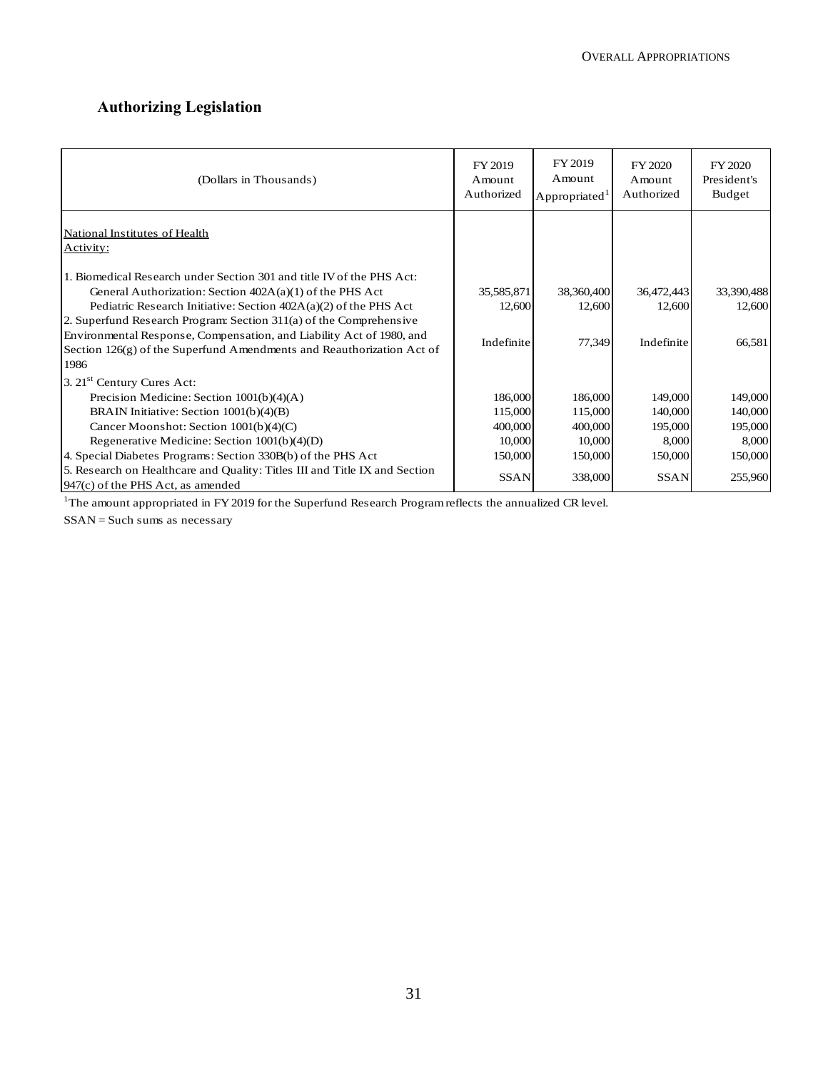## Authorizing Legislation

| (Dollars in Thousands) | FY 2019 Amount Authorized | FY 2019 Amount Appropriated[1] | FY 2020 Amount Authorized | FY 2020 President's Budget |
|---|---|---|---|---|
| National Institutes of Health | | | | |
| Activity: | | | | |
| 1. Biomedical Research under Section 301 and title IV of the PHS Act: | | | | |
| General Authorization: Section 402A(a)(1) of the PHS Act | 35,585,871 | 38,360,400 | 36,472,443 | 33,390,488 |
| Pediatric Research Initiative: Section 402A(a)(2) of the PHS Act | 12,600 | 12,600 | 12,600 | 12,600 |
| 2. Superfund Research Program: Section 311(a) of the Comprehensive Environmental Response, Compensation, and Liability Act of 1980, and Section 126(g) of the Superfund Amendments and Reauthorization Act of 1986 | Indefinite | 77,349 | Indefinite | 66,581 |
| 3. 21st Century Cures Act: | | | | |
| Precision Medicine: Section 1001(b)(4)(A) | 186,000 | 186,000 | 149,000 | 149,000 |
| BRAIN Initiative: Section 1001(b)(4)(B) | 115,000 | 115,000 | 140,000 | 140,000 |
| Cancer Moonshot: Section 1001(b)(4)(C) | 400,000 | 400,000 | 195,000 | 195,000 |
| Regenerative Medicine: Section 1001(b)(4)(D) | 10,000 | 10,000 | 8,000 | 8,000 |
| 4. Special Diabetes Programs: Section 330B(b) of the PHS Act | 150,000 | 150,000 | 150,000 | 150,000 |
| 5. Research on Healthcare and Quality: Titles III and Title IX and Section 947(c) of the PHS Act, as amended | SSAN | 338,000 | SSAN | 255,960 |

[1] The amount appropriated in FY 2019 for the Superfund Research Program reflects the annualized CR level.

SSAN = Such sums as necessary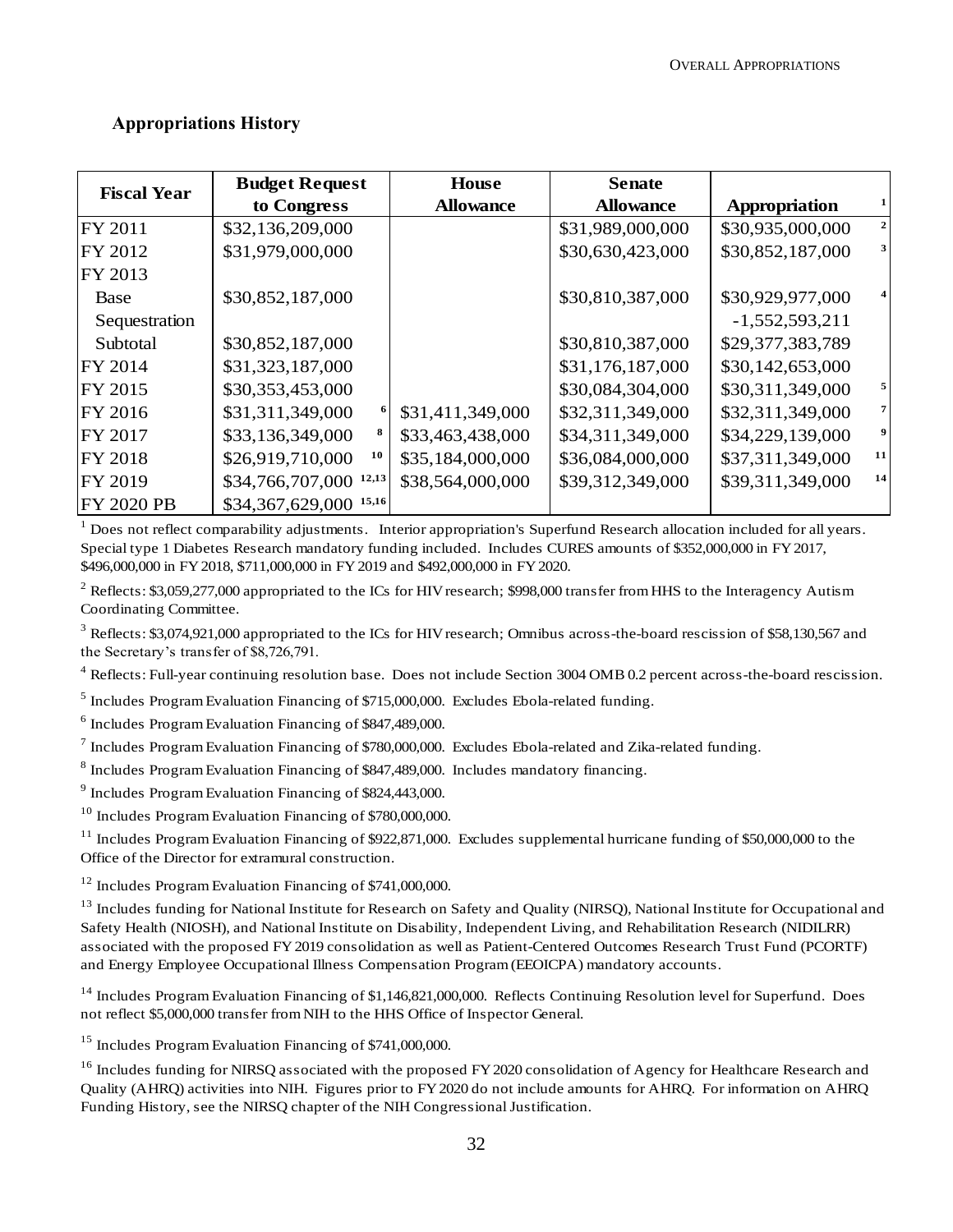## Appropriations History

| Fiscal Year | Budget Request to Congress | House Allowance | Senate Allowance | Appropriation [1] |
|---|---|---|---|---|
| FY 2011 | $32,136,209,000 | | $31,989,000,000 | $30,935,000,000 [2] |
| FY 2012 | $31,979,000,000 | | $30,630,423,000 | $30,852,187,000 [3] |
| FY 2013 | | | | |
| Base | $30,852,187,000 | | $30,810,387,000 | $30,929,977,000 [4] |
| Sequestration | | | | -1,552,593,211 |
| Subtotal | $30,852,187,000 | | $30,810,387,000 | $29,377,383,789 |
| FY 2014 | $31,323,187,000 | | $31,176,187,000 | $30,142,653,000 |
| FY 2015 | $30,353,453,000 | | $30,084,304,000 | $30,311,349,000 [5] |
| FY 2016 | $31,311,349,000 [6] | $31,411,349,000 | $32,311,349,000 | $32,311,349,000 [7] |
| FY 2017 | $33,136,349,000 [8] | $33,463,438,000 | $34,311,349,000 | $34,229,139,000 [9] |
| FY 2018 | $26,919,710,000 [10] | $35,184,000,000 | $36,084,000,000 | $37,311,349,000 [11] |
| FY 2019 | $34,766,707,000 [12,13] | $38,564,000,000 | $39,312,349,000 | $39,311,349,000 [14] |
| FY 2020 PB | $34,367,629,000 [15,16] | | | |

[1] Does not reflect comparability adjustments. Interior appropriation's Superfund Research allocation included for all years. Special type 1 Diabetes Research mandatory funding included. Includes CURES amounts of $352,000,000 in FY 2017, $496,000,000 in FY 2018, $711,000,000 in FY 2019 and $492,000,000 in FY 2020.

[2] Reflects: $3,059,277,000 appropriated to the ICs for HIV research; $998,000 transfer from HHS to the Interagency Autism Coordinating Committee.

[3] Reflects: $3,074,921,000 appropriated to the ICs for HIV research; Omnibus across-the-board rescission of $58,130,567 and the Secretary's transfer of $8,726,791.

[4] Reflects: Full-year continuing resolution base. Does not include Section 3004 OMB 0.2 percent across-the-board rescission.

[5] Includes Program Evaluation Financing of $715,000,000. Excludes Ebola-related funding.

[6] Includes Program Evaluation Financing of $847,489,000.

[7] Includes Program Evaluation Financing of $780,000,000. Excludes Ebola-related and Zika-related funding.

[8] Includes Program Evaluation Financing of $847,489,000. Includes mandatory financing.

[9] Includes Program Evaluation Financing of $824,443,000.

[10] Includes Program Evaluation Financing of $780,000,000.

[11] Includes Program Evaluation Financing of $922,871,000. Excludes supplemental hurricane funding of $50,000,000 to the Office of the Director for extramural construction.

[12] Includes Program Evaluation Financing of $741,000,000.

[13] Includes funding for National Institute for Research on Safety and Quality (NIRSQ), National Institute for Occupational and Safety Health (NIOSH), and National Institute on Disability, Independent Living, and Rehabilitation Research (NIDILRR) associated with the proposed FY 2019 consolidation as well as Patient-Centered Outcomes Research Trust Fund (PCORTF) and Energy Employee Occupational Illness Compensation Program (EEOICPA) mandatory accounts.

[14] Includes Program Evaluation Financing of $1,146,821,000,000. Reflects Continuing Resolution level for Superfund. Does not reflect $5,000,000 transfer from NIH to the HHS Office of Inspector General.

[15] Includes Program Evaluation Financing of $741,000,000.

[16] Includes funding for NIRSQ associated with the proposed FY 2020 consolidation of Agency for Healthcare Research and Quality (AHRQ) activities into NIH. Figures prior to FY 2020 do not include amounts for AHRQ. For information on AHRQ Funding History, see the NIRSQ chapter of the NIH Congressional Justification.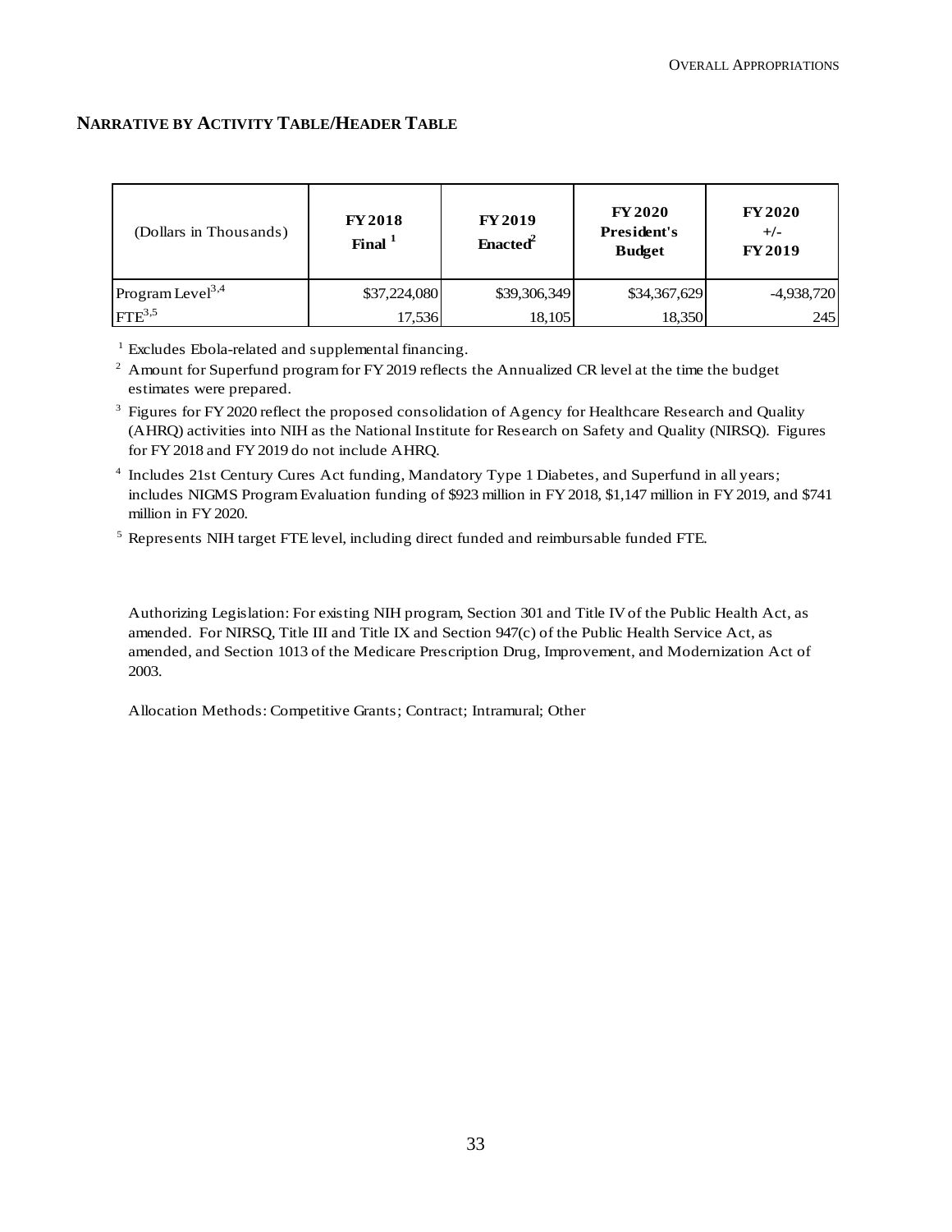## NARRATIVE BY ACTIVITY TABLE/HEADER TABLE

| (Dollars in Thousands) | FY 2018 Final [1] | FY 2019 Enacted[2] | FY 2020 President's Budget | FY 2020 +/- FY 2019 |
|---|---|---|---|---|
| Program Level[3,4] | $37,224,080 | $39,306,349 | $34,367,629 | -4,938,720 |
| FTE[3,5] | 17,536 | 18,105 | 18,350 | 245 |

[1] Excludes Ebola-related and supplemental financing.

[2] Amount for Superfund program for FY 2019 reflects the Annualized CR level at the time the budget estimates were prepared.

[3] Figures for FY 2020 reflect the proposed consolidation of Agency for Healthcare Research and Quality (AHRQ) activities into NIH as the National Institute for Research on Safety and Quality (NIRSQ). Figures for FY 2018 and FY 2019 do not include AHRQ.

[4] Includes 21st Century Cures Act funding, Mandatory Type 1 Diabetes, and Superfund in all years; includes NIGMS Program Evaluation funding of $923 million in FY 2018, $1,147 million in FY 2019, and $741 million in FY 2020.

[5] Represents NIH target FTE level, including direct funded and reimbursable funded FTE.

Authorizing Legislation: For existing NIH program, Section 301 and Title IV of the Public Health Act, as amended. For NIRSQ, Title III and Title IX and Section 947(c) of the Public Health Service Act, as amended, and Section 1013 of the Medicare Prescription Drug, Improvement, and Modernization Act of 2003.

Allocation Methods: Competitive Grants; Contract; Intramural; Other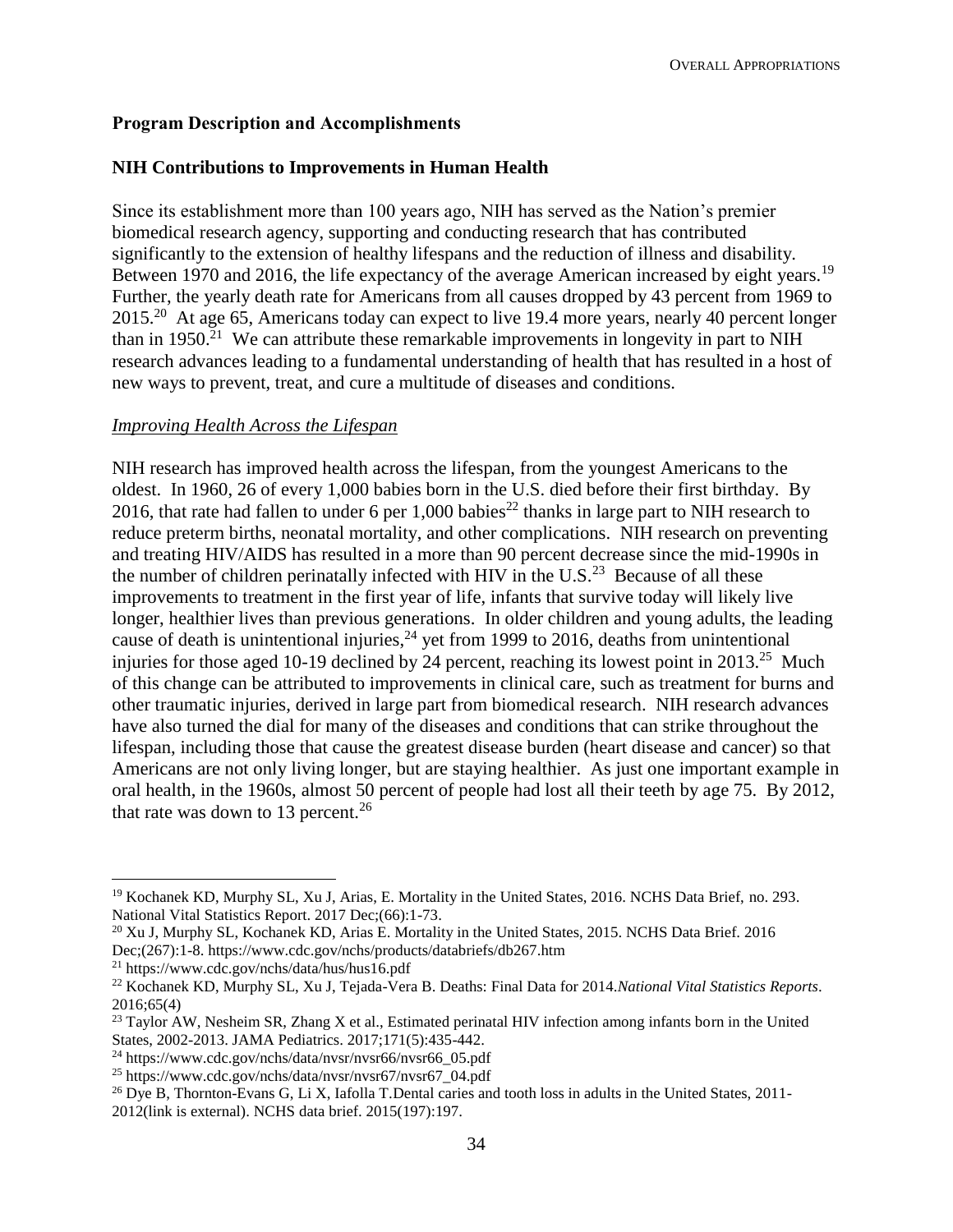## Program Description and Accomplishments

## NIH Contributions to Improvements in Human Health

Since its establishment more than 100 years ago, NIH has served as the Nation's premier biomedical research agency, supporting and conducting research that has contributed significantly to the extension of healthy lifespans and the reduction of illness and disability. Between 1970 and 2016, the life expectancy of the average American increased by eight years.[19] Further, the yearly death rate for Americans from all causes dropped by 43 percent from 1969 to 2015.[20] At age 65, Americans today can expect to live 19.4 more years, nearly 40 percent longer than in 1950.[21] We can attribute these remarkable improvements in longevity in part to NIH research advances leading to a fundamental understanding of health that has resulted in a host of new ways to prevent, treat, and cure a multitude of diseases and conditions.

### *Improving Health Across the Lifespan*

NIH research has improved health across the lifespan, from the youngest Americans to the oldest. In 1960, 26 of every 1,000 babies born in the U.S. died before their first birthday. By 2016, that rate had fallen to under 6 per 1,000 babies[22] thanks in large part to NIH research to reduce preterm births, neonatal mortality, and other complications. NIH research on preventing and treating HIV/AIDS has resulted in a more than 90 percent decrease since the mid-1990s in the number of children perinatally infected with HIV in the U.S.[23] Because of all these improvements to treatment in the first year of life, infants that survive today will likely live longer, healthier lives than previous generations. In older children and young adults, the leading cause of death is unintentional injuries,[24] yet from 1999 to 2016, deaths from unintentional injuries for those aged 10-19 declined by 24 percent, reaching its lowest point in 2013.[25] Much of this change can be attributed to improvements in clinical care, such as treatment for burns and other traumatic injuries, derived in large part from biomedical research. NIH research advances have also turned the dial for many of the diseases and conditions that can strike throughout the lifespan, including those that cause the greatest disease burden (heart disease and cancer) so that Americans are not only living longer, but are staying healthier. As just one important example in oral health, in the 1960s, almost 50 percent of people had lost all their teeth by age 75. By 2012, that rate was down to 13 percent.[26]

---

[19] Kochanek KD, Murphy SL, Xu J, Arias, E. Mortality in the United States, 2016. NCHS Data Brief, no. 293. National Vital Statistics Report. 2017 Dec;(66):1-73.

[20] Xu J, Murphy SL, Kochanek KD, Arias E. Mortality in the United States, 2015. NCHS Data Brief. 2016 Dec;(267):1-8. https://www.cdc.gov/nchs/products/databriefs/db267.htm

[21] https://www.cdc.gov/nchs/data/hus/hus16.pdf

[22] Kochanek KD, Murphy SL, Xu J, Tejada-Vera B. Deaths: Final Data for 2014.*National Vital Statistics Reports*. 2016;65(4)

[23] Taylor AW, Nesheim SR, Zhang X et al., Estimated perinatal HIV infection among infants born in the United States, 2002-2013. JAMA Pediatrics. 2017;171(5):435-442.

[24] https://www.cdc.gov/nchs/data/nvsr/nvsr66/nvsr66_05.pdf

[25] https://www.cdc.gov/nchs/data/nvsr/nvsr67/nvsr67_04.pdf

[26] Dye B, Thornton-Evans G, Li X, Iafolla T.Dental caries and tooth loss in adults in the United States, 2011-2012(link is external). NCHS data brief. 2015(197):197.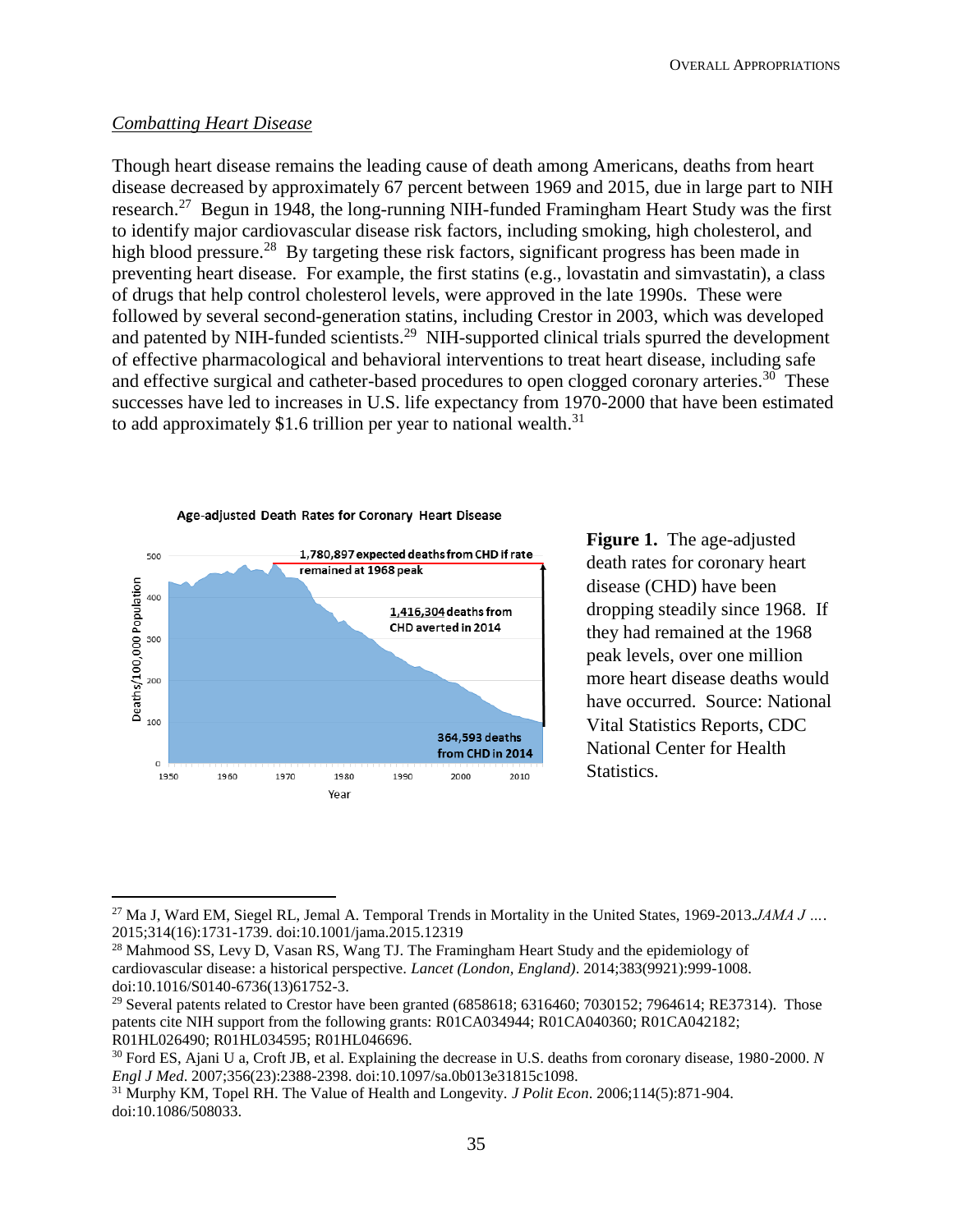## *Combatting Heart Disease*

Though heart disease remains the leading cause of death among Americans, deaths from heart disease decreased by approximately 67 percent between 1969 and 2015, due in large part to NIH research.[27] Begun in 1948, the long-running NIH-funded Framingham Heart Study was the first to identify major cardiovascular disease risk factors, including smoking, high cholesterol, and high blood pressure.[28] By targeting these risk factors, significant progress has been made in preventing heart disease. For example, the first statins (e.g., lovastatin and simvastatin), a class of drugs that help control cholesterol levels, were approved in the late 1990s. These were followed by several second-generation statins, including Crestor in 2003, which was developed and patented by NIH-funded scientists.[29] NIH-supported clinical trials spurred the development of effective pharmacological and behavioral interventions to treat heart disease, including safe and effective surgical and catheter-based procedures to open clogged coronary arteries.[30] These successes have led to increases in U.S. life expectancy from 1970-2000 that have been estimated to add approximately $1.6 trillion per year to national wealth.[31]

Age-adjusted Death Rates for Coronary Heart Disease

- 1,780,897 expected deaths from CHD if rate remained at 1968 peak
- 1,416,304 deaths from CHD averted in 2014
- 364,593 deaths from CHD in 2014

**Figure 1.** The age-adjusted death rates for coronary heart disease (CHD) have been dropping steadily since 1968. If they had remained at the 1968 peak levels, over one million more heart disease deaths would have occurred. Source: National Vital Statistics Reports, CDC National Center for Health Statistics.

---

[27] Ma J, Ward EM, Siegel RL, Jemal A. Temporal Trends in Mortality in the United States, 1969-2013.*JAMA J ….* 2015;314(16):1731-1739. doi:10.1001/jama.2015.12319

[28] Mahmood SS, Levy D, Vasan RS, Wang TJ. The Framingham Heart Study and the epidemiology of cardiovascular disease: a historical perspective. *Lancet (London, England)*. 2014;383(9921):999-1008. doi:10.1016/S0140-6736(13)61752-3.

[29] Several patents related to Crestor have been granted (6858618; 6316460; 7030152; 7964614; RE37314). Those patents cite NIH support from the following grants: R01CA034944; R01CA040360; R01CA042182; R01HL026490; R01HL034595; R01HL046696.

[30] Ford ES, Ajani U a, Croft JB, et al. Explaining the decrease in U.S. deaths from coronary disease, 1980-2000. *N Engl J Med*. 2007;356(23):2388-2398. doi:10.1097/sa.0b013e31815c1098.

[31] Murphy KM, Topel RH. The Value of Health and Longevity. *J Polit Econ*. 2006;114(5):871-904. doi:10.1086/508033.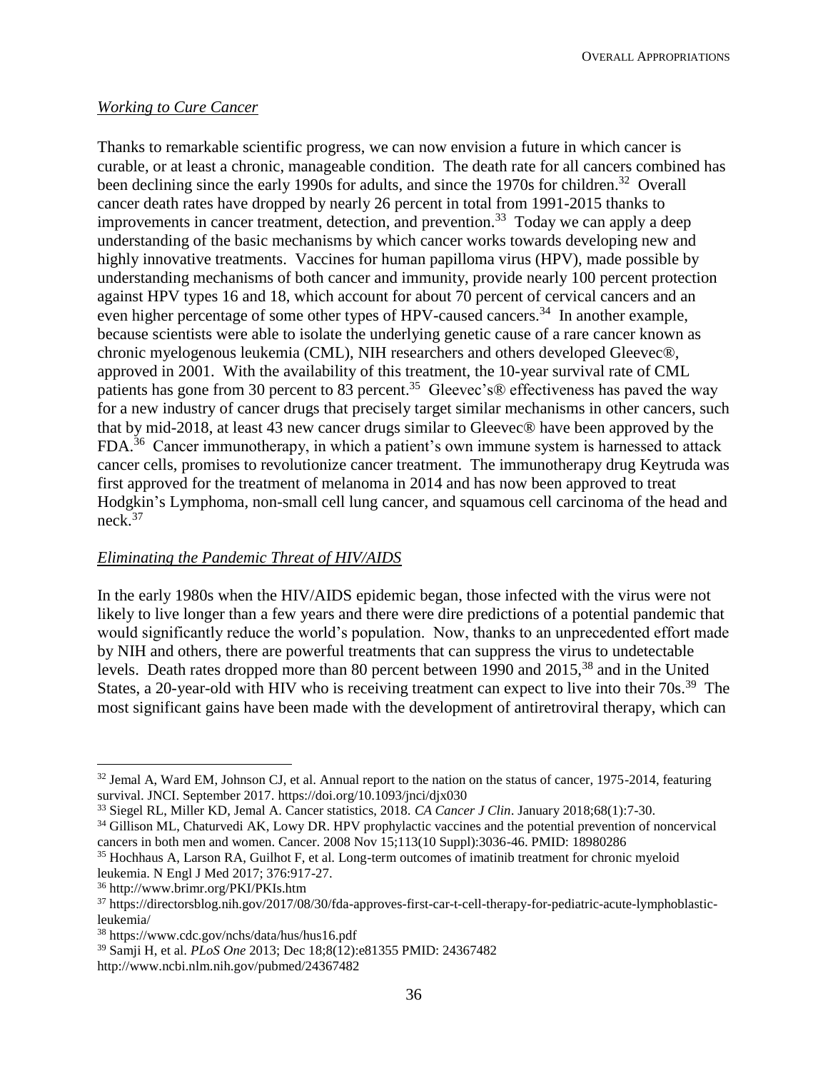*Working to Cure Cancer*

Thanks to remarkable scientific progress, we can now envision a future in which cancer is curable, or at least a chronic, manageable condition. The death rate for all cancers combined has been declining since the early 1990s for adults, and since the 1970s for children.[32] Overall cancer death rates have dropped by nearly 26 percent in total from 1991-2015 thanks to improvements in cancer treatment, detection, and prevention.[33] Today we can apply a deep understanding of the basic mechanisms by which cancer works towards developing new and highly innovative treatments. Vaccines for human papilloma virus (HPV), made possible by understanding mechanisms of both cancer and immunity, provide nearly 100 percent protection against HPV types 16 and 18, which account for about 70 percent of cervical cancers and an even higher percentage of some other types of HPV-caused cancers.[34] In another example, because scientists were able to isolate the underlying genetic cause of a rare cancer known as chronic myelogenous leukemia (CML), NIH researchers and others developed Gleevec®, approved in 2001. With the availability of this treatment, the 10-year survival rate of CML patients has gone from 30 percent to 83 percent.[35] Gleevec's® effectiveness has paved the way for a new industry of cancer drugs that precisely target similar mechanisms in other cancers, such that by mid-2018, at least 43 new cancer drugs similar to Gleevec® have been approved by the FDA.[36] Cancer immunotherapy, in which a patient's own immune system is harnessed to attack cancer cells, promises to revolutionize cancer treatment. The immunotherapy drug Keytruda was first approved for the treatment of melanoma in 2014 and has now been approved to treat Hodgkin's Lymphoma, non-small cell lung cancer, and squamous cell carcinoma of the head and neck.[37]

*Eliminating the Pandemic Threat of HIV/AIDS*

In the early 1980s when the HIV/AIDS epidemic began, those infected with the virus were not likely to live longer than a few years and there were dire predictions of a potential pandemic that would significantly reduce the world's population. Now, thanks to an unprecedented effort made by NIH and others, there are powerful treatments that can suppress the virus to undetectable levels. Death rates dropped more than 80 percent between 1990 and 2015,[38] and in the United States, a 20-year-old with HIV who is receiving treatment can expect to live into their 70s.[39] The most significant gains have been made with the development of antiretroviral therapy, which can

---

[32] Jemal A, Ward EM, Johnson CJ, et al. Annual report to the nation on the status of cancer, 1975-2014, featuring survival. JNCI. September 2017. https://doi.org/10.1093/jnci/djx030

[33] Siegel RL, Miller KD, Jemal A. Cancer statistics, 2018. *CA Cancer J Clin*. January 2018;68(1):7-30.

[34] Gillison ML, Chaturvedi AK, Lowy DR. HPV prophylactic vaccines and the potential prevention of noncervical cancers in both men and women. Cancer. 2008 Nov 15;113(10 Suppl):3036-46. PMID: 18980286

[35] Hochhaus A, Larson RA, Guilhot F, et al. Long-term outcomes of imatinib treatment for chronic myeloid leukemia. N Engl J Med 2017; 376:917-27.

[36] http://www.brimr.org/PKI/PKIs.htm

[37] https://directorsblog.nih.gov/2017/08/30/fda-approves-first-car-t-cell-therapy-for-pediatric-acute-lymphoblastic-leukemia/

[38] https://www.cdc.gov/nchs/data/hus/hus16.pdf

[39] Samji H, et al. *PLoS One* 2013; Dec 18;8(12):e81355 PMID: 24367482 http://www.ncbi.nlm.nih.gov/pubmed/24367482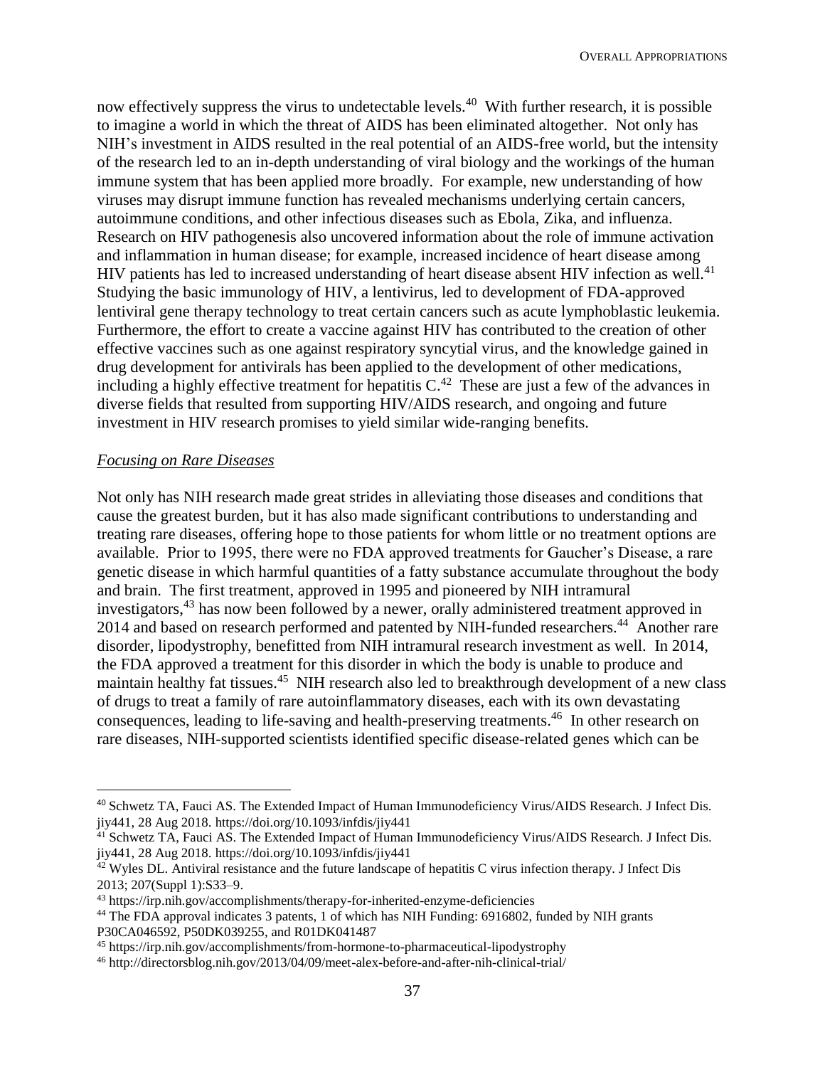now effectively suppress the virus to undetectable levels.[40] With further research, it is possible to imagine a world in which the threat of AIDS has been eliminated altogether. Not only has NIH's investment in AIDS resulted in the real potential of an AIDS-free world, but the intensity of the research led to an in-depth understanding of viral biology and the workings of the human immune system that has been applied more broadly. For example, new understanding of how viruses may disrupt immune function has revealed mechanisms underlying certain cancers, autoimmune conditions, and other infectious diseases such as Ebola, Zika, and influenza. Research on HIV pathogenesis also uncovered information about the role of immune activation and inflammation in human disease; for example, increased incidence of heart disease among HIV patients has led to increased understanding of heart disease absent HIV infection as well.[41] Studying the basic immunology of HIV, a lentivirus, led to development of FDA-approved lentiviral gene therapy technology to treat certain cancers such as acute lymphoblastic leukemia. Furthermore, the effort to create a vaccine against HIV has contributed to the creation of other effective vaccines such as one against respiratory syncytial virus, and the knowledge gained in drug development for antivirals has been applied to the development of other medications, including a highly effective treatment for hepatitis C.[42] These are just a few of the advances in diverse fields that resulted from supporting HIV/AIDS research, and ongoing and future investment in HIV research promises to yield similar wide-ranging benefits.

*Focusing on Rare Diseases*

Not only has NIH research made great strides in alleviating those diseases and conditions that cause the greatest burden, but it has also made significant contributions to understanding and treating rare diseases, offering hope to those patients for whom little or no treatment options are available. Prior to 1995, there were no FDA approved treatments for Gaucher's Disease, a rare genetic disease in which harmful quantities of a fatty substance accumulate throughout the body and brain. The first treatment, approved in 1995 and pioneered by NIH intramural investigators,[43] has now been followed by a newer, orally administered treatment approved in 2014 and based on research performed and patented by NIH-funded researchers.[44] Another rare disorder, lipodystrophy, benefitted from NIH intramural research investment as well. In 2014, the FDA approved a treatment for this disorder in which the body is unable to produce and maintain healthy fat tissues.[45] NIH research also led to breakthrough development of a new class of drugs to treat a family of rare autoinflammatory diseases, each with its own devastating consequences, leading to life-saving and health-preserving treatments.[46] In other research on rare diseases, NIH-supported scientists identified specific disease-related genes which can be

---

[40] Schwetz TA, Fauci AS. The Extended Impact of Human Immunodeficiency Virus/AIDS Research. J Infect Dis. jiy441, 28 Aug 2018. https://doi.org/10.1093/infdis/jiy441

[41] Schwetz TA, Fauci AS. The Extended Impact of Human Immunodeficiency Virus/AIDS Research. J Infect Dis. jiy441, 28 Aug 2018. https://doi.org/10.1093/infdis/jiy441

[42] Wyles DL. Antiviral resistance and the future landscape of hepatitis C virus infection therapy. J Infect Dis 2013; 207(Suppl 1):S33–9.

[43] https://irp.nih.gov/accomplishments/therapy-for-inherited-enzyme-deficiencies

[44] The FDA approval indicates 3 patents, 1 of which has NIH Funding: 6916802, funded by NIH grants P30CA046592, P50DK039255, and R01DK041487

[45] https://irp.nih.gov/accomplishments/from-hormone-to-pharmaceutical-lipodystrophy

[46] http://directorsblog.nih.gov/2013/04/09/meet-alex-before-and-after-nih-clinical-trial/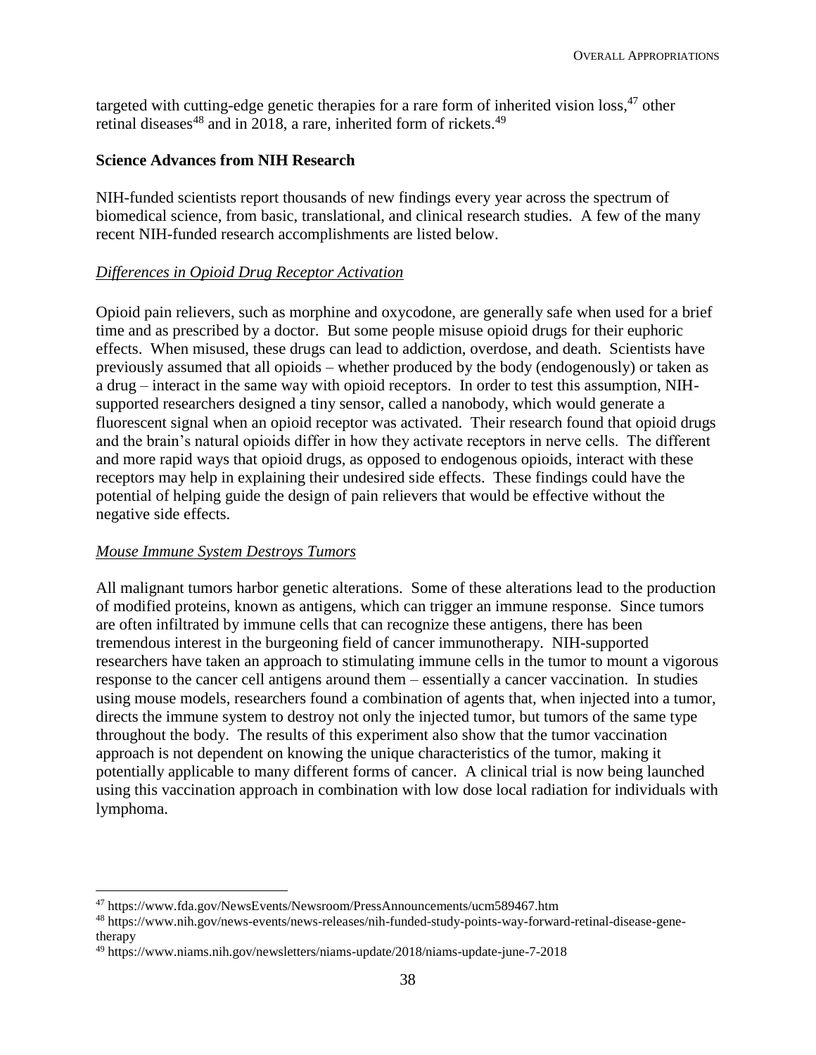targeted with cutting-edge genetic therapies for a rare form of inherited vision loss,[47] other retinal diseases[48] and in 2018, a rare, inherited form of rickets.[49]

**Science Advances from NIH Research**

NIH-funded scientists report thousands of new findings every year across the spectrum of biomedical science, from basic, translational, and clinical research studies. A few of the many recent NIH-funded research accomplishments are listed below.

*Differences in Opioid Drug Receptor Activation*

Opioid pain relievers, such as morphine and oxycodone, are generally safe when used for a brief time and as prescribed by a doctor. But some people misuse opioid drugs for their euphoric effects. When misused, these drugs can lead to addiction, overdose, and death. Scientists have previously assumed that all opioids – whether produced by the body (endogenously) or taken as a drug – interact in the same way with opioid receptors. In order to test this assumption, NIH-supported researchers designed a tiny sensor, called a nanobody, which would generate a fluorescent signal when an opioid receptor was activated. Their research found that opioid drugs and the brain's natural opioids differ in how they activate receptors in nerve cells. The different and more rapid ways that opioid drugs, as opposed to endogenous opioids, interact with these receptors may help in explaining their undesired side effects. These findings could have the potential of helping guide the design of pain relievers that would be effective without the negative side effects.

*Mouse Immune System Destroys Tumors*

All malignant tumors harbor genetic alterations. Some of these alterations lead to the production of modified proteins, known as antigens, which can trigger an immune response. Since tumors are often infiltrated by immune cells that can recognize these antigens, there has been tremendous interest in the burgeoning field of cancer immunotherapy. NIH-supported researchers have taken an approach to stimulating immune cells in the tumor to mount a vigorous response to the cancer cell antigens around them – essentially a cancer vaccination. In studies using mouse models, researchers found a combination of agents that, when injected into a tumor, directs the immune system to destroy not only the injected tumor, but tumors of the same type throughout the body. The results of this experiment also show that the tumor vaccination approach is not dependent on knowing the unique characteristics of the tumor, making it potentially applicable to many different forms of cancer. A clinical trial is now being launched using this vaccination approach in combination with low dose local radiation for individuals with lymphoma.

---

[47] https://www.fda.gov/NewsEvents/Newsroom/PressAnnouncements/ucm589467.htm

[48] https://www.nih.gov/news-events/news-releases/nih-funded-study-points-way-forward-retinal-disease-gene-therapy

[49] https://www.niams.nih.gov/newsletters/niams-update/2018/niams-update-june-7-2018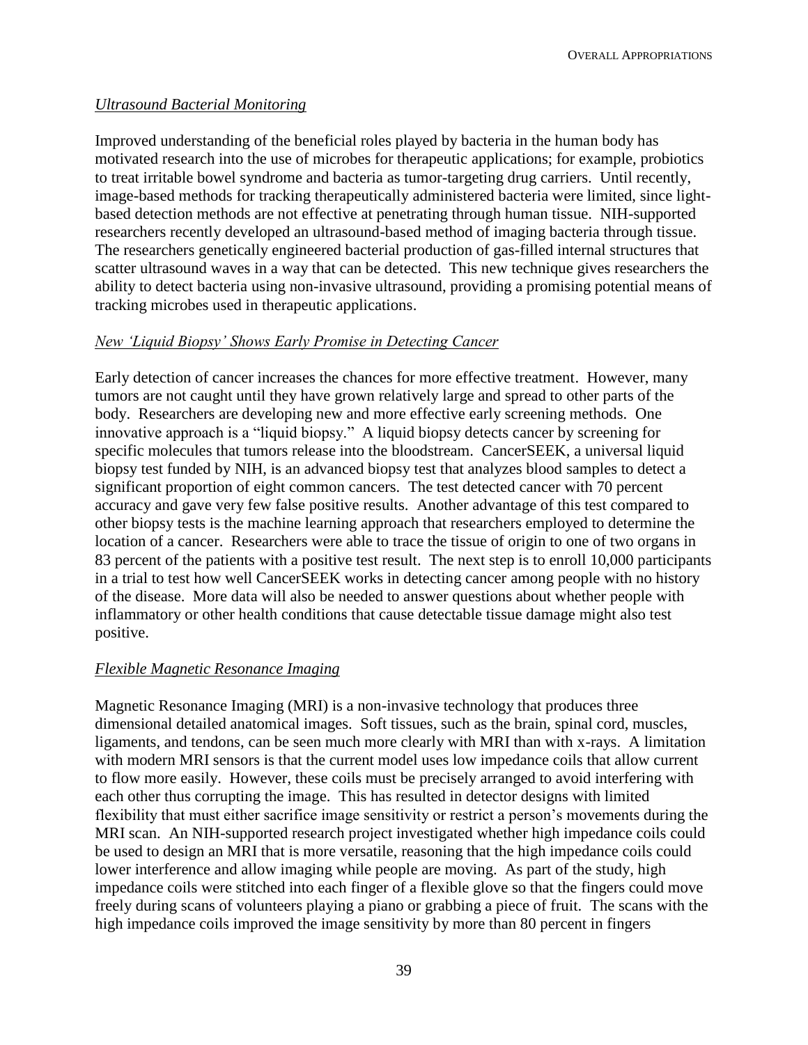### *Ultrasound Bacterial Monitoring*

Improved understanding of the beneficial roles played by bacteria in the human body has motivated research into the use of microbes for therapeutic applications; for example, probiotics to treat irritable bowel syndrome and bacteria as tumor-targeting drug carriers. Until recently, image-based methods for tracking therapeutically administered bacteria were limited, since light-based detection methods are not effective at penetrating through human tissue. NIH-supported researchers recently developed an ultrasound-based method of imaging bacteria through tissue. The researchers genetically engineered bacterial production of gas-filled internal structures that scatter ultrasound waves in a way that can be detected. This new technique gives researchers the ability to detect bacteria using non-invasive ultrasound, providing a promising potential means of tracking microbes used in therapeutic applications.

### *New 'Liquid Biopsy' Shows Early Promise in Detecting Cancer*

Early detection of cancer increases the chances for more effective treatment. However, many tumors are not caught until they have grown relatively large and spread to other parts of the body. Researchers are developing new and more effective early screening methods. One innovative approach is a "liquid biopsy." A liquid biopsy detects cancer by screening for specific molecules that tumors release into the bloodstream. CancerSEEK, a universal liquid biopsy test funded by NIH, is an advanced biopsy test that analyzes blood samples to detect a significant proportion of eight common cancers. The test detected cancer with 70 percent accuracy and gave very few false positive results. Another advantage of this test compared to other biopsy tests is the machine learning approach that researchers employed to determine the location of a cancer. Researchers were able to trace the tissue of origin to one of two organs in 83 percent of the patients with a positive test result. The next step is to enroll 10,000 participants in a trial to test how well CancerSEEK works in detecting cancer among people with no history of the disease. More data will also be needed to answer questions about whether people with inflammatory or other health conditions that cause detectable tissue damage might also test positive.

### *Flexible Magnetic Resonance Imaging*

Magnetic Resonance Imaging (MRI) is a non-invasive technology that produces three dimensional detailed anatomical images. Soft tissues, such as the brain, spinal cord, muscles, ligaments, and tendons, can be seen much more clearly with MRI than with x-rays. A limitation with modern MRI sensors is that the current model uses low impedance coils that allow current to flow more easily. However, these coils must be precisely arranged to avoid interfering with each other thus corrupting the image. This has resulted in detector designs with limited flexibility that must either sacrifice image sensitivity or restrict a person's movements during the MRI scan. An NIH-supported research project investigated whether high impedance coils could be used to design an MRI that is more versatile, reasoning that the high impedance coils could lower interference and allow imaging while people are moving. As part of the study, high impedance coils were stitched into each finger of a flexible glove so that the fingers could move freely during scans of volunteers playing a piano or grabbing a piece of fruit. The scans with the high impedance coils improved the image sensitivity by more than 80 percent in fingers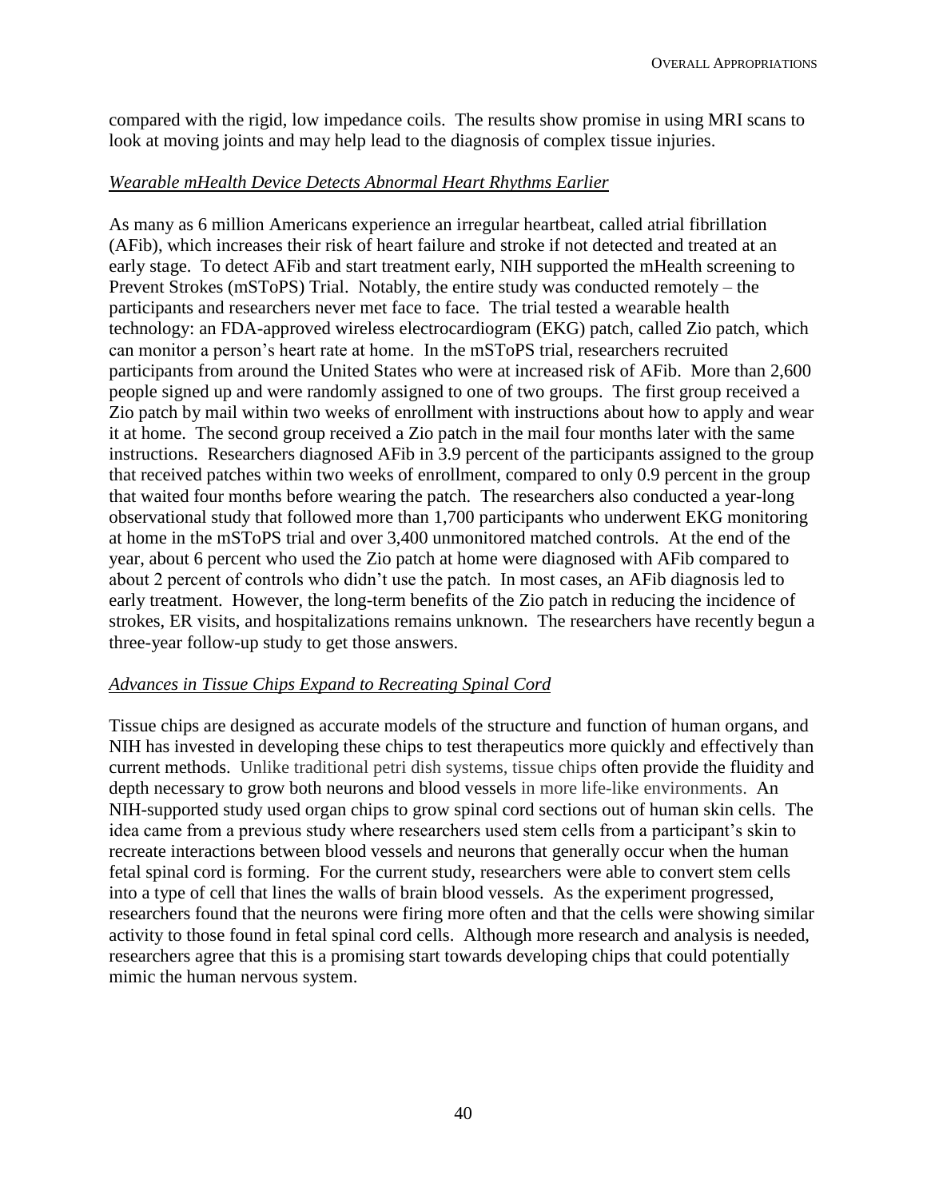compared with the rigid, low impedance coils. The results show promise in using MRI scans to look at moving joints and may help lead to the diagnosis of complex tissue injuries.

*Wearable mHealth Device Detects Abnormal Heart Rhythms Earlier*

As many as 6 million Americans experience an irregular heartbeat, called atrial fibrillation (AFib), which increases their risk of heart failure and stroke if not detected and treated at an early stage. To detect AFib and start treatment early, NIH supported the mHealth screening to Prevent Strokes (mSToPS) Trial. Notably, the entire study was conducted remotely – the participants and researchers never met face to face. The trial tested a wearable health technology: an FDA-approved wireless electrocardiogram (EKG) patch, called Zio patch, which can monitor a person's heart rate at home. In the mSToPS trial, researchers recruited participants from around the United States who were at increased risk of AFib. More than 2,600 people signed up and were randomly assigned to one of two groups. The first group received a Zio patch by mail within two weeks of enrollment with instructions about how to apply and wear it at home. The second group received a Zio patch in the mail four months later with the same instructions. Researchers diagnosed AFib in 3.9 percent of the participants assigned to the group that received patches within two weeks of enrollment, compared to only 0.9 percent in the group that waited four months before wearing the patch. The researchers also conducted a year-long observational study that followed more than 1,700 participants who underwent EKG monitoring at home in the mSToPS trial and over 3,400 unmonitored matched controls. At the end of the year, about 6 percent who used the Zio patch at home were diagnosed with AFib compared to about 2 percent of controls who didn't use the patch. In most cases, an AFib diagnosis led to early treatment. However, the long-term benefits of the Zio patch in reducing the incidence of strokes, ER visits, and hospitalizations remains unknown. The researchers have recently begun a three-year follow-up study to get those answers.

*Advances in Tissue Chips Expand to Recreating Spinal Cord*

Tissue chips are designed as accurate models of the structure and function of human organs, and NIH has invested in developing these chips to test therapeutics more quickly and effectively than current methods. Unlike traditional petri dish systems, tissue chips often provide the fluidity and depth necessary to grow both neurons and blood vessels in more life-like environments. An NIH-supported study used organ chips to grow spinal cord sections out of human skin cells. The idea came from a previous study where researchers used stem cells from a participant's skin to recreate interactions between blood vessels and neurons that generally occur when the human fetal spinal cord is forming. For the current study, researchers were able to convert stem cells into a type of cell that lines the walls of brain blood vessels. As the experiment progressed, researchers found that the neurons were firing more often and that the cells were showing similar activity to those found in fetal spinal cord cells. Although more research and analysis is needed, researchers agree that this is a promising start towards developing chips that could potentially mimic the human nervous system.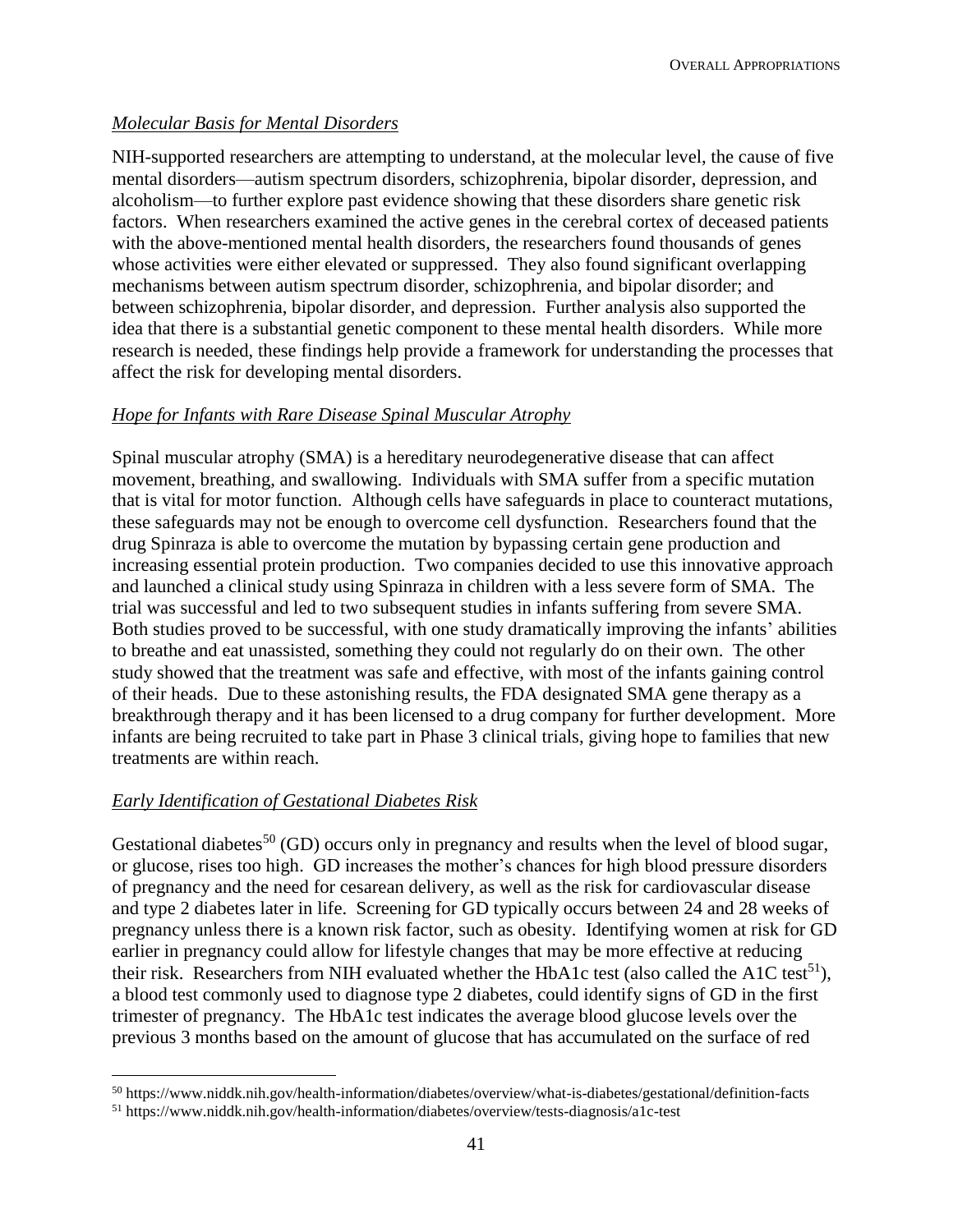*Molecular Basis for Mental Disorders*

NIH-supported researchers are attempting to understand, at the molecular level, the cause of five mental disorders—autism spectrum disorders, schizophrenia, bipolar disorder, depression, and alcoholism—to further explore past evidence showing that these disorders share genetic risk factors. When researchers examined the active genes in the cerebral cortex of deceased patients with the above-mentioned mental health disorders, the researchers found thousands of genes whose activities were either elevated or suppressed. They also found significant overlapping mechanisms between autism spectrum disorder, schizophrenia, and bipolar disorder; and between schizophrenia, bipolar disorder, and depression. Further analysis also supported the idea that there is a substantial genetic component to these mental health disorders. While more research is needed, these findings help provide a framework for understanding the processes that affect the risk for developing mental disorders.

*Hope for Infants with Rare Disease Spinal Muscular Atrophy*

Spinal muscular atrophy (SMA) is a hereditary neurodegenerative disease that can affect movement, breathing, and swallowing. Individuals with SMA suffer from a specific mutation that is vital for motor function. Although cells have safeguards in place to counteract mutations, these safeguards may not be enough to overcome cell dysfunction. Researchers found that the drug Spinraza is able to overcome the mutation by bypassing certain gene production and increasing essential protein production. Two companies decided to use this innovative approach and launched a clinical study using Spinraza in children with a less severe form of SMA. The trial was successful and led to two subsequent studies in infants suffering from severe SMA. Both studies proved to be successful, with one study dramatically improving the infants' abilities to breathe and eat unassisted, something they could not regularly do on their own. The other study showed that the treatment was safe and effective, with most of the infants gaining control of their heads. Due to these astonishing results, the FDA designated SMA gene therapy as a breakthrough therapy and it has been licensed to a drug company for further development. More infants are being recruited to take part in Phase 3 clinical trials, giving hope to families that new treatments are within reach.

*Early Identification of Gestational Diabetes Risk*

Gestational diabetes[50] (GD) occurs only in pregnancy and results when the level of blood sugar, or glucose, rises too high. GD increases the mother's chances for high blood pressure disorders of pregnancy and the need for cesarean delivery, as well as the risk for cardiovascular disease and type 2 diabetes later in life. Screening for GD typically occurs between 24 and 28 weeks of pregnancy unless there is a known risk factor, such as obesity. Identifying women at risk for GD earlier in pregnancy could allow for lifestyle changes that may be more effective at reducing their risk. Researchers from NIH evaluated whether the HbA1c test (also called the A1C test[51]), a blood test commonly used to diagnose type 2 diabetes, could identify signs of GD in the first trimester of pregnancy. The HbA1c test indicates the average blood glucose levels over the previous 3 months based on the amount of glucose that has accumulated on the surface of red

[50] https://www.niddk.nih.gov/health-information/diabetes/overview/what-is-diabetes/gestational/definition-facts

[51] https://www.niddk.nih.gov/health-information/diabetes/overview/tests-diagnosis/a1c-test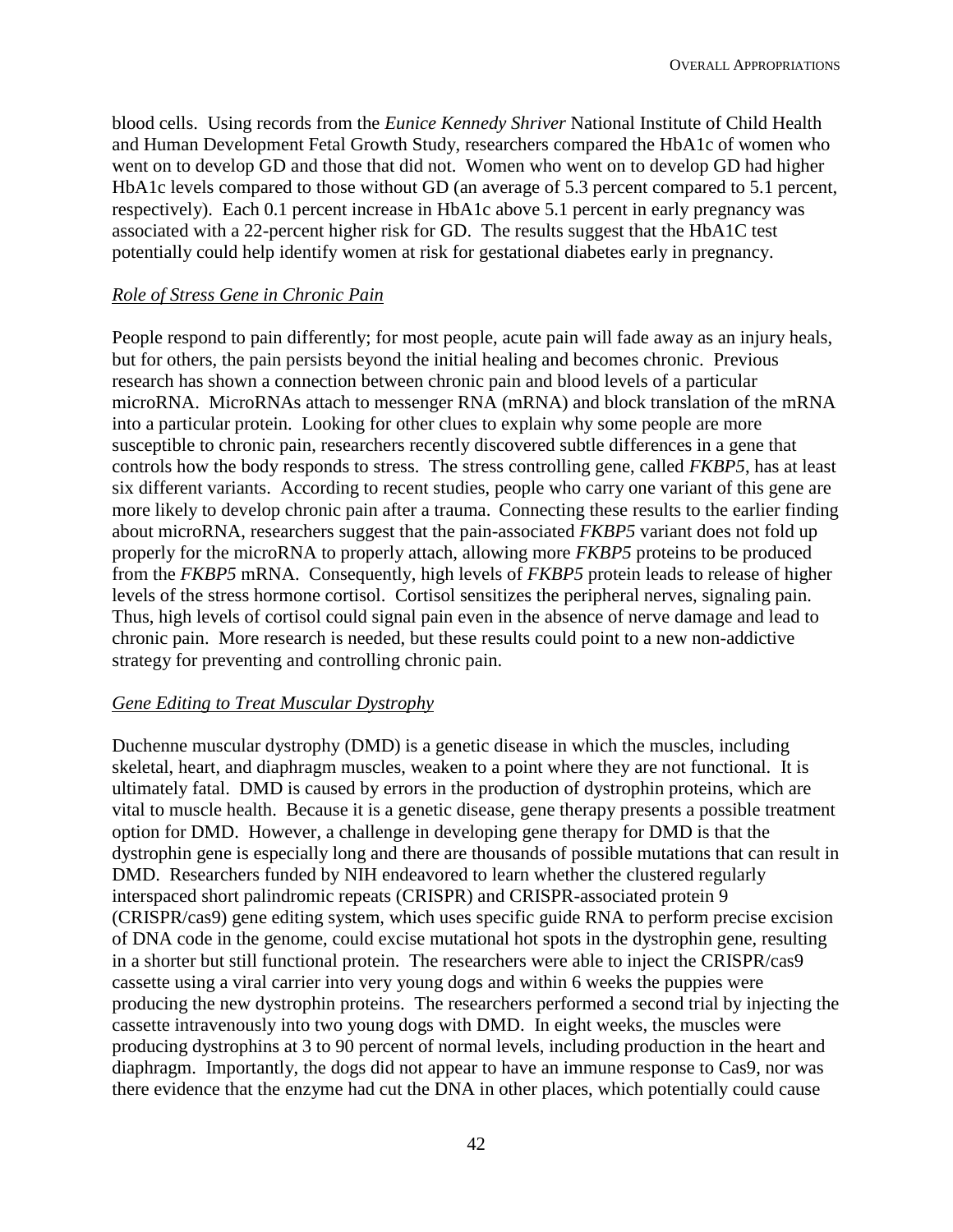blood cells. Using records from the *Eunice Kennedy Shriver* National Institute of Child Health and Human Development Fetal Growth Study, researchers compared the HbA1c of women who went on to develop GD and those that did not. Women who went on to develop GD had higher HbA1c levels compared to those without GD (an average of 5.3 percent compared to 5.1 percent, respectively). Each 0.1 percent increase in HbA1c above 5.1 percent in early pregnancy was associated with a 22-percent higher risk for GD. The results suggest that the HbA1C test potentially could help identify women at risk for gestational diabetes early in pregnancy.

*Role of Stress Gene in Chronic Pain*

People respond to pain differently; for most people, acute pain will fade away as an injury heals, but for others, the pain persists beyond the initial healing and becomes chronic. Previous research has shown a connection between chronic pain and blood levels of a particular microRNA. MicroRNAs attach to messenger RNA (mRNA) and block translation of the mRNA into a particular protein. Looking for other clues to explain why some people are more susceptible to chronic pain, researchers recently discovered subtle differences in a gene that controls how the body responds to stress. The stress controlling gene, called *FKBP5*, has at least six different variants. According to recent studies, people who carry one variant of this gene are more likely to develop chronic pain after a trauma. Connecting these results to the earlier finding about microRNA, researchers suggest that the pain-associated *FKBP5* variant does not fold up properly for the microRNA to properly attach, allowing more *FKBP5* proteins to be produced from the *FKBP5* mRNA. Consequently, high levels of *FKBP5* protein leads to release of higher levels of the stress hormone cortisol. Cortisol sensitizes the peripheral nerves, signaling pain. Thus, high levels of cortisol could signal pain even in the absence of nerve damage and lead to chronic pain. More research is needed, but these results could point to a new non-addictive strategy for preventing and controlling chronic pain.

*Gene Editing to Treat Muscular Dystrophy*

Duchenne muscular dystrophy (DMD) is a genetic disease in which the muscles, including skeletal, heart, and diaphragm muscles, weaken to a point where they are not functional. It is ultimately fatal. DMD is caused by errors in the production of dystrophin proteins, which are vital to muscle health. Because it is a genetic disease, gene therapy presents a possible treatment option for DMD. However, a challenge in developing gene therapy for DMD is that the dystrophin gene is especially long and there are thousands of possible mutations that can result in DMD. Researchers funded by NIH endeavored to learn whether the clustered regularly interspaced short palindromic repeats (CRISPR) and CRISPR-associated protein 9 (CRISPR/cas9) gene editing system, which uses specific guide RNA to perform precise excision of DNA code in the genome, could excise mutational hot spots in the dystrophin gene, resulting in a shorter but still functional protein. The researchers were able to inject the CRISPR/cas9 cassette using a viral carrier into very young dogs and within 6 weeks the puppies were producing the new dystrophin proteins. The researchers performed a second trial by injecting the cassette intravenously into two young dogs with DMD. In eight weeks, the muscles were producing dystrophins at 3 to 90 percent of normal levels, including production in the heart and diaphragm. Importantly, the dogs did not appear to have an immune response to Cas9, nor was there evidence that the enzyme had cut the DNA in other places, which potentially could cause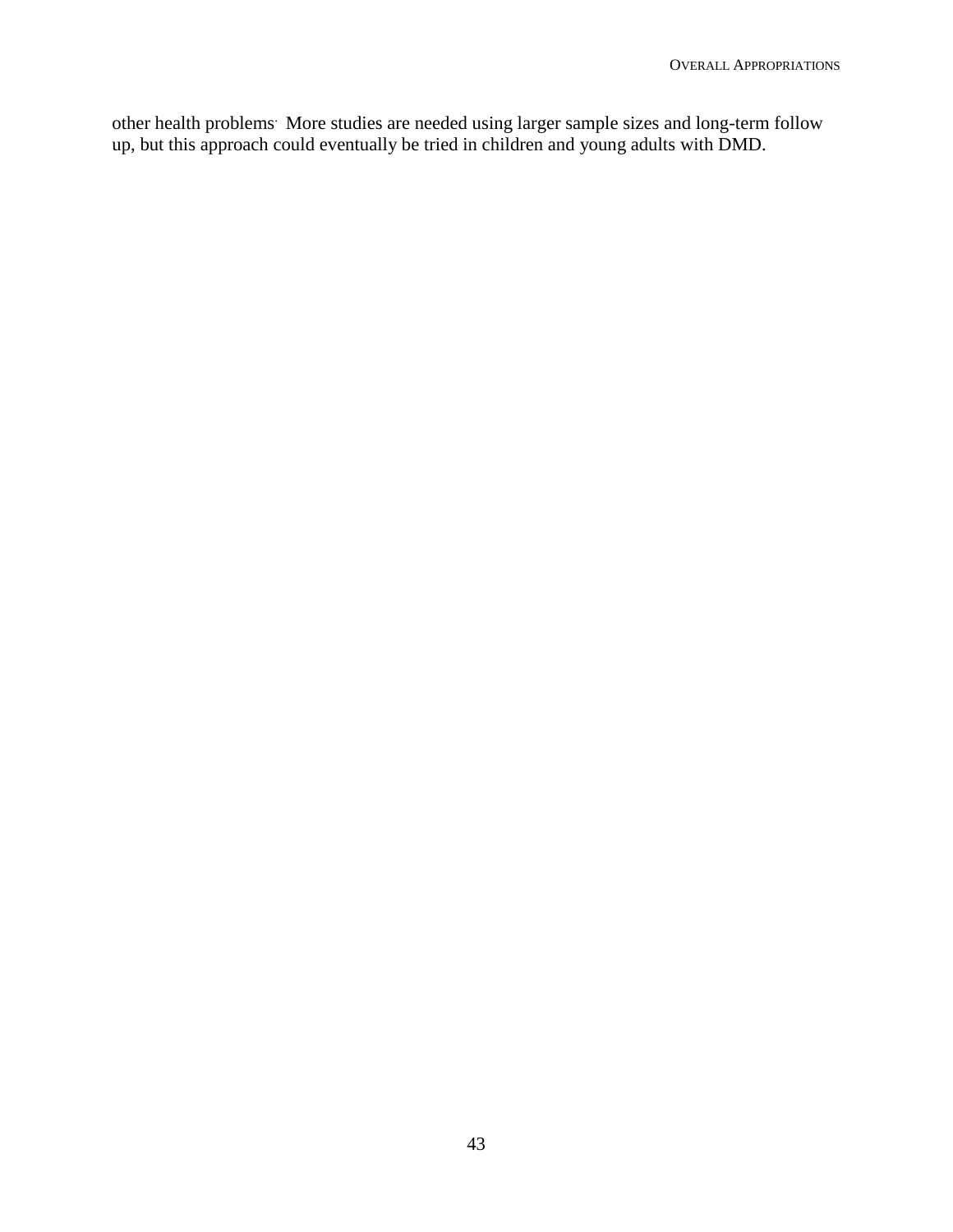other health problems. More studies are needed using larger sample sizes and long-term follow up, but this approach could eventually be tried in children and young adults with DMD.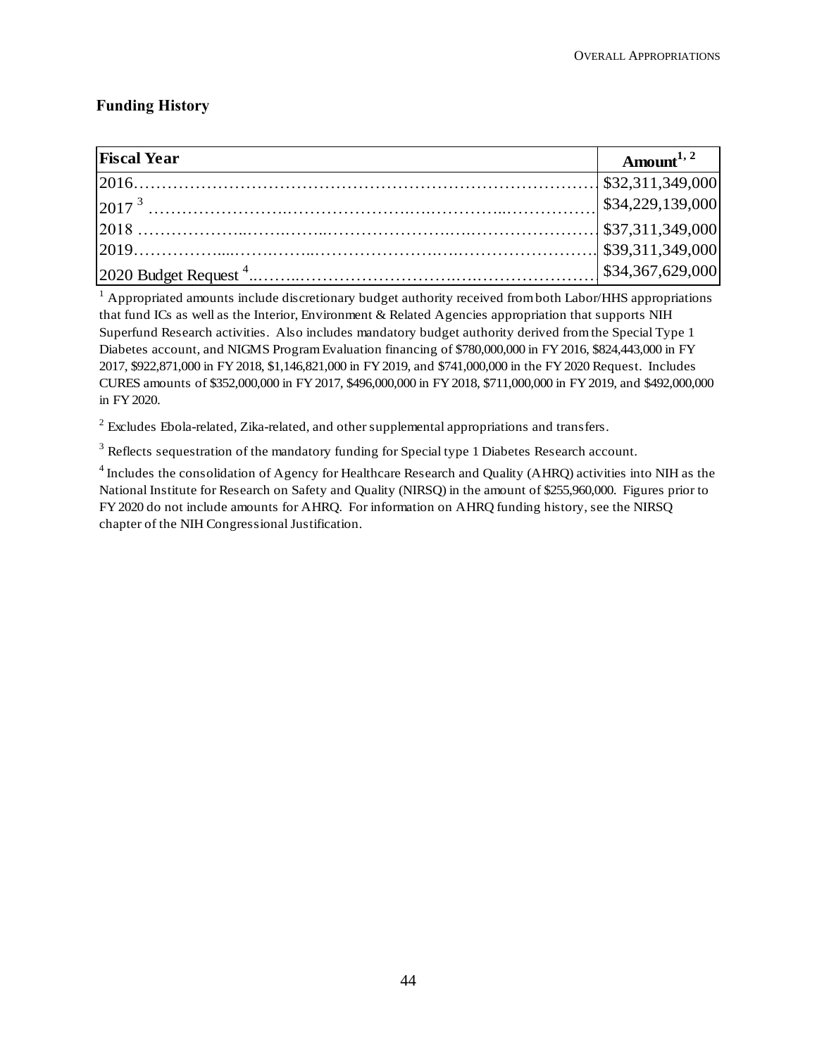## Funding History

| Fiscal Year | Amount[1, 2] |
|---|---|
| 2016 | $32,311,349,000 |
| 2017 [3] | $34,229,139,000 |
| 2018 | $37,311,349,000 |
| 2019 | $39,311,349,000 |
| 2020 Budget Request [4] | $34,367,629,000 |

[1] Appropriated amounts include discretionary budget authority received from both Labor/HHS appropriations that fund ICs as well as the Interior, Environment & Related Agencies appropriation that supports NIH Superfund Research activities. Also includes mandatory budget authority derived from the Special Type 1 Diabetes account, and NIGMS Program Evaluation financing of $780,000,000 in FY 2016, $824,443,000 in FY 2017, $922,871,000 in FY 2018, $1,146,821,000 in FY 2019, and $741,000,000 in the FY 2020 Request. Includes CURES amounts of $352,000,000 in FY 2017, $496,000,000 in FY 2018, $711,000,000 in FY 2019, and $492,000,000 in FY 2020.

[2] Excludes Ebola-related, Zika-related, and other supplemental appropriations and transfers.

[3] Reflects sequestration of the mandatory funding for Special type 1 Diabetes Research account.

[4] Includes the consolidation of Agency for Healthcare Research and Quality (AHRQ) activities into NIH as the National Institute for Research on Safety and Quality (NIRSQ) in the amount of $255,960,000. Figures prior to FY 2020 do not include amounts for AHRQ. For information on AHRQ funding history, see the NIRSQ chapter of the NIH Congressional Justification.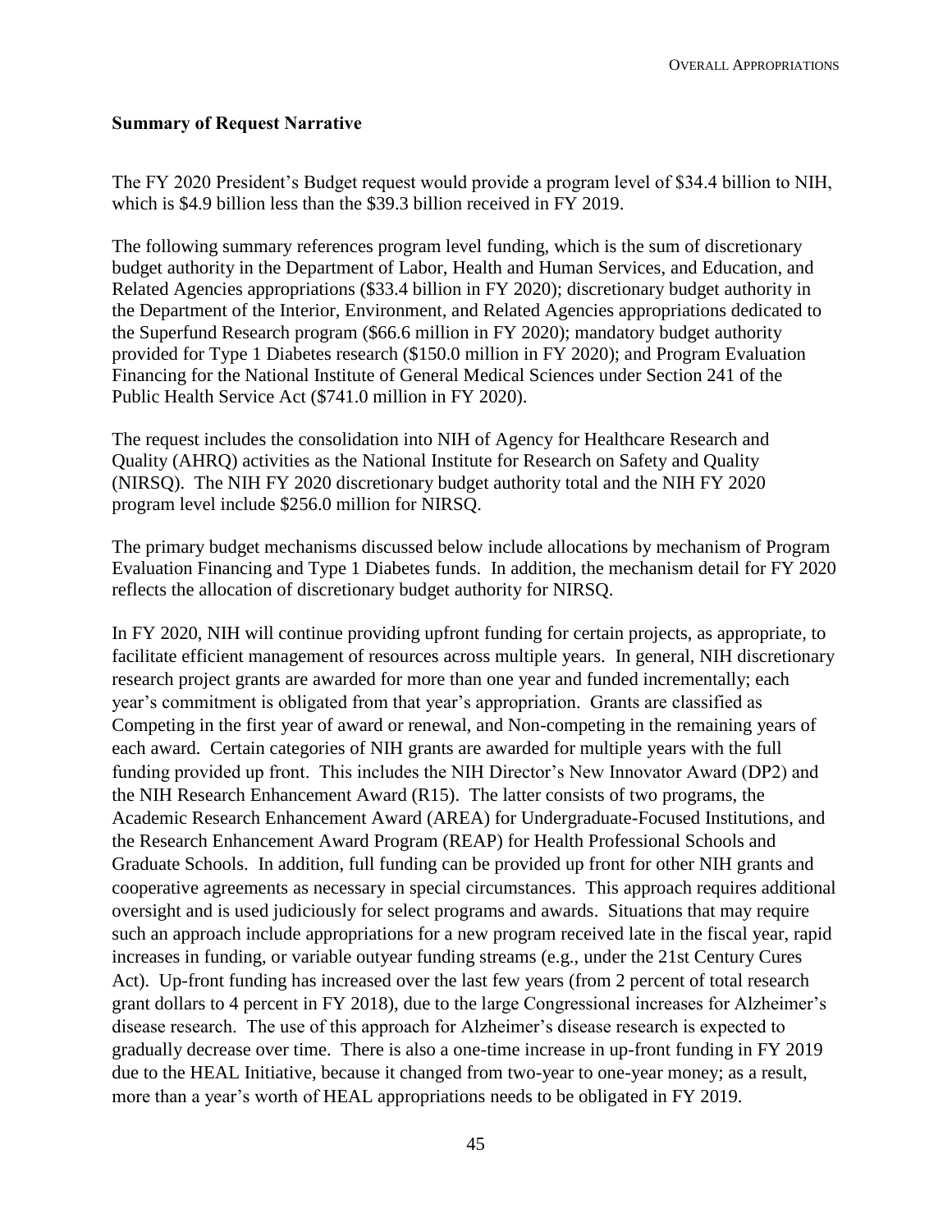### Summary of Request Narrative

The FY 2020 President's Budget request would provide a program level of $34.4 billion to NIH, which is $4.9 billion less than the $39.3 billion received in FY 2019.

The following summary references program level funding, which is the sum of discretionary budget authority in the Department of Labor, Health and Human Services, and Education, and Related Agencies appropriations ($33.4 billion in FY 2020); discretionary budget authority in the Department of the Interior, Environment, and Related Agencies appropriations dedicated to the Superfund Research program ($66.6 million in FY 2020); mandatory budget authority provided for Type 1 Diabetes research ($150.0 million in FY 2020); and Program Evaluation Financing for the National Institute of General Medical Sciences under Section 241 of the Public Health Service Act ($741.0 million in FY 2020).

The request includes the consolidation into NIH of Agency for Healthcare Research and Quality (AHRQ) activities as the National Institute for Research on Safety and Quality (NIRSQ). The NIH FY 2020 discretionary budget authority total and the NIH FY 2020 program level include $256.0 million for NIRSQ.

The primary budget mechanisms discussed below include allocations by mechanism of Program Evaluation Financing and Type 1 Diabetes funds. In addition, the mechanism detail for FY 2020 reflects the allocation of discretionary budget authority for NIRSQ.

In FY 2020, NIH will continue providing upfront funding for certain projects, as appropriate, to facilitate efficient management of resources across multiple years. In general, NIH discretionary research project grants are awarded for more than one year and funded incrementally; each year's commitment is obligated from that year's appropriation. Grants are classified as Competing in the first year of award or renewal, and Non-competing in the remaining years of each award. Certain categories of NIH grants are awarded for multiple years with the full funding provided up front. This includes the NIH Director's New Innovator Award (DP2) and the NIH Research Enhancement Award (R15). The latter consists of two programs, the Academic Research Enhancement Award (AREA) for Undergraduate-Focused Institutions, and the Research Enhancement Award Program (REAP) for Health Professional Schools and Graduate Schools. In addition, full funding can be provided up front for other NIH grants and cooperative agreements as necessary in special circumstances. This approach requires additional oversight and is used judiciously for select programs and awards. Situations that may require such an approach include appropriations for a new program received late in the fiscal year, rapid increases in funding, or variable outyear funding streams (e.g., under the 21st Century Cures Act). Up-front funding has increased over the last few years (from 2 percent of total research grant dollars to 4 percent in FY 2018), due to the large Congressional increases for Alzheimer's disease research. The use of this approach for Alzheimer's disease research is expected to gradually decrease over time. There is also a one-time increase in up-front funding in FY 2019 due to the HEAL Initiative, because it changed from two-year to one-year money; as a result, more than a year's worth of HEAL appropriations needs to be obligated in FY 2019.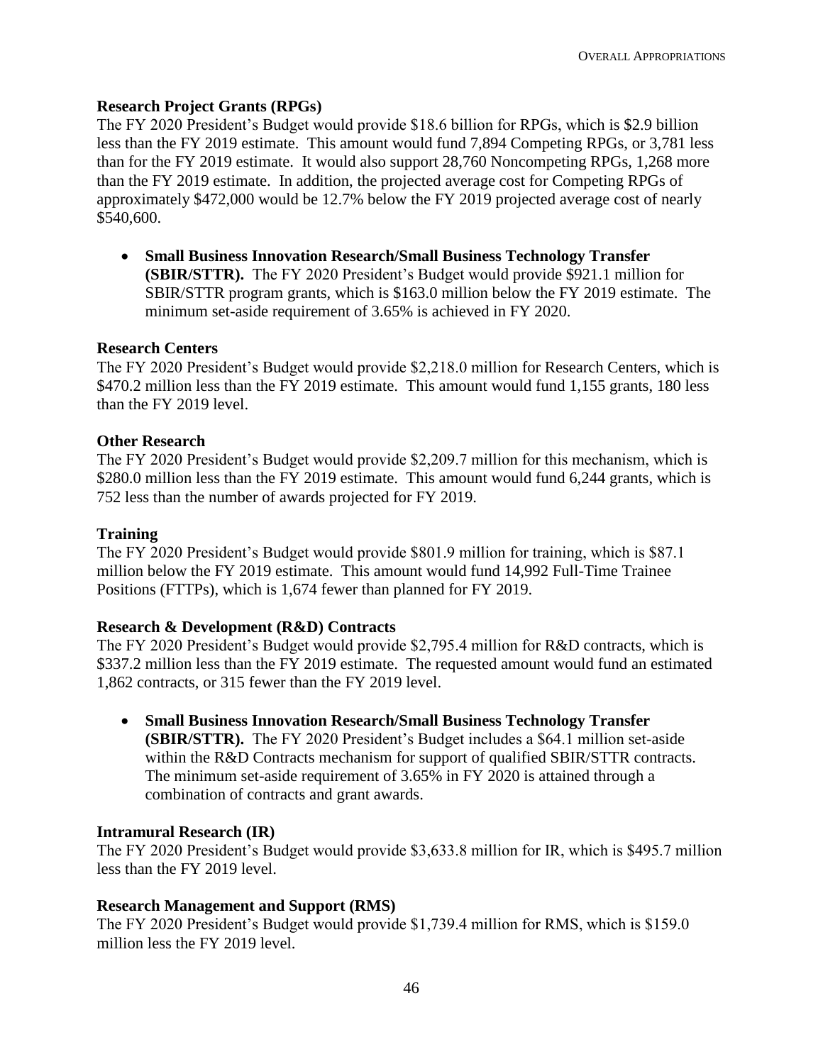**Research Project Grants (RPGs)**

The FY 2020 President's Budget would provide \$18.6 billion for RPGs, which is \$2.9 billion less than the FY 2019 estimate. This amount would fund 7,894 Competing RPGs, or 3,781 less than for the FY 2019 estimate. It would also support 28,760 Noncompeting RPGs, 1,268 more than the FY 2019 estimate. In addition, the projected average cost for Competing RPGs of approximately \$472,000 would be 12.7% below the FY 2019 projected average cost of nearly \$540,600.

- **Small Business Innovation Research/Small Business Technology Transfer (SBIR/STTR).** The FY 2020 President's Budget would provide \$921.1 million for SBIR/STTR program grants, which is \$163.0 million below the FY 2019 estimate. The minimum set-aside requirement of 3.65% is achieved in FY 2020.

**Research Centers**

The FY 2020 President's Budget would provide \$2,218.0 million for Research Centers, which is \$470.2 million less than the FY 2019 estimate. This amount would fund 1,155 grants, 180 less than the FY 2019 level.

**Other Research**

The FY 2020 President's Budget would provide \$2,209.7 million for this mechanism, which is \$280.0 million less than the FY 2019 estimate. This amount would fund 6,244 grants, which is 752 less than the number of awards projected for FY 2019.

**Training**

The FY 2020 President's Budget would provide \$801.9 million for training, which is \$87.1 million below the FY 2019 estimate. This amount would fund 14,992 Full-Time Trainee Positions (FTTPs), which is 1,674 fewer than planned for FY 2019.

**Research & Development (R&D) Contracts**

The FY 2020 President's Budget would provide \$2,795.4 million for R&D contracts, which is \$337.2 million less than the FY 2019 estimate. The requested amount would fund an estimated 1,862 contracts, or 315 fewer than the FY 2019 level.

- **Small Business Innovation Research/Small Business Technology Transfer (SBIR/STTR).** The FY 2020 President's Budget includes a \$64.1 million set-aside within the R&D Contracts mechanism for support of qualified SBIR/STTR contracts. The minimum set-aside requirement of 3.65% in FY 2020 is attained through a combination of contracts and grant awards.

**Intramural Research (IR)**

The FY 2020 President's Budget would provide \$3,633.8 million for IR, which is \$495.7 million less than the FY 2019 level.

**Research Management and Support (RMS)**

The FY 2020 President's Budget would provide \$1,739.4 million for RMS, which is \$159.0 million less the FY 2019 level.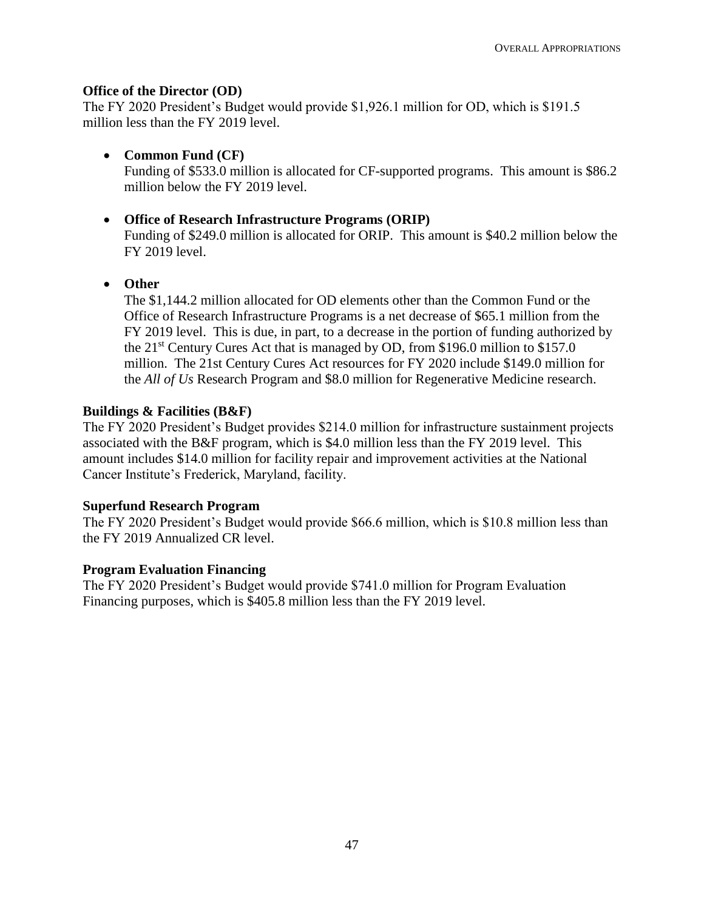**Office of the Director (OD)**

The FY 2020 President's Budget would provide $1,926.1 million for OD, which is $191.5 million less than the FY 2019 level.

- **Common Fund (CF)**
  Funding of $533.0 million is allocated for CF-supported programs. This amount is $86.2 million below the FY 2019 level.

- **Office of Research Infrastructure Programs (ORIP)**
  Funding of $249.0 million is allocated for ORIP. This amount is $40.2 million below the FY 2019 level.

- **Other**
  The $1,144.2 million allocated for OD elements other than the Common Fund or the Office of Research Infrastructure Programs is a net decrease of $65.1 million from the FY 2019 level. This is due, in part, to a decrease in the portion of funding authorized by the 21st Century Cures Act that is managed by OD, from $196.0 million to $157.0 million. The 21st Century Cures Act resources for FY 2020 include $149.0 million for the *All of Us* Research Program and $8.0 million for Regenerative Medicine research.

**Buildings & Facilities (B&F)**

The FY 2020 President's Budget provides $214.0 million for infrastructure sustainment projects associated with the B&F program, which is $4.0 million less than the FY 2019 level. This amount includes $14.0 million for facility repair and improvement activities at the National Cancer Institute's Frederick, Maryland, facility.

**Superfund Research Program**

The FY 2020 President's Budget would provide $66.6 million, which is $10.8 million less than the FY 2019 Annualized CR level.

**Program Evaluation Financing**

The FY 2020 President's Budget would provide $741.0 million for Program Evaluation Financing purposes, which is $405.8 million less than the FY 2019 level.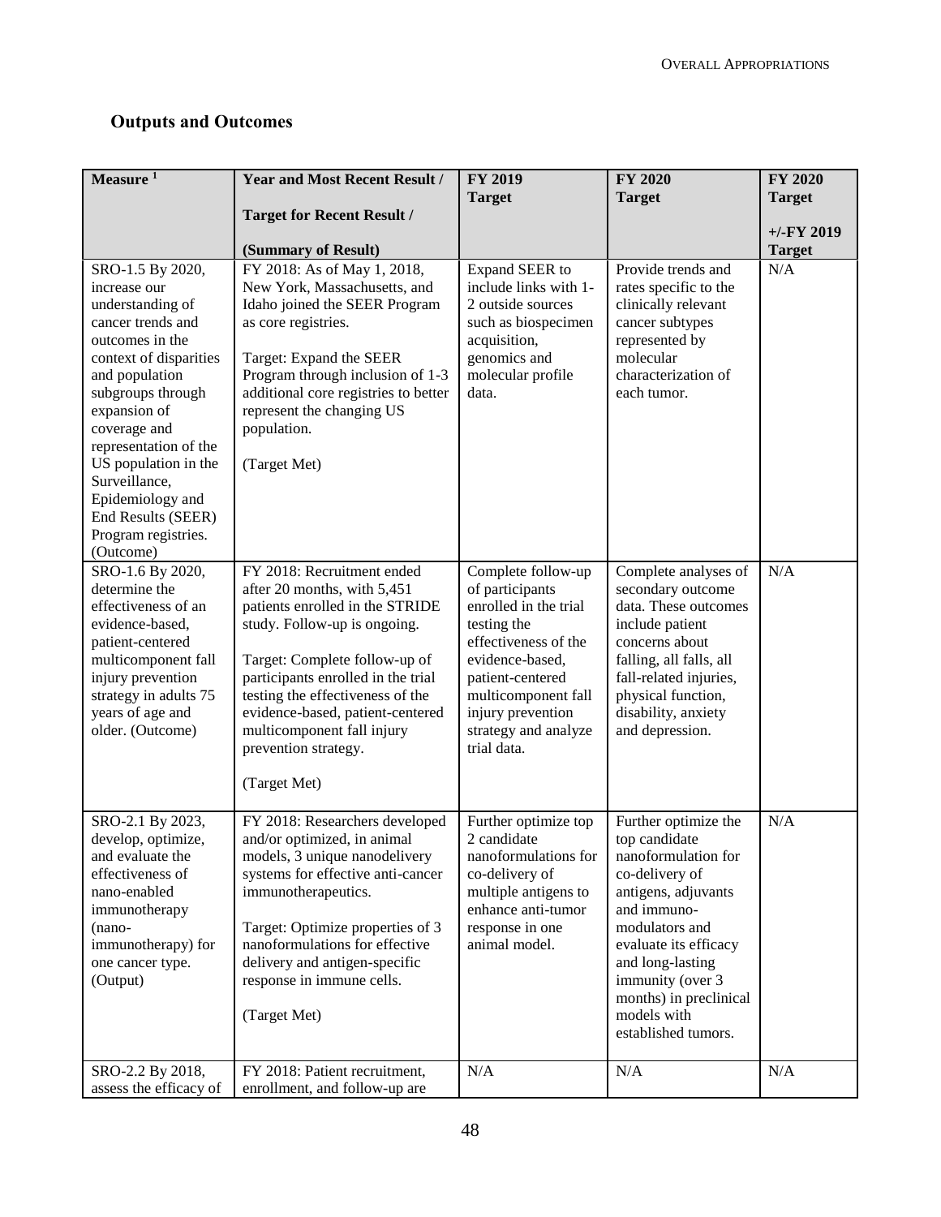## Outputs and Outcomes

| Measure [1] | Year and Most Recent Result / Target for Recent Result / (Summary of Result) | FY 2019 Target | FY 2020 Target | FY 2020 Target +/-FY 2019 Target |
|---|---|---|---|---|
| SRO-1.5 By 2020, increase our understanding of cancer trends and outcomes in the context of disparities and population subgroups through expansion of coverage and representation of the US population in the Surveillance, Epidemiology and End Results (SEER) Program registries. (Outcome) | FY 2018: As of May 1, 2018, New York, Massachusetts, and Idaho joined the SEER Program as core registries. Target: Expand the SEER Program through inclusion of 1-3 additional core registries to better represent the changing US population. (Target Met) | Expand SEER to include links with 1-2 outside sources such as biospecimen acquisition, genomics and molecular profile data. | Provide trends and rates specific to the clinically relevant cancer subtypes represented by molecular characterization of each tumor. | N/A |
| SRO-1.6 By 2020, determine the effectiveness of an evidence-based, patient-centered multicomponent fall injury prevention strategy in adults 75 years of age and older. (Outcome) | FY 2018: Recruitment ended after 20 months, with 5,451 patients enrolled in the STRIDE study. Follow-up is ongoing. Target: Complete follow-up of participants enrolled in the trial testing the effectiveness of the evidence-based, patient-centered multicomponent fall injury prevention strategy. (Target Met) | Complete follow-up of participants enrolled in the trial testing the effectiveness of the evidence-based, patient-centered multicomponent fall injury prevention strategy and analyze trial data. | Complete analyses of secondary outcome data. These outcomes include patient concerns about falling, all falls, all fall-related injuries, physical function, disability, anxiety and depression. | N/A |
| SRO-2.1 By 2023, develop, optimize, and evaluate the effectiveness of nano-enabled immunotherapy (nano-immunotherapy) for one cancer type. (Output) | FY 2018: Researchers developed and/or optimized, in animal models, 3 unique nanodelivery systems for effective anti-cancer immunotherapeutics. Target: Optimize properties of 3 nanoformulations for effective delivery and antigen-specific response in immune cells. (Target Met) | Further optimize top 2 candidate nanoformulations for co-delivery of multiple antigens to enhance anti-tumor response in one animal model. | Further optimize the top candidate nanoformulation for co-delivery of antigens, adjuvants and immuno-modulators and evaluate its efficacy and long-lasting immunity (over 3 months) in preclinical models with established tumors. | N/A |
| SRO-2.2 By 2018, assess the efficacy of | FY 2018: Patient recruitment, enrollment, and follow-up are | N/A | N/A | N/A |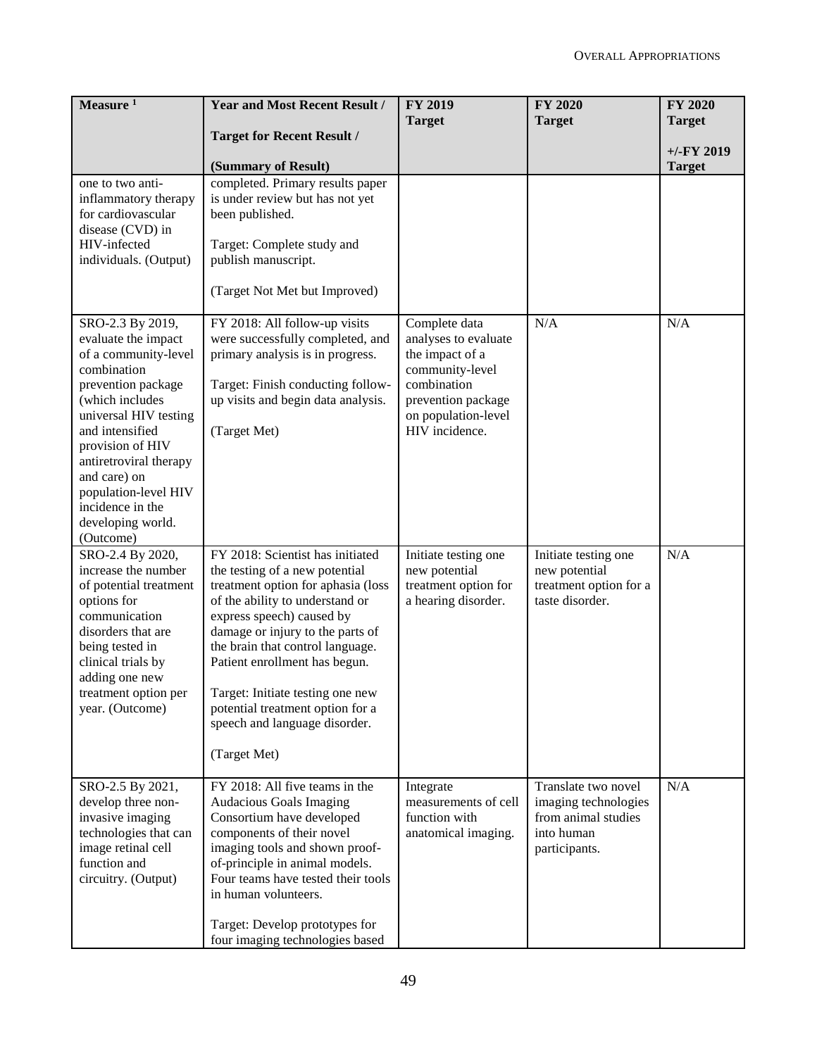| Measure [1] | Year and Most Recent Result / Target for Recent Result / (Summary of Result) | FY 2019 Target | FY 2020 Target | FY 2020 Target +/-FY 2019 Target |
|---|---|---|---|---|
| one to two anti-inflammatory therapy for cardiovascular disease (CVD) in HIV-infected individuals. (Output) | completed. Primary results paper is under review but has not yet been published.<br><br>Target: Complete study and publish manuscript.<br><br>(Target Not Met but Improved) | | | |
| SRO-2.3 By 2019, evaluate the impact of a community-level combination prevention package (which includes universal HIV testing and intensified provision of HIV antiretroviral therapy and care) on population-level HIV incidence in the developing world. (Outcome) | FY 2018: All follow-up visits were successfully completed, and primary analysis is in progress.<br><br>Target: Finish conducting follow-up visits and begin data analysis.<br><br>(Target Met) | Complete data analyses to evaluate the impact of a community-level combination prevention package on population-level HIV incidence. | N/A | N/A |
| SRO-2.4 By 2020, increase the number of potential treatment options for communication disorders that are being tested in clinical trials by adding one new treatment option per year. (Outcome) | FY 2018: Scientist has initiated the testing of a new potential treatment option for aphasia (loss of the ability to understand or express speech) caused by damage or injury to the parts of the brain that control language. Patient enrollment has begun.<br><br>Target: Initiate testing one new potential treatment option for a speech and language disorder.<br><br>(Target Met) | Initiate testing one new potential treatment option for a hearing disorder. | Initiate testing one new potential treatment option for a taste disorder. | N/A |
| SRO-2.5 By 2021, develop three non-invasive imaging technologies that can image retinal cell function and circuitry. (Output) | FY 2018: All five teams in the Audacious Goals Imaging Consortium have developed components of their novel imaging tools and shown proof-of-principle in animal models. Four teams have tested their tools in human volunteers.<br><br>Target: Develop prototypes for four imaging technologies based | Integrate measurements of cell function with anatomical imaging. | Translate two novel imaging technologies from animal studies into human participants. | N/A |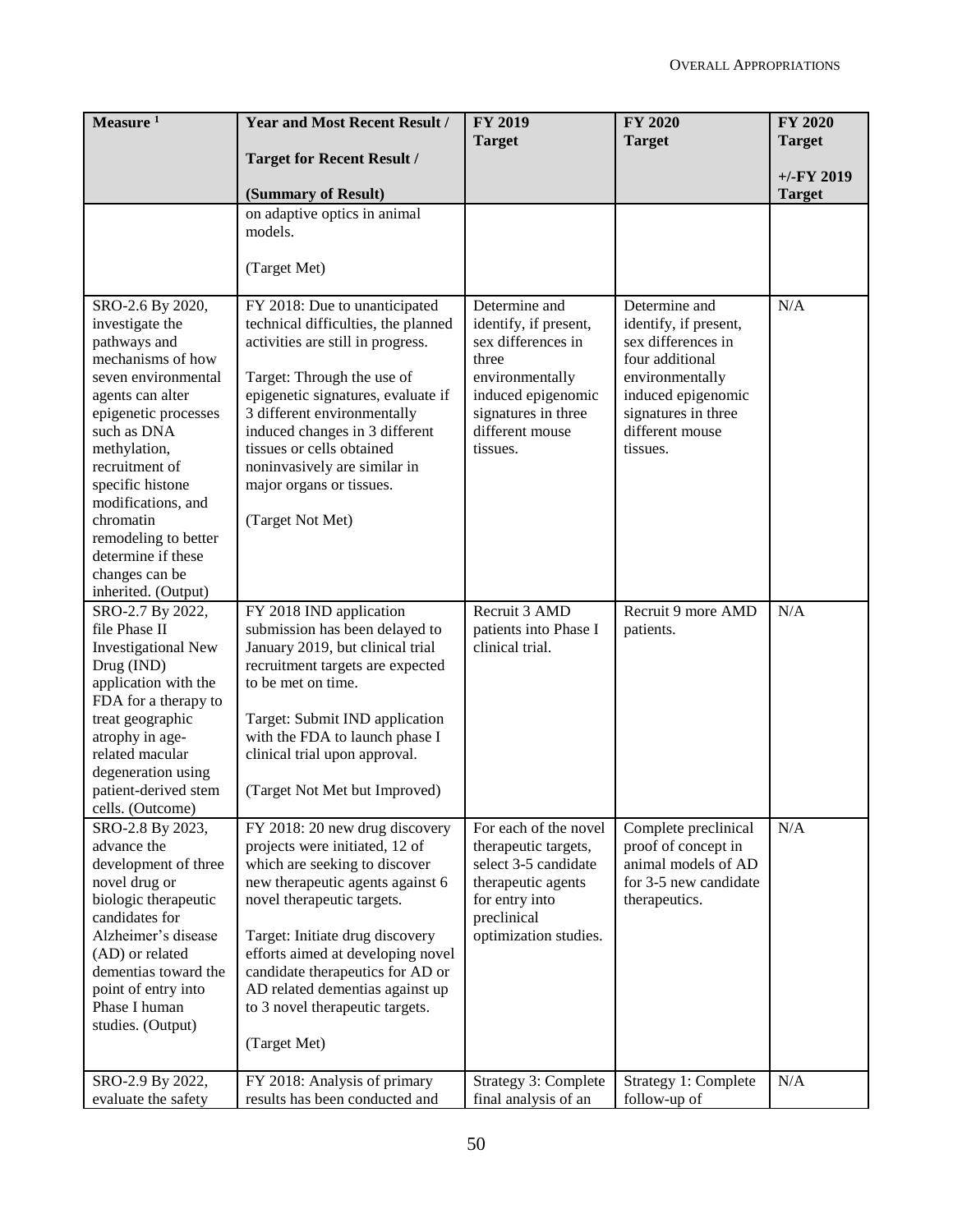| Measure [1] | Year and Most Recent Result / Target for Recent Result / (Summary of Result) | FY 2019 Target | FY 2020 Target | FY 2020 Target +/-FY 2019 Target |
|---|---|---|---|---|
| | on adaptive optics in animal models. (Target Met) | | | |
| SRO-2.6 By 2020, investigate the pathways and mechanisms of how seven environmental agents can alter epigenetic processes such as DNA methylation, recruitment of specific histone modifications, and chromatin remodeling to better determine if these changes can be inherited. (Output) | FY 2018: Due to unanticipated technical difficulties, the planned activities are still in progress. Target: Through the use of epigenetic signatures, evaluate if 3 different environmentally induced changes in 3 different tissues or cells obtained noninvasively are similar in major organs or tissues. (Target Not Met) | Determine and identify, if present, sex differences in three environmentally induced epigenomic signatures in three different mouse tissues. | Determine and identify, if present, sex differences in four additional environmentally induced epigenomic signatures in three different mouse tissues. | N/A |
| SRO-2.7 By 2022, file Phase II Investigational New Drug (IND) application with the FDA for a therapy to treat geographic atrophy in age-related macular degeneration using patient-derived stem cells. (Outcome) | FY 2018 IND application submission has been delayed to January 2019, but clinical trial recruitment targets are expected to be met on time. Target: Submit IND application with the FDA to launch phase I clinical trial upon approval. (Target Not Met but Improved) | Recruit 3 AMD patients into Phase I clinical trial. | Recruit 9 more AMD patients. | N/A |
| SRO-2.8 By 2023, advance the development of three novel drug or biologic therapeutic candidates for Alzheimer's disease (AD) or related dementias toward the point of entry into Phase I human studies. (Output) | FY 2018: 20 new drug discovery projects were initiated, 12 of which are seeking to discover new therapeutic agents against 6 novel therapeutic targets. Target: Initiate drug discovery efforts aimed at developing novel candidate therapeutics for AD or AD related dementias against up to 3 novel therapeutic targets. (Target Met) | For each of the novel therapeutic targets, select 3-5 candidate therapeutic agents for entry into preclinical optimization studies. | Complete preclinical proof of concept in animal models of AD for 3-5 new candidate therapeutics. | N/A |
| SRO-2.9 By 2022, evaluate the safety | FY 2018: Analysis of primary results has been conducted and | Strategy 3: Complete final analysis of an | Strategy 1: Complete follow-up of | N/A |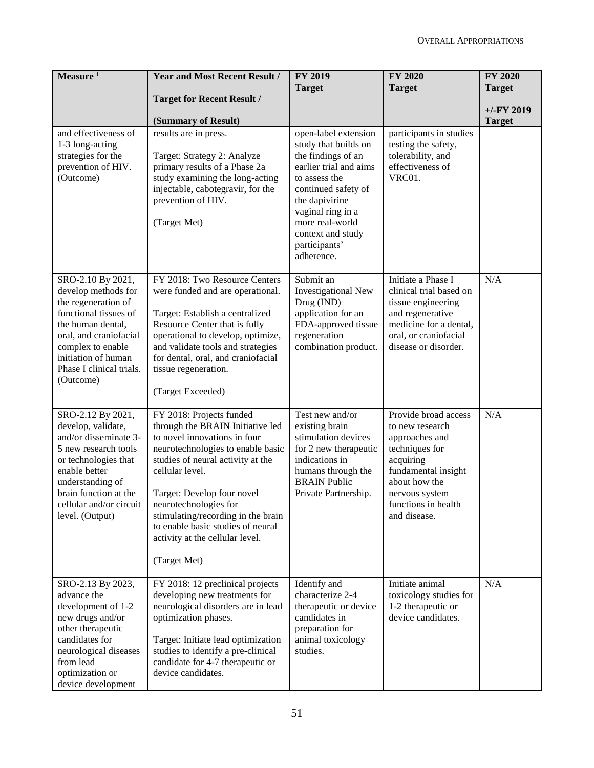| Measure [1] | Year and Most Recent Result / Target for Recent Result / (Summary of Result) | FY 2019 Target | FY 2020 Target | FY 2020 Target +/-FY 2019 Target |
|---|---|---|---|---|
| and effectiveness of 1-3 long-acting strategies for the prevention of HIV. (Outcome) | results are in press.<br><br>Target: Strategy 2: Analyze primary results of a Phase 2a study examining the long-acting injectable, cabotegravir, for the prevention of HIV.<br><br>(Target Met) | open-label extension study that builds on the findings of an earlier trial and aims to assess the continued safety of the dapivirine vaginal ring in a more real-world context and study participants' adherence. | participants in studies testing the safety, tolerability, and effectiveness of VRC01. | |
| SRO-2.10 By 2021, develop methods for the regeneration of functional tissues of the human dental, oral, and craniofacial complex to enable initiation of human Phase I clinical trials. (Outcome) | FY 2018: Two Resource Centers were funded and are operational.<br><br>Target: Establish a centralized Resource Center that is fully operational to develop, optimize, and validate tools and strategies for dental, oral, and craniofacial tissue regeneration.<br><br>(Target Exceeded) | Submit an Investigational New Drug (IND) application for an FDA-approved tissue regeneration combination product. | Initiate a Phase I clinical trial based on tissue engineering and regenerative medicine for a dental, oral, or craniofacial disease or disorder. | N/A |
| SRO-2.12 By 2021, develop, validate, and/or disseminate 3-5 new research tools or technologies that enable better understanding of brain function at the cellular and/or circuit level. (Output) | FY 2018: Projects funded through the BRAIN Initiative led to novel innovations in four neurotechnologies to enable basic studies of neural activity at the cellular level.<br><br>Target: Develop four novel neurotechnologies for stimulating/recording in the brain to enable basic studies of neural activity at the cellular level.<br><br>(Target Met) | Test new and/or existing brain stimulation devices for 2 new therapeutic indications in humans through the BRAIN Public Private Partnership. | Provide broad access to new research approaches and techniques for acquiring fundamental insight about how the nervous system functions in health and disease. | N/A |
| SRO-2.13 By 2023, advance the development of 1-2 new drugs and/or other therapeutic candidates for neurological diseases from lead optimization or device development | FY 2018: 12 preclinical projects developing new treatments for neurological disorders are in lead optimization phases.<br><br>Target: Initiate lead optimization studies to identify a pre-clinical candidate for 4-7 therapeutic or device candidates. | Identify and characterize 2-4 therapeutic or device candidates in preparation for animal toxicology studies. | Initiate animal toxicology studies for 1-2 therapeutic or device candidates. | N/A |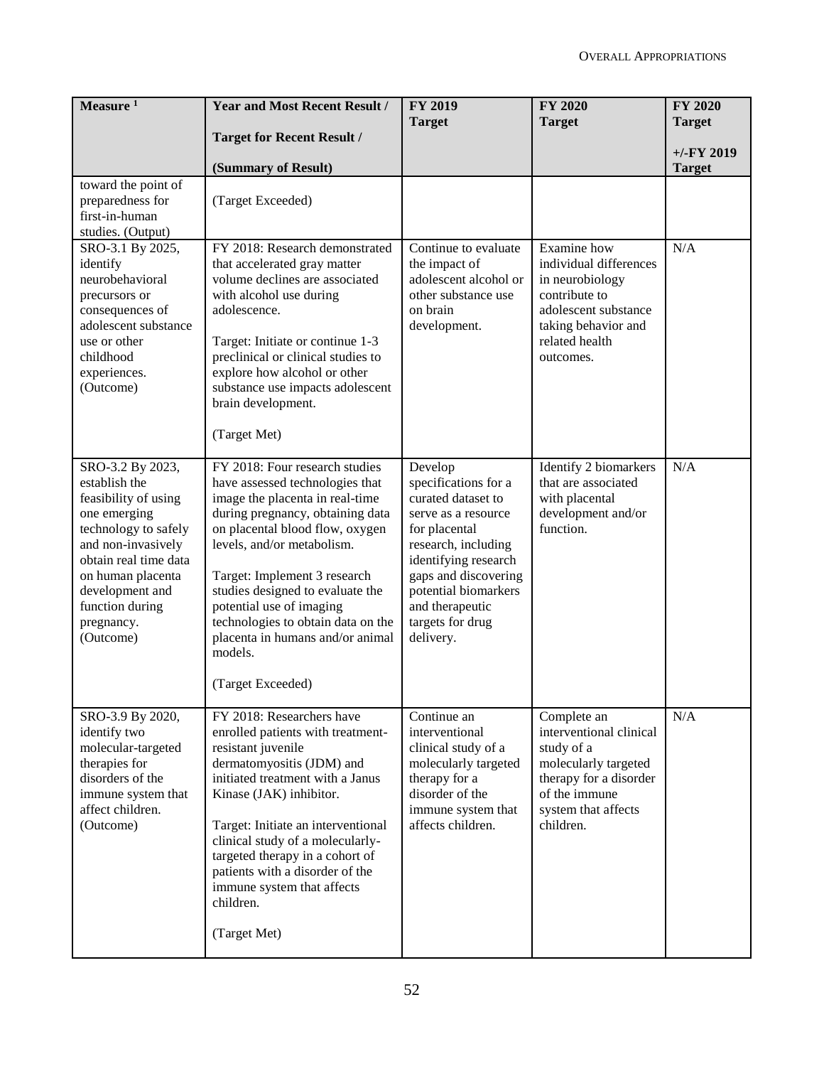| Measure [1] | Year and Most Recent Result / Target for Recent Result / (Summary of Result) | FY 2019 Target | FY 2020 Target | FY 2020 Target +/-FY 2019 Target |
|---|---|---|---|---|
| toward the point of preparedness for first-in-human studies. (Output) | (Target Exceeded) | | | |
| SRO-3.1 By 2025, identify neurobehavioral precursors or consequences of adolescent substance use or other childhood experiences. (Outcome) | FY 2018: Research demonstrated that accelerated gray matter volume declines are associated with alcohol use during adolescence. Target: Initiate or continue 1-3 preclinical or clinical studies to explore how alcohol or other substance use impacts adolescent brain development. (Target Met) | Continue to evaluate the impact of adolescent alcohol or other substance use on brain development. | Examine how individual differences in neurobiology contribute to adolescent substance taking behavior and related health outcomes. | N/A |
| SRO-3.2 By 2023, establish the feasibility of using one emerging technology to safely and non-invasively obtain real time data on human placenta development and function during pregnancy. (Outcome) | FY 2018: Four research studies have assessed technologies that image the placenta in real-time during pregnancy, obtaining data on placental blood flow, oxygen levels, and/or metabolism. Target: Implement 3 research studies designed to evaluate the potential use of imaging technologies to obtain data on the placenta in humans and/or animal models. (Target Exceeded) | Develop specifications for a curated dataset to serve as a resource for placental research, including identifying research gaps and discovering potential biomarkers and therapeutic targets for drug delivery. | Identify 2 biomarkers that are associated with placental development and/or function. | N/A |
| SRO-3.9 By 2020, identify two molecular-targeted therapies for disorders of the immune system that affect children. (Outcome) | FY 2018: Researchers have enrolled patients with treatment-resistant juvenile dermatomyositis (JDM) and initiated treatment with a Janus Kinase (JAK) inhibitor. Target: Initiate an interventional clinical study of a molecularly-targeted therapy in a cohort of patients with a disorder of the immune system that affects children. (Target Met) | Continue an interventional clinical study of a molecularly targeted therapy for a disorder of the immune system that affects children. | Complete an interventional clinical study of a molecularly targeted therapy for a disorder of the immune system that affects children. | N/A |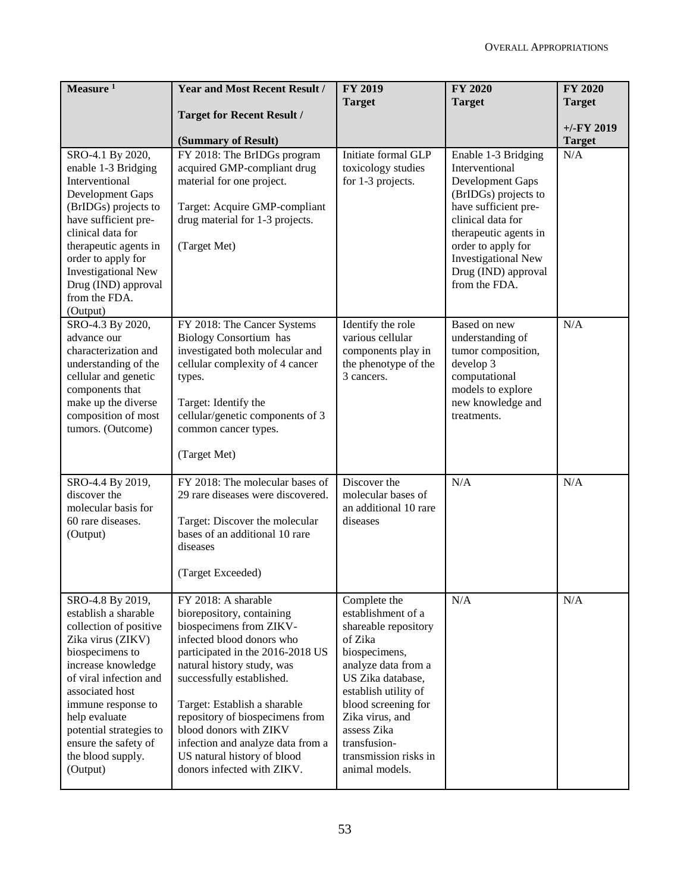| Measure [1] | Year and Most Recent Result / Target for Recent Result / (Summary of Result) | FY 2019 Target | FY 2020 Target | FY 2020 Target +/-FY 2019 Target |
|---|---|---|---|---|
| SRO-4.1 By 2020, enable 1-3 Bridging Interventional Development Gaps (BrIDGs) projects to have sufficient pre-clinical data for therapeutic agents in order to apply for Investigational New Drug (IND) approval from the FDA. (Output) | FY 2018: The BrIDGs program acquired GMP-compliant drug material for one project.<br><br>Target: Acquire GMP-compliant drug material for 1-3 projects.<br><br>(Target Met) | Initiate formal GLP toxicology studies for 1-3 projects. | Enable 1-3 Bridging Interventional Development Gaps (BrIDGs) projects to have sufficient pre-clinical data for therapeutic agents in order to apply for Investigational New Drug (IND) approval from the FDA. | N/A |
| SRO-4.3 By 2020, advance our characterization and understanding of the cellular and genetic components that make up the diverse composition of most tumors. (Outcome) | FY 2018: The Cancer Systems Biology Consortium has investigated both molecular and cellular complexity of 4 cancer types.<br><br>Target: Identify the cellular/genetic components of 3 common cancer types.<br><br>(Target Met) | Identify the role various cellular components play in the phenotype of the 3 cancers. | Based on new understanding of tumor composition, develop 3 computational models to explore new knowledge and treatments. | N/A |
| SRO-4.4 By 2019, discover the molecular basis for 60 rare diseases. (Output) | FY 2018: The molecular bases of 29 rare diseases were discovered.<br><br>Target: Discover the molecular bases of an additional 10 rare diseases<br><br>(Target Exceeded) | Discover the molecular bases of an additional 10 rare diseases | N/A | N/A |
| SRO-4.8 By 2019, establish a sharable collection of positive Zika virus (ZIKV) biospecimens to increase knowledge of viral infection and associated host immune response to help evaluate potential strategies to ensure the safety of the blood supply. (Output) | FY 2018: A sharable biorepository, containing biospecimens from ZIKV-infected blood donors who participated in the 2016-2018 US natural history study, was successfully established.<br><br>Target: Establish a sharable repository of biospecimens from blood donors with ZIKV infection and analyze data from a US natural history of blood donors infected with ZIKV. | Complete the establishment of a shareable repository of Zika biospecimens, analyze data from a US Zika database, establish utility of blood screening for Zika virus, and assess Zika transfusion-transmission risks in animal models. | N/A | N/A |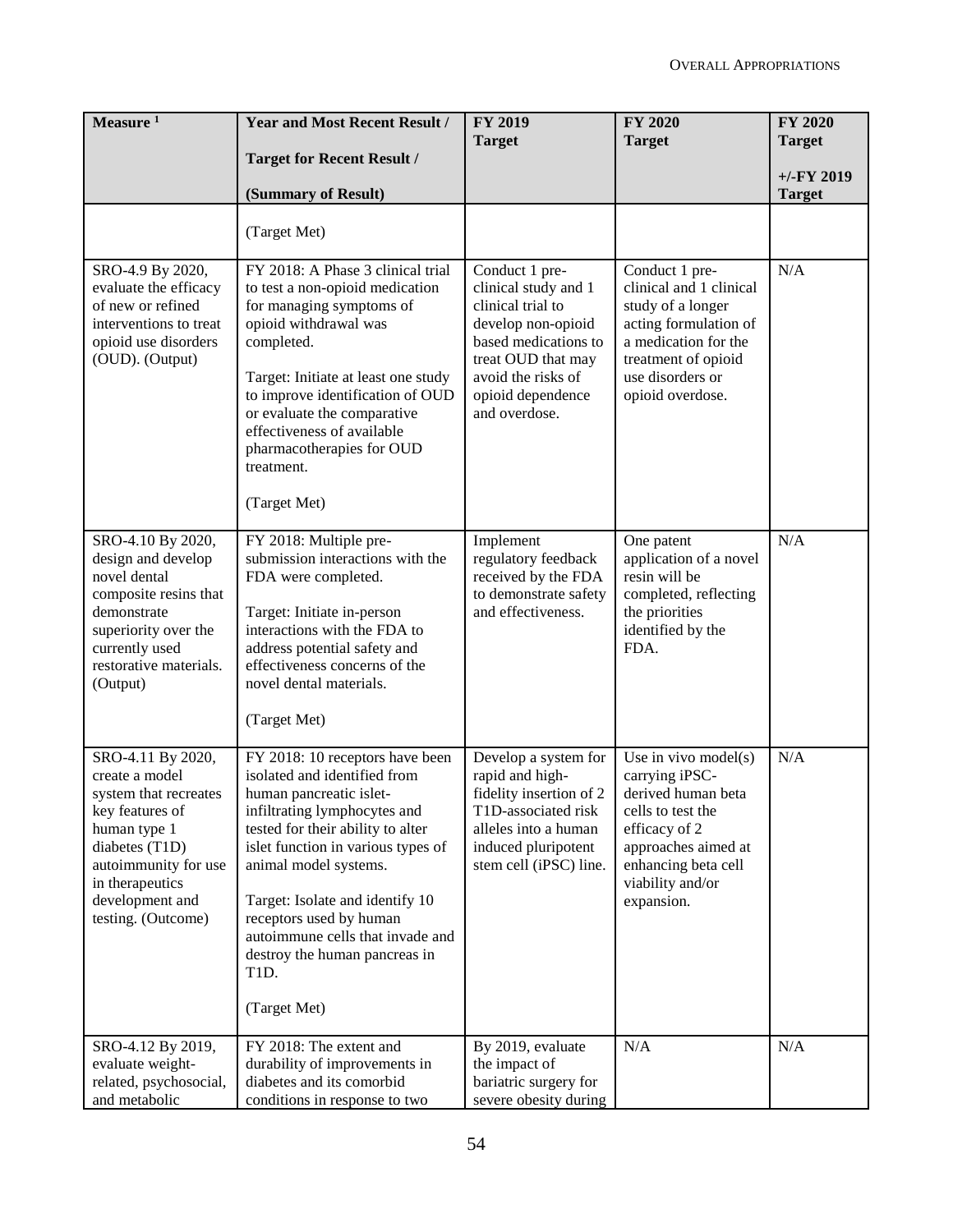| Measure [1] | Year and Most Recent Result / Target for Recent Result / (Summary of Result) | FY 2019 Target | FY 2020 Target | FY 2020 Target +/-FY 2019 Target |
|---|---|---|---|---|
| | (Target Met) | | | |
| SRO-4.9 By 2020, evaluate the efficacy of new or refined interventions to treat opioid use disorders (OUD). (Output) | FY 2018: A Phase 3 clinical trial to test a non-opioid medication for managing symptoms of opioid withdrawal was completed.<br><br>Target: Initiate at least one study to improve identification of OUD or evaluate the comparative effectiveness of available pharmacotherapies for OUD treatment.<br><br>(Target Met) | Conduct 1 pre-clinical study and 1 clinical trial to develop non-opioid based medications to treat OUD that may avoid the risks of opioid dependence and overdose. | Conduct 1 pre-clinical and 1 clinical study of a longer acting formulation of a medication for the treatment of opioid use disorders or opioid overdose. | N/A |
| SRO-4.10 By 2020, design and develop novel dental composite resins that demonstrate superiority over the currently used restorative materials. (Output) | FY 2018: Multiple pre-submission interactions with the FDA were completed.<br><br>Target: Initiate in-person interactions with the FDA to address potential safety and effectiveness concerns of the novel dental materials.<br><br>(Target Met) | Implement regulatory feedback received by the FDA to demonstrate safety and effectiveness. | One patent application of a novel resin will be completed, reflecting the priorities identified by the FDA. | N/A |
| SRO-4.11 By 2020, create a model system that recreates key features of human type 1 diabetes (T1D) autoimmunity for use in therapeutics development and testing. (Outcome) | FY 2018: 10 receptors have been isolated and identified from human pancreatic islet-infiltrating lymphocytes and tested for their ability to alter islet function in various types of animal model systems.<br><br>Target: Isolate and identify 10 receptors used by human autoimmune cells that invade and destroy the human pancreas in T1D.<br><br>(Target Met) | Develop a system for rapid and high-fidelity insertion of 2 T1D-associated risk alleles into a human induced pluripotent stem cell (iPSC) line. | Use in vivo model(s) carrying iPSC-derived human beta cells to test the efficacy of 2 approaches aimed at enhancing beta cell viability and/or expansion. | N/A |
| SRO-4.12 By 2019, evaluate weight-related, psychosocial, and metabolic | FY 2018: The extent and durability of improvements in diabetes and its comorbid conditions in response to two | By 2019, evaluate the impact of bariatric surgery for severe obesity during | N/A | N/A |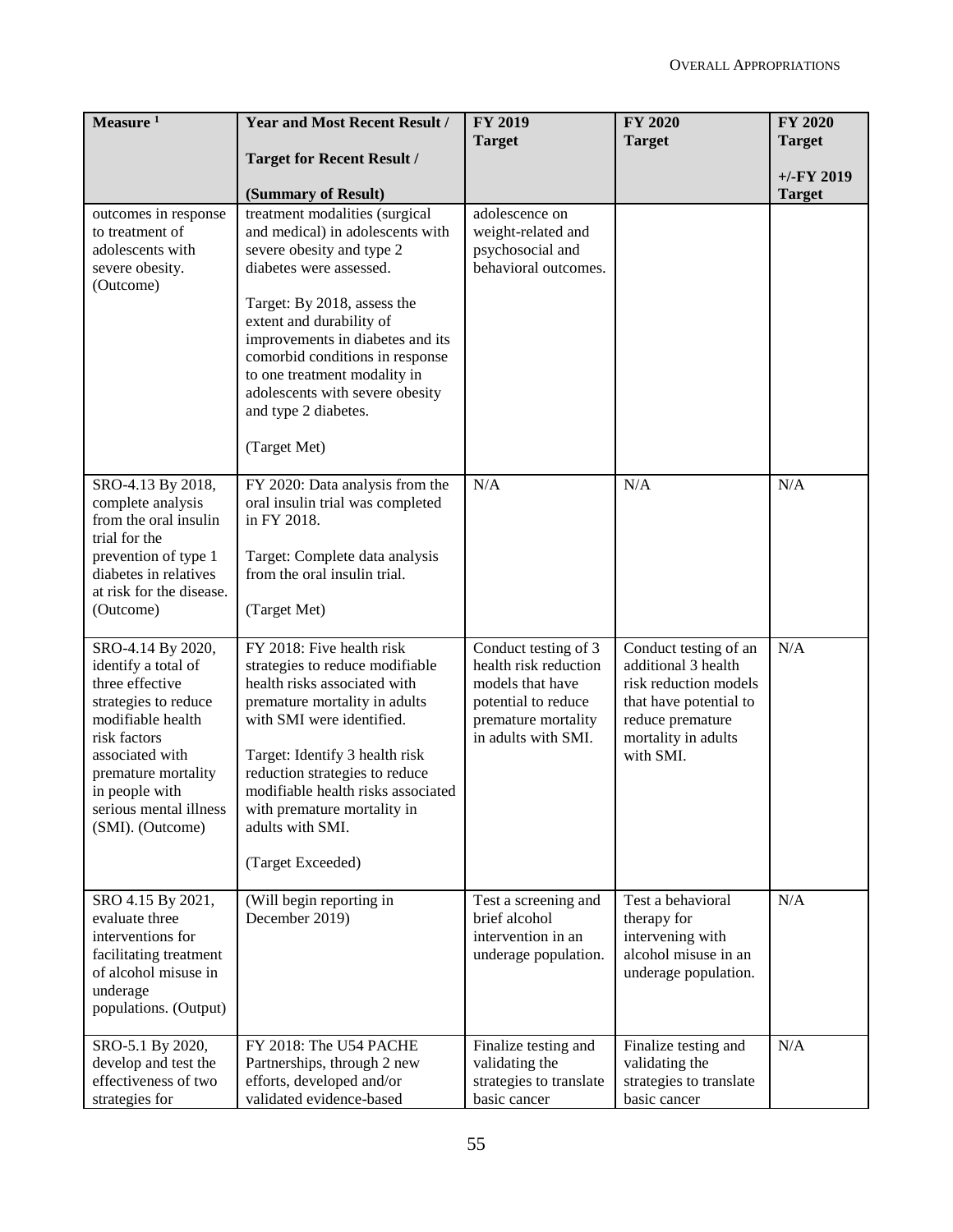| Measure [1] | Year and Most Recent Result / Target for Recent Result / (Summary of Result) | FY 2019 Target | FY 2020 Target | FY 2020 Target +/-FY 2019 Target |
|---|---|---|---|---|
| outcomes in response to treatment of adolescents with severe obesity. (Outcome) | treatment modalities (surgical and medical) in adolescents with severe obesity and type 2 diabetes were assessed. <br><br> Target: By 2018, assess the extent and durability of improvements in diabetes and its comorbid conditions in response to one treatment modality in adolescents with severe obesity and type 2 diabetes. <br><br> (Target Met) | adolescence on weight-related and psychosocial and behavioral outcomes. | | |
| SRO-4.13 By 2018, complete analysis from the oral insulin trial for the prevention of type 1 diabetes in relatives at risk for the disease. (Outcome) | FY 2020: Data analysis from the oral insulin trial was completed in FY 2018. <br><br> Target: Complete data analysis from the oral insulin trial. <br><br> (Target Met) | N/A | N/A | N/A |
| SRO-4.14 By 2020, identify a total of three effective strategies to reduce modifiable health risk factors associated with premature mortality in people with serious mental illness (SMI). (Outcome) | FY 2018: Five health risk strategies to reduce modifiable health risks associated with premature mortality in adults with SMI were identified. <br><br> Target: Identify 3 health risk reduction strategies to reduce modifiable health risks associated with premature mortality in adults with SMI. <br><br> (Target Exceeded) | Conduct testing of 3 health risk reduction models that have potential to reduce premature mortality in adults with SMI. | Conduct testing of an additional 3 health risk reduction models that have potential to reduce premature mortality in adults with SMI. | N/A |
| SRO 4.15 By 2021, evaluate three interventions for facilitating treatment of alcohol misuse in underage populations. (Output) | (Will begin reporting in December 2019) | Test a screening and brief alcohol intervention in an underage population. | Test a behavioral therapy for intervening with alcohol misuse in an underage population. | N/A |
| SRO-5.1 By 2020, develop and test the effectiveness of two strategies for | FY 2018: The U54 PACHE Partnerships, through 2 new efforts, developed and/or validated evidence-based | Finalize testing and validating the strategies to translate basic cancer | Finalize testing and validating the strategies to translate basic cancer | N/A |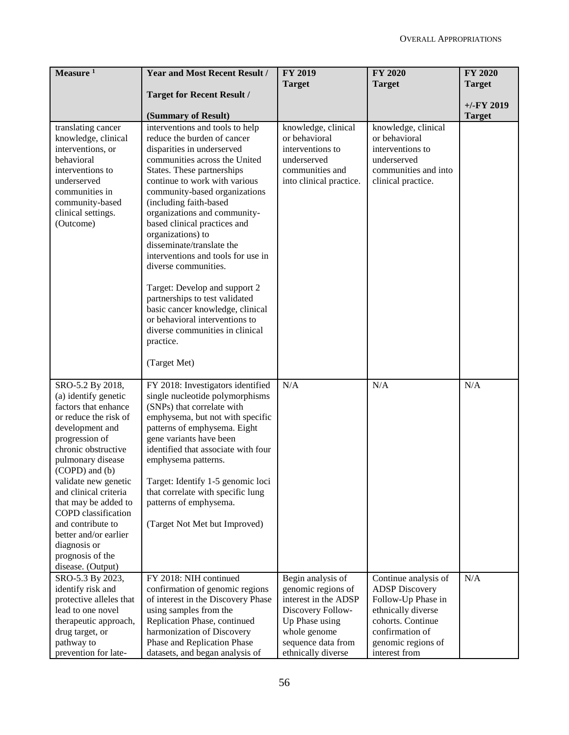| Measure [1] | Year and Most Recent Result / Target for Recent Result / (Summary of Result) | FY 2019 Target | FY 2020 Target | FY 2020 Target +/-FY 2019 Target |
|---|---|---|---|---|
| translating cancer knowledge, clinical interventions, or behavioral interventions to underserved communities in community-based clinical settings. (Outcome) | interventions and tools to help reduce the burden of cancer disparities in underserved communities across the United States. These partnerships continue to work with various community-based organizations (including faith-based organizations and community-based clinical practices and organizations) to disseminate/translate the interventions and tools for use in diverse communities.<br><br>Target: Develop and support 2 partnerships to test validated basic cancer knowledge, clinical or behavioral interventions to diverse communities in clinical practice.<br><br>(Target Met) | knowledge, clinical or behavioral interventions to underserved communities and into clinical practice. | knowledge, clinical or behavioral interventions to underserved communities and into clinical practice. | |
| SRO-5.2 By 2018, (a) identify genetic factors that enhance or reduce the risk of development and progression of chronic obstructive pulmonary disease (COPD) and (b) validate new genetic and clinical criteria that may be added to COPD classification and contribute to better and/or earlier diagnosis or prognosis of the disease. (Output) | FY 2018: Investigators identified single nucleotide polymorphisms (SNPs) that correlate with emphysema, but not with specific patterns of emphysema. Eight gene variants have been identified that associate with four emphysema patterns.<br><br>Target: Identify 1-5 genomic loci that correlate with specific lung patterns of emphysema.<br><br>(Target Not Met but Improved) | N/A | N/A | N/A |
| SRO-5.3 By 2023, identify risk and protective alleles that lead to one novel therapeutic approach, drug target, or pathway to prevention for late- | FY 2018: NIH continued confirmation of genomic regions of interest in the Discovery Phase using samples from the Replication Phase, continued harmonization of Discovery Phase and Replication Phase datasets, and began analysis of | Begin analysis of genomic regions of interest in the ADSP Discovery Follow-Up Phase using whole genome sequence data from ethnically diverse | Continue analysis of ADSP Discovery Follow-Up Phase in ethnically diverse cohorts. Continue confirmation of genomic regions of interest from | N/A |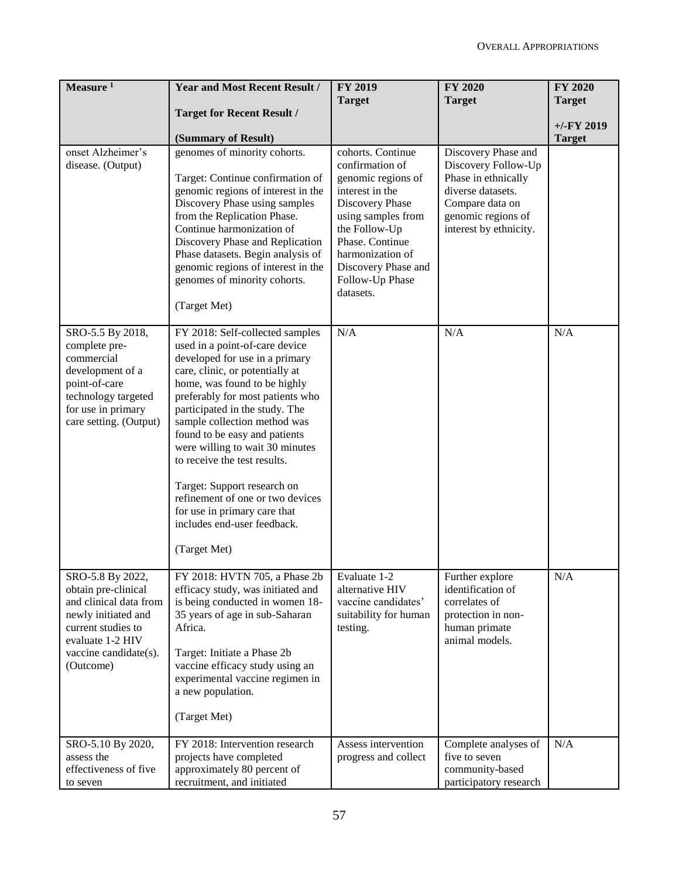| Measure [1] | Year and Most Recent Result / Target for Recent Result / (Summary of Result) | FY 2019 Target | FY 2020 Target | FY 2020 Target +/-FY 2019 Target |
|---|---|---|---|---|
| onset Alzheimer's disease. (Output) | genomes of minority cohorts.<br><br>Target: Continue confirmation of genomic regions of interest in the Discovery Phase using samples from the Replication Phase. Continue harmonization of Discovery Phase and Replication Phase datasets. Begin analysis of genomic regions of interest in the genomes of minority cohorts.<br><br>(Target Met) | cohorts. Continue confirmation of genomic regions of interest in the Discovery Phase using samples from the Follow-Up Phase. Continue harmonization of Discovery Phase and Follow-Up Phase datasets. | Discovery Phase and Discovery Follow-Up Phase in ethnically diverse datasets. Compare data on genomic regions of interest by ethnicity. | |
| SRO-5.5 By 2018, complete pre-commercial development of a point-of-care technology targeted for use in primary care setting. (Output) | FY 2018: Self-collected samples used in a point-of-care device developed for use in a primary care, clinic, or potentially at home, was found to be highly preferably for most patients who participated in the study. The sample collection method was found to be easy and patients were willing to wait 30 minutes to receive the test results.<br><br>Target: Support research on refinement of one or two devices for use in primary care that includes end-user feedback.<br><br>(Target Met) | N/A | N/A | N/A |
| SRO-5.8 By 2022, obtain pre-clinical and clinical data from newly initiated and current studies to evaluate 1-2 HIV vaccine candidate(s). (Outcome) | FY 2018: HVTN 705, a Phase 2b efficacy study, was initiated and is being conducted in women 18-35 years of age in sub-Saharan Africa.<br><br>Target: Initiate a Phase 2b vaccine efficacy study using an experimental vaccine regimen in a new population.<br><br>(Target Met) | Evaluate 1-2 alternative HIV vaccine candidates' suitability for human testing. | Further explore identification of correlates of protection in non-human primate animal models. | N/A |
| SRO-5.10 By 2020, assess the effectiveness of five to seven | FY 2018: Intervention research projects have completed approximately 80 percent of recruitment, and initiated | Assess intervention progress and collect | Complete analyses of five to seven community-based participatory research | N/A |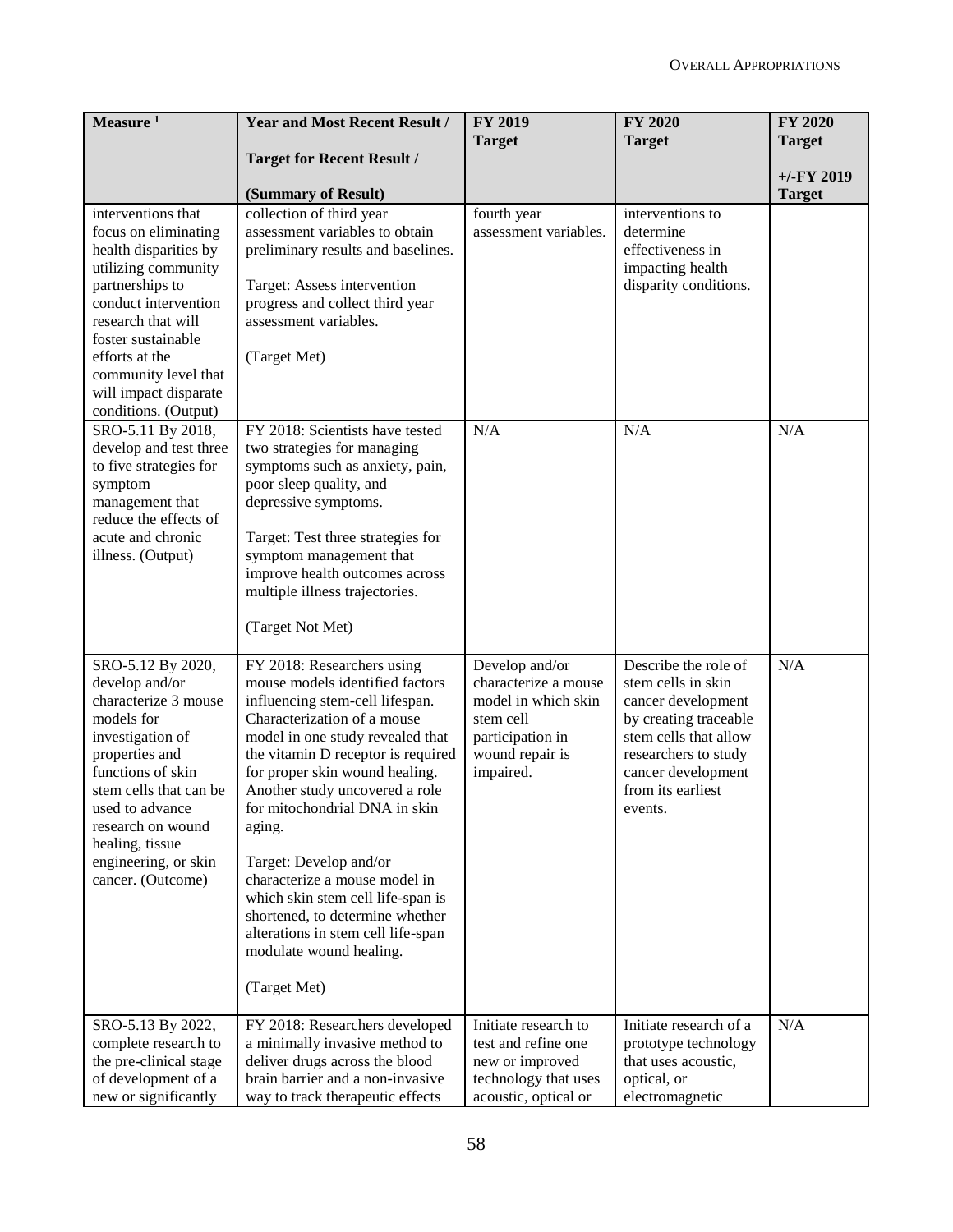| Measure [1] | Year and Most Recent Result / Target for Recent Result / (Summary of Result) | FY 2019 Target | FY 2020 Target | FY 2020 Target +/-FY 2019 Target |
|---|---|---|---|---|
| interventions that focus on eliminating health disparities by utilizing community partnerships to conduct intervention research that will foster sustainable efforts at the community level that will impact disparate conditions. (Output) | collection of third year assessment variables to obtain preliminary results and baselines.<br><br>Target: Assess intervention progress and collect third year assessment variables.<br><br>(Target Met) | fourth year assessment variables. | interventions to determine effectiveness in impacting health disparity conditions. | |
| SRO-5.11 By 2018, develop and test three to five strategies for symptom management that reduce the effects of acute and chronic illness. (Output) | FY 2018: Scientists have tested two strategies for managing symptoms such as anxiety, pain, poor sleep quality, and depressive symptoms.<br><br>Target: Test three strategies for symptom management that improve health outcomes across multiple illness trajectories.<br><br>(Target Not Met) | N/A | N/A | N/A |
| SRO-5.12 By 2020, develop and/or characterize 3 mouse models for investigation of properties and functions of skin stem cells that can be used to advance research on wound healing, tissue engineering, or skin cancer. (Outcome) | FY 2018: Researchers using mouse models identified factors influencing stem-cell lifespan. Characterization of a mouse model in one study revealed that the vitamin D receptor is required for proper skin wound healing. Another study uncovered a role for mitochondrial DNA in skin aging.<br><br>Target: Develop and/or characterize a mouse model in which skin stem cell life-span is shortened, to determine whether alterations in stem cell life-span modulate wound healing.<br><br>(Target Met) | Develop and/or characterize a mouse model in which skin stem cell participation in wound repair is impaired. | Describe the role of stem cells in skin cancer development by creating traceable stem cells that allow researchers to study cancer development from its earliest events. | N/A |
| SRO-5.13 By 2022, complete research to the pre-clinical stage of development of a new or significantly | FY 2018: Researchers developed a minimally invasive method to deliver drugs across the blood brain barrier and a non-invasive way to track therapeutic effects | Initiate research to test and refine one new or improved technology that uses acoustic, optical or | Initiate research of a prototype technology that uses acoustic, optical, or electromagnetic | N/A |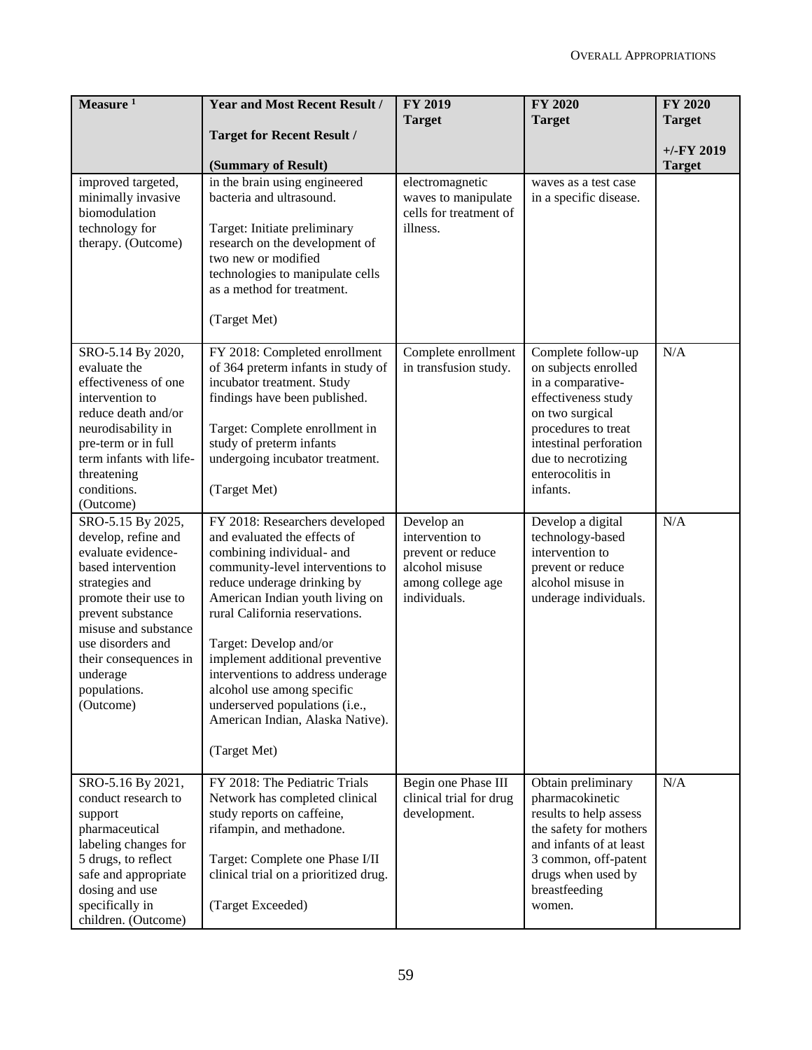| Measure [1] | Year and Most Recent Result / Target for Recent Result / (Summary of Result) | FY 2019 Target | FY 2020 Target | FY 2020 Target +/-FY 2019 Target |
|---|---|---|---|---|
| improved targeted, minimally invasive biomodulation technology for therapy. (Outcome) | in the brain using engineered bacteria and ultrasound. Target: Initiate preliminary research on the development of two new or modified technologies to manipulate cells as a method for treatment. (Target Met) | electromagnetic waves to manipulate cells for treatment of illness. | waves as a test case in a specific disease. | |
| SRO-5.14 By 2020, evaluate the effectiveness of one intervention to reduce death and/or neurodisability in pre-term or in full term infants with life-threatening conditions. (Outcome) | FY 2018: Completed enrollment of 364 preterm infants in study of incubator treatment. Study findings have been published. Target: Complete enrollment in study of preterm infants undergoing incubator treatment. (Target Met) | Complete enrollment in transfusion study. | Complete follow-up on subjects enrolled in a comparative-effectiveness study on two surgical procedures to treat intestinal perforation due to necrotizing enterocolitis in infants. | N/A |
| SRO-5.15 By 2025, develop, refine and evaluate evidence-based intervention strategies and promote their use to prevent substance misuse and substance use disorders and their consequences in underage populations. (Outcome) | FY 2018: Researchers developed and evaluated the effects of combining individual- and community-level interventions to reduce underage drinking by American Indian youth living on rural California reservations. Target: Develop and/or implement additional preventive interventions to address underage alcohol use among specific underserved populations (i.e., American Indian, Alaska Native). (Target Met) | Develop an intervention to prevent or reduce alcohol misuse among college age individuals. | Develop a digital technology-based intervention to prevent or reduce alcohol misuse in underage individuals. | N/A |
| SRO-5.16 By 2021, conduct research to support pharmaceutical labeling changes for 5 drugs, to reflect safe and appropriate dosing and use specifically in children. (Outcome) | FY 2018: The Pediatric Trials Network has completed clinical study reports on caffeine, rifampin, and methadone. Target: Complete one Phase I/II clinical trial on a prioritized drug. (Target Exceeded) | Begin one Phase III clinical trial for drug development. | Obtain preliminary pharmacokinetic results to help assess the safety for mothers and infants of at least 3 common, off-patent drugs when used by breastfeeding women. | N/A |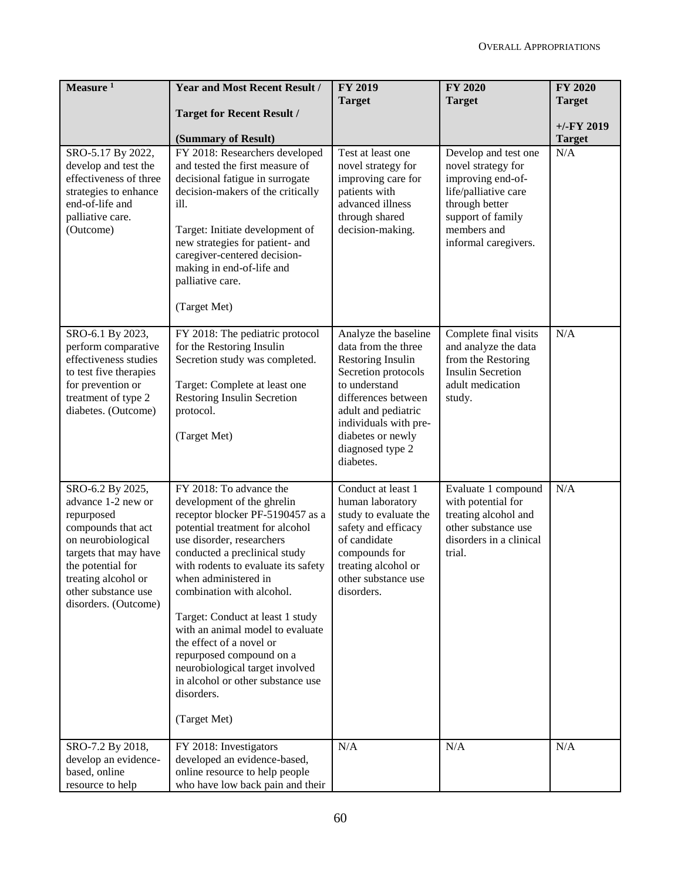| Measure [1] | Year and Most Recent Result / Target for Recent Result / (Summary of Result) | FY 2019 Target | FY 2020 Target | FY 2020 Target +/-FY 2019 Target |
|---|---|---|---|---|
| SRO-5.17 By 2022, develop and test the effectiveness of three strategies to enhance end-of-life and palliative care. (Outcome) | FY 2018: Researchers developed and tested the first measure of decisional fatigue in surrogate decision-makers of the critically ill. <br><br> Target: Initiate development of new strategies for patient- and caregiver-centered decision-making in end-of-life and palliative care. <br><br> (Target Met) | Test at least one novel strategy for improving care for patients with advanced illness through shared decision-making. | Develop and test one novel strategy for improving end-of-life/palliative care through better support of family members and informal caregivers. | N/A |
| SRO-6.1 By 2023, perform comparative effectiveness studies to test five therapies for prevention or treatment of type 2 diabetes. (Outcome) | FY 2018: The pediatric protocol for the Restoring Insulin Secretion study was completed. <br><br> Target: Complete at least one Restoring Insulin Secretion protocol. <br><br> (Target Met) | Analyze the baseline data from the three Restoring Insulin Secretion protocols to understand differences between adult and pediatric individuals with pre-diabetes or newly diagnosed type 2 diabetes. | Complete final visits and analyze the data from the Restoring Insulin Secretion adult medication study. | N/A |
| SRO-6.2 By 2025, advance 1-2 new or repurposed compounds that act on neurobiological targets that may have the potential for treating alcohol or other substance use disorders. (Outcome) | FY 2018: To advance the development of the ghrelin receptor blocker PF-5190457 as a potential treatment for alcohol use disorder, researchers conducted a preclinical study with rodents to evaluate its safety when administered in combination with alcohol. <br><br> Target: Conduct at least 1 study with an animal model to evaluate the effect of a novel or repurposed compound on a neurobiological target involved in alcohol or other substance use disorders. <br><br> (Target Met) | Conduct at least 1 human laboratory study to evaluate the safety and efficacy of candidate compounds for treating alcohol or other substance use disorders. | Evaluate 1 compound with potential for treating alcohol and other substance use disorders in a clinical trial. | N/A |
| SRO-7.2 By 2018, develop an evidence-based, online resource to help | FY 2018: Investigators developed an evidence-based, online resource to help people who have low back pain and their | N/A | N/A | N/A |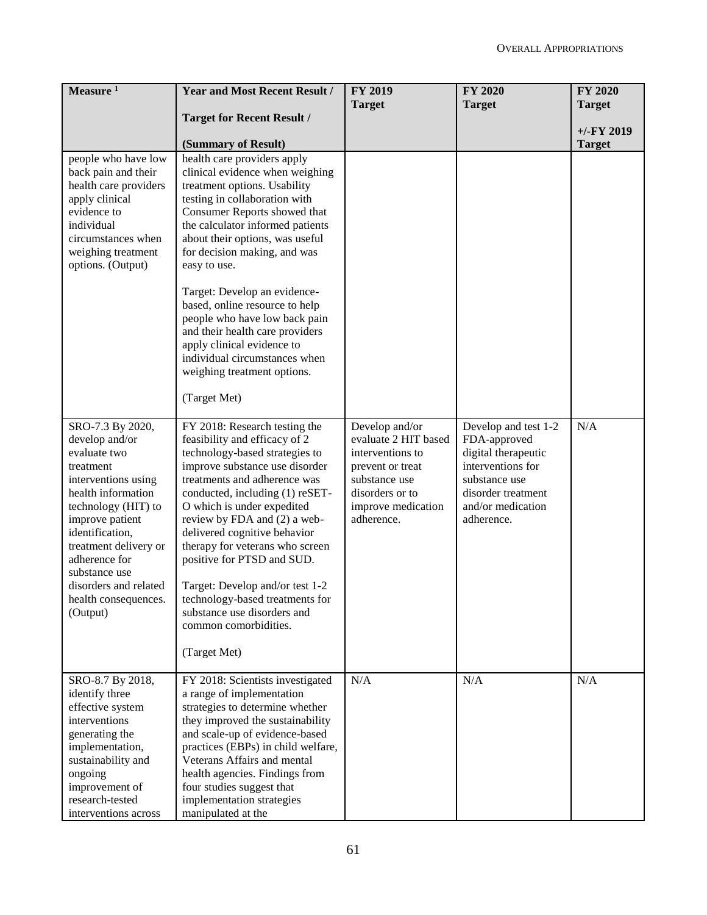| Measure [1] | Year and Most Recent Result / Target for Recent Result / (Summary of Result) | FY 2019 Target | FY 2020 Target | FY 2020 Target +/-FY 2019 Target |
|---|---|---|---|---|
| people who have low back pain and their health care providers apply clinical evidence to individual circumstances when weighing treatment options. (Output) | health care providers apply clinical evidence when weighing treatment options. Usability testing in collaboration with Consumer Reports showed that the calculator informed patients about their options, was useful for decision making, and was easy to use. <br><br> Target: Develop an evidence-based, online resource to help people who have low back pain and their health care providers apply clinical evidence to individual circumstances when weighing treatment options. <br><br> (Target Met) | | | |
| SRO-7.3 By 2020, develop and/or evaluate two treatment interventions using health information technology (HIT) to improve patient identification, treatment delivery or adherence for substance use disorders and related health consequences. (Output) | FY 2018: Research testing the feasibility and efficacy of 2 technology-based strategies to improve substance use disorder treatments and adherence was conducted, including (1) reSET-O which is under expedited review by FDA and (2) a web-delivered cognitive behavior therapy for veterans who screen positive for PTSD and SUD. <br><br> Target: Develop and/or test 1-2 technology-based treatments for substance use disorders and common comorbidities. <br><br> (Target Met) | Develop and/or evaluate 2 HIT based interventions to prevent or treat substance use disorders or to improve medication adherence. | Develop and test 1-2 FDA-approved digital therapeutic interventions for substance use disorder treatment and/or medication adherence. | N/A |
| SRO-8.7 By 2018, identify three effective system interventions generating the implementation, sustainability and ongoing improvement of research-tested interventions across | FY 2018: Scientists investigated a range of implementation strategies to determine whether they improved the sustainability and scale-up of evidence-based practices (EBPs) in child welfare, Veterans Affairs and mental health agencies. Findings from four studies suggest that implementation strategies manipulated at the | N/A | N/A | N/A |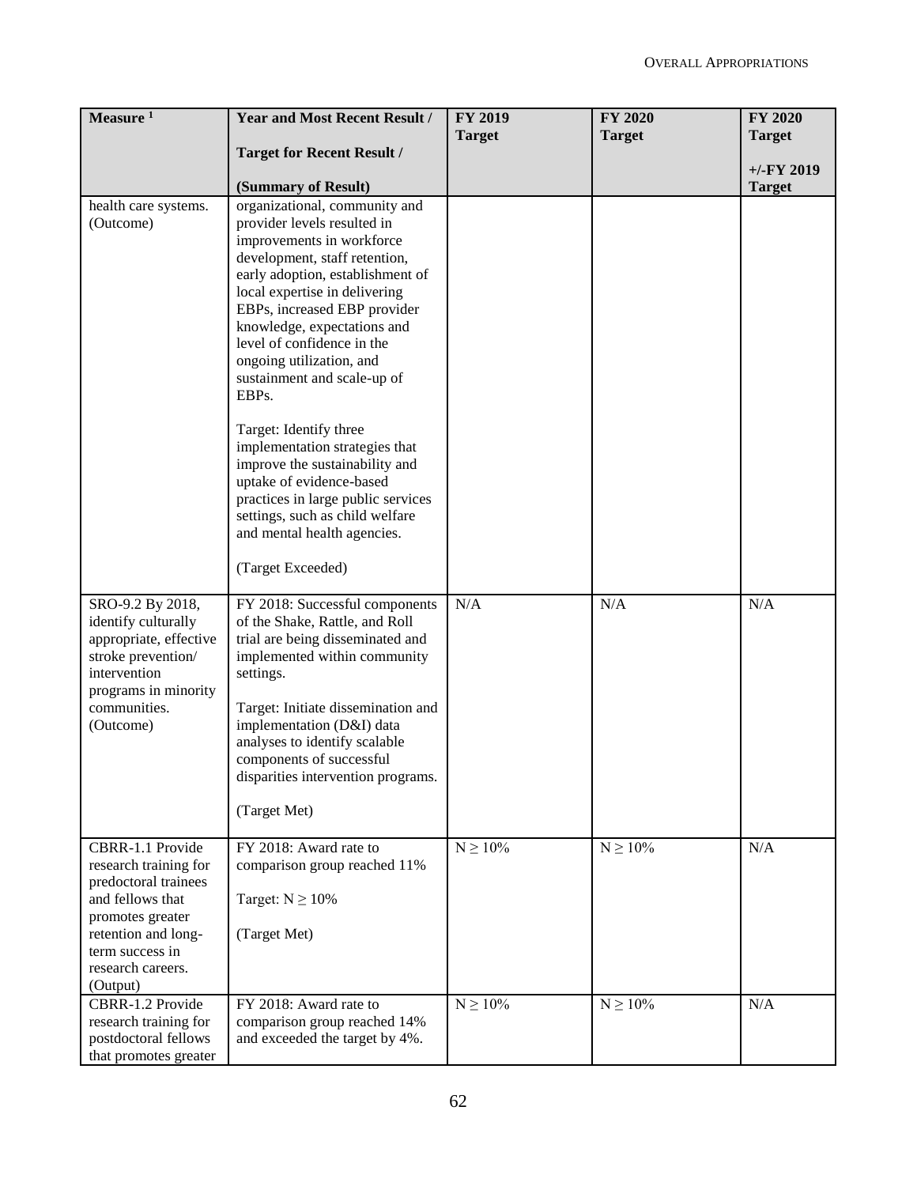| Measure [1] | Year and Most Recent Result / Target for Recent Result / (Summary of Result) | FY 2019 Target | FY 2020 Target | FY 2020 Target +/-FY 2019 Target |
|---|---|---|---|---|
| health care systems. (Outcome) | organizational, community and provider levels resulted in improvements in workforce development, staff retention, early adoption, establishment of local expertise in delivering EBPs, increased EBP provider knowledge, expectations and level of confidence in the ongoing utilization, and sustainment and scale-up of EBPs. Target: Identify three implementation strategies that improve the sustainability and uptake of evidence-based practices in large public services settings, such as child welfare and mental health agencies. (Target Exceeded) | | | |
| SRO-9.2 By 2018, identify culturally appropriate, effective stroke prevention/ intervention programs in minority communities. (Outcome) | FY 2018: Successful components of the Shake, Rattle, and Roll trial are being disseminated and implemented within community settings. Target: Initiate dissemination and implementation (D&I) data analyses to identify scalable components of successful disparities intervention programs. (Target Met) | N/A | N/A | N/A |
| CBRR-1.1 Provide research training for predoctoral trainees and fellows that promotes greater retention and long-term success in research careers. (Output) | FY 2018: Award rate to comparison group reached 11% Target: N ≥ 10% (Target Met) | N ≥ 10% | N ≥ 10% | N/A |
| CBRR-1.2 Provide research training for postdoctoral fellows that promotes greater | FY 2018: Award rate to comparison group reached 14% and exceeded the target by 4%. | N ≥ 10% | N ≥ 10% | N/A |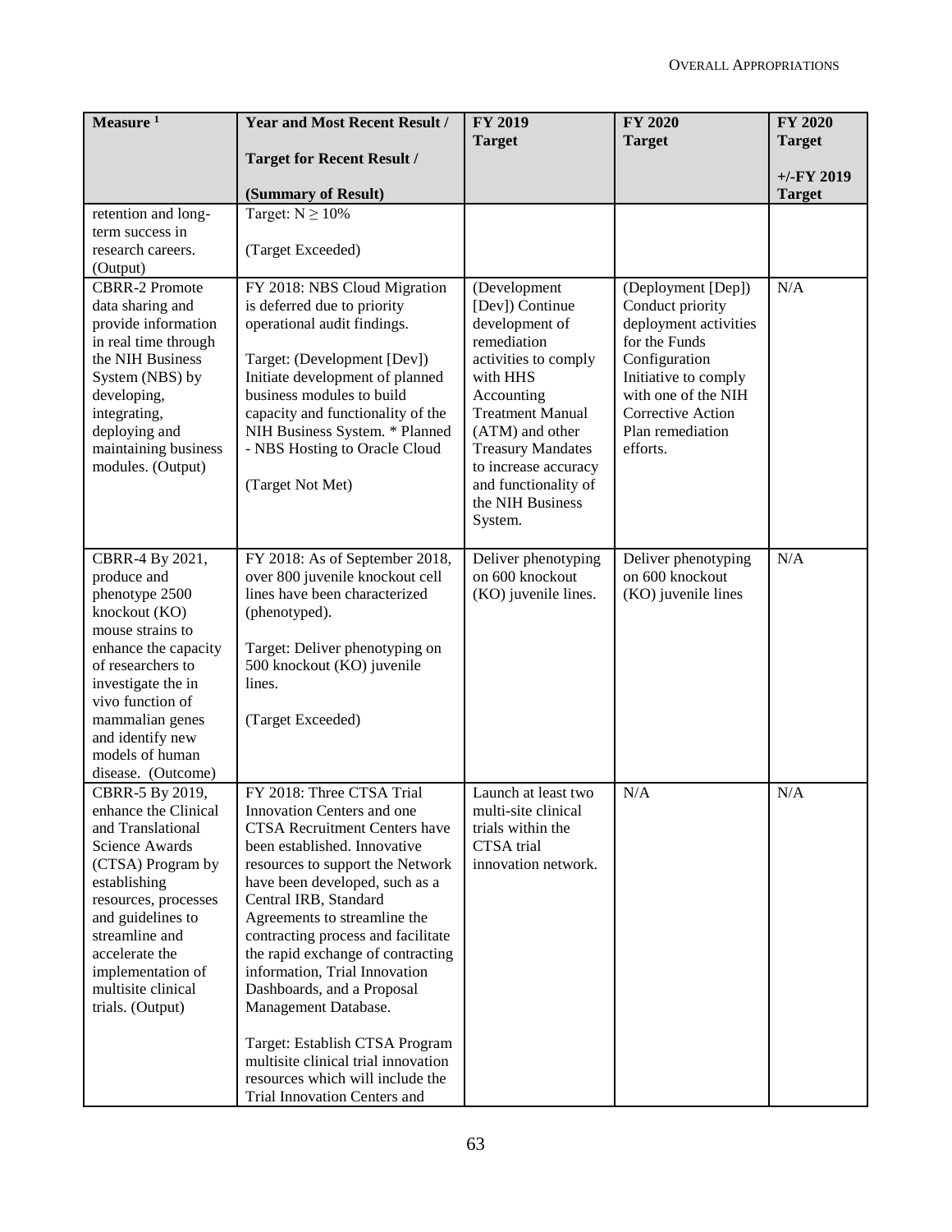| Measure [1] | Year and Most Recent Result / Target for Recent Result / (Summary of Result) | FY 2019 Target | FY 2020 Target | FY 2020 Target +/-FY 2019 Target |
|---|---|---|---|---|
| retention and long-term success in research careers. (Output) | Target: N ≥ 10% (Target Exceeded) | | | |
| CBRR-2 Promote data sharing and provide information in real time through the NIH Business System (NBS) by developing, integrating, deploying and maintaining business modules. (Output) | FY 2018: NBS Cloud Migration is deferred due to priority operational audit findings. Target: (Development [Dev]) Initiate development of planned business modules to build capacity and functionality of the NIH Business System. * Planned - NBS Hosting to Oracle Cloud (Target Not Met) | (Development [Dev]) Continue development of remediation activities to comply with HHS Accounting Treatment Manual (ATM) and other Treasury Mandates to increase accuracy and functionality of the NIH Business System. | (Deployment [Dep]) Conduct priority deployment activities for the Funds Configuration Initiative to comply with one of the NIH Corrective Action Plan remediation efforts. | N/A |
| CBRR-4 By 2021, produce and phenotype 2500 knockout (KO) mouse strains to enhance the capacity of researchers to investigate the in vivo function of mammalian genes and identify new models of human disease. (Outcome) | FY 2018: As of September 2018, over 800 juvenile knockout cell lines have been characterized (phenotyped). Target: Deliver phenotyping on 500 knockout (KO) juvenile lines. (Target Exceeded) | Deliver phenotyping on 600 knockout (KO) juvenile lines. | Deliver phenotyping on 600 knockout (KO) juvenile lines | N/A |
| CBRR-5 By 2019, enhance the Clinical and Translational Science Awards (CTSA) Program by establishing resources, processes and guidelines to streamline and accelerate the implementation of multisite clinical trials. (Output) | FY 2018: Three CTSA Trial Innovation Centers and one CTSA Recruitment Centers have been established. Innovative resources to support the Network have been developed, such as a Central IRB, Standard Agreements to streamline the contracting process and facilitate the rapid exchange of contracting information, Trial Innovation Dashboards, and a Proposal Management Database. Target: Establish CTSA Program multisite clinical trial innovation resources which will include the Trial Innovation Centers and | Launch at least two multi-site clinical trials within the CTSA trial innovation network. | N/A | N/A |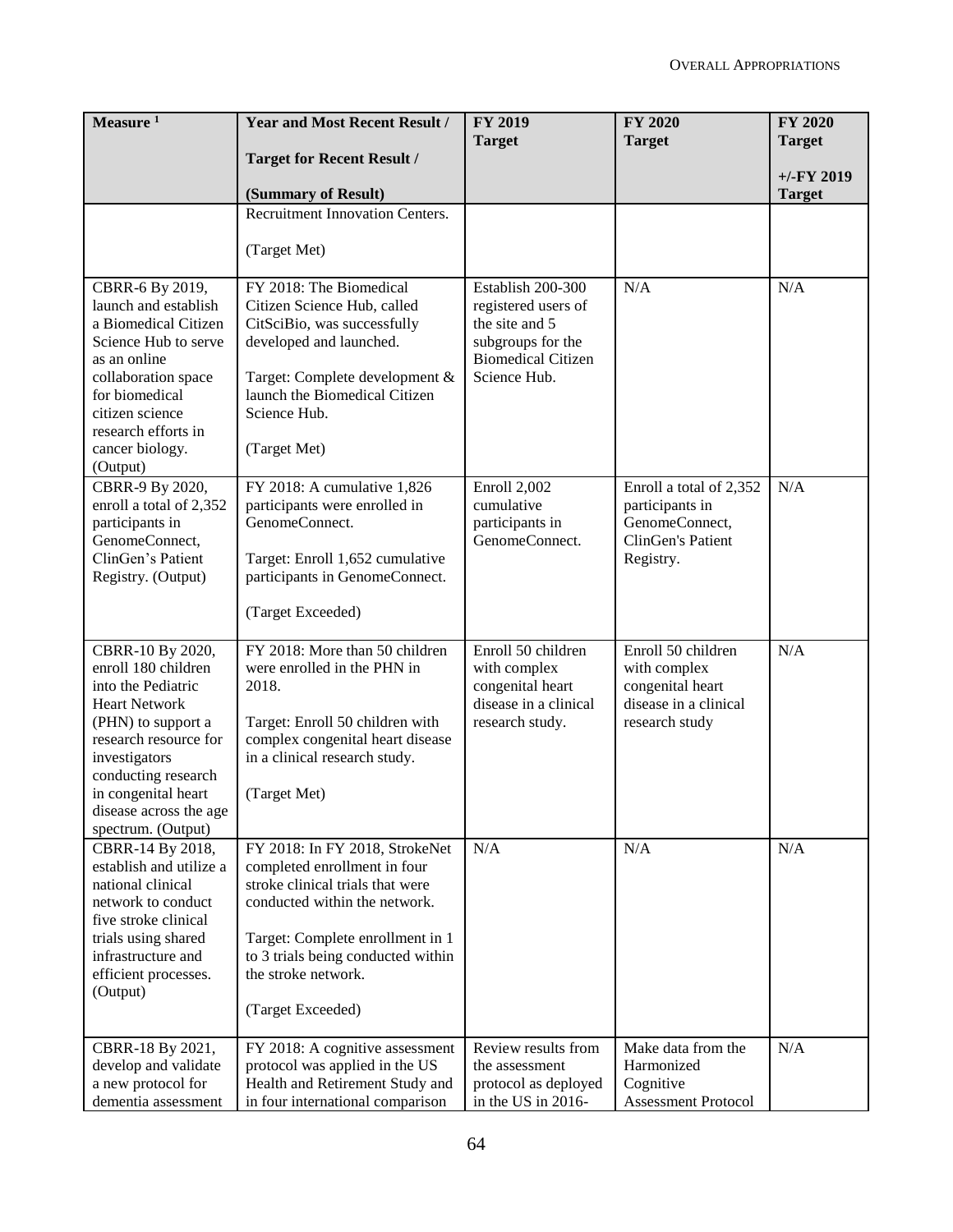| Measure [1] | Year and Most Recent Result / Target for Recent Result / (Summary of Result) | FY 2019 Target | FY 2020 Target | FY 2020 Target +/-FY 2019 Target |
|---|---|---|---|---|
| | Recruitment Innovation Centers. (Target Met) | | | |
| CBRR-6 By 2019, launch and establish a Biomedical Citizen Science Hub to serve as an online collaboration space for biomedical citizen science research efforts in cancer biology. (Output) | FY 2018: The Biomedical Citizen Science Hub, called CitSciBio, was successfully developed and launched. Target: Complete development & launch the Biomedical Citizen Science Hub. (Target Met) | Establish 200-300 registered users of the site and 5 subgroups for the Biomedical Citizen Science Hub. | N/A | N/A |
| CBRR-9 By 2020, enroll a total of 2,352 participants in GenomeConnect, ClinGen's Patient Registry. (Output) | FY 2018: A cumulative 1,826 participants were enrolled in GenomeConnect. Target: Enroll 1,652 cumulative participants in GenomeConnect. (Target Exceeded) | Enroll 2,002 cumulative participants in GenomeConnect. | Enroll a total of 2,352 participants in GenomeConnect, ClinGen's Patient Registry. | N/A |
| CBRR-10 By 2020, enroll 180 children into the Pediatric Heart Network (PHN) to support a research resource for investigators conducting research in congenital heart disease across the age spectrum. (Output) | FY 2018: More than 50 children were enrolled in the PHN in 2018. Target: Enroll 50 children with complex congenital heart disease in a clinical research study. (Target Met) | Enroll 50 children with complex congenital heart disease in a clinical research study. | Enroll 50 children with complex congenital heart disease in a clinical research study | N/A |
| CBRR-14 By 2018, establish and utilize a national clinical network to conduct five stroke clinical trials using shared infrastructure and efficient processes. (Output) | FY 2018: In FY 2018, StrokeNet completed enrollment in four stroke clinical trials that were conducted within the network. Target: Complete enrollment in 1 to 3 trials being conducted within the stroke network. (Target Exceeded) | N/A | N/A | N/A |
| CBRR-18 By 2021, develop and validate a new protocol for dementia assessment | FY 2018: A cognitive assessment protocol was applied in the US Health and Retirement Study and in four international comparison | Review results from the assessment protocol as deployed in the US in 2016- | Make data from the Harmonized Cognitive Assessment Protocol | N/A |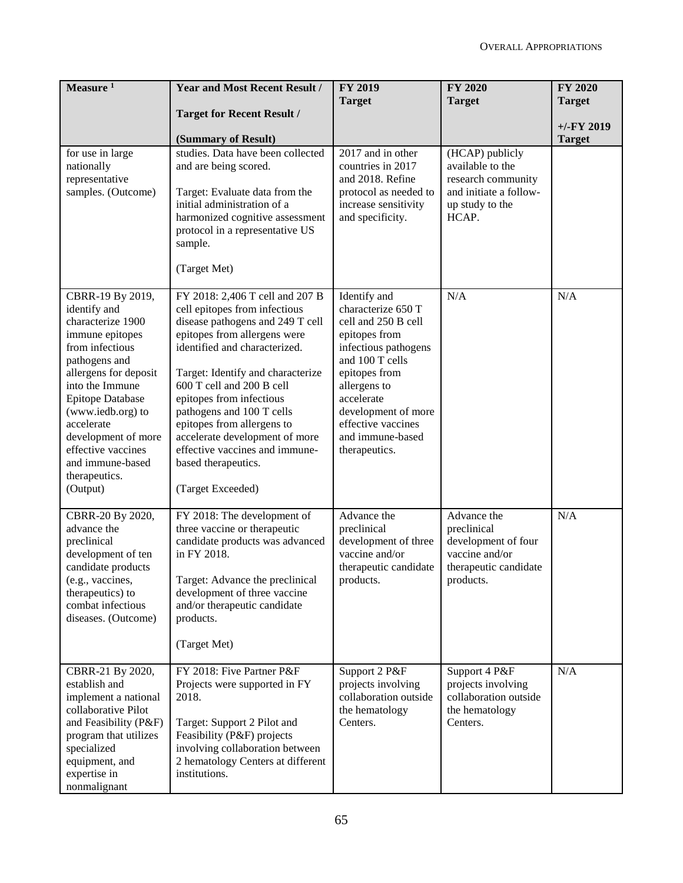| Measure [1] | Year and Most Recent Result / Target for Recent Result / (Summary of Result) | FY 2019 Target | FY 2020 Target | FY 2020 Target +/-FY 2019 Target |
|---|---|---|---|---|
| for use in large nationally representative samples. (Outcome) | studies. Data have been collected and are being scored. Target: Evaluate data from the initial administration of a harmonized cognitive assessment protocol in a representative US sample. (Target Met) | 2017 and in other countries in 2017 and 2018. Refine protocol as needed to increase sensitivity and specificity. | (HCAP) publicly available to the research community and initiate a follow-up study to the HCAP. | |
| CBRR-19 By 2019, identify and characterize 1900 immune epitopes from infectious pathogens and allergens for deposit into the Immune Epitope Database (www.iedb.org) to accelerate development of more effective vaccines and immune-based therapeutics. (Output) | FY 2018: 2,406 T cell and 207 B cell epitopes from infectious disease pathogens and 249 T cell epitopes from allergens were identified and characterized. Target: Identify and characterize 600 T cell and 200 B cell epitopes from infectious pathogens and 100 T cells epitopes from allergens to accelerate development of more effective vaccines and immune-based therapeutics. (Target Exceeded) | Identify and characterize 650 T cell and 250 B cell epitopes from infectious pathogens and 100 T cells epitopes from allergens to accelerate development of more effective vaccines and immune-based therapeutics. | N/A | N/A |
| CBRR-20 By 2020, advance the preclinical development of ten candidate products (e.g., vaccines, therapeutics) to combat infectious diseases. (Outcome) | FY 2018: The development of three vaccine or therapeutic candidate products was advanced in FY 2018. Target: Advance the preclinical development of three vaccine and/or therapeutic candidate products. (Target Met) | Advance the preclinical development of three vaccine and/or therapeutic candidate products. | Advance the preclinical development of four vaccine and/or therapeutic candidate products. | N/A |
| CBRR-21 By 2020, establish and implement a national collaborative Pilot and Feasibility (P&F) program that utilizes specialized equipment, and expertise in nonmalignant | FY 2018: Five Partner P&F Projects were supported in FY 2018. Target: Support 2 Pilot and Feasibility (P&F) projects involving collaboration between 2 hematology Centers at different institutions. | Support 2 P&F projects involving collaboration outside the hematology Centers. | Support 4 P&F projects involving collaboration outside the hematology Centers. | N/A |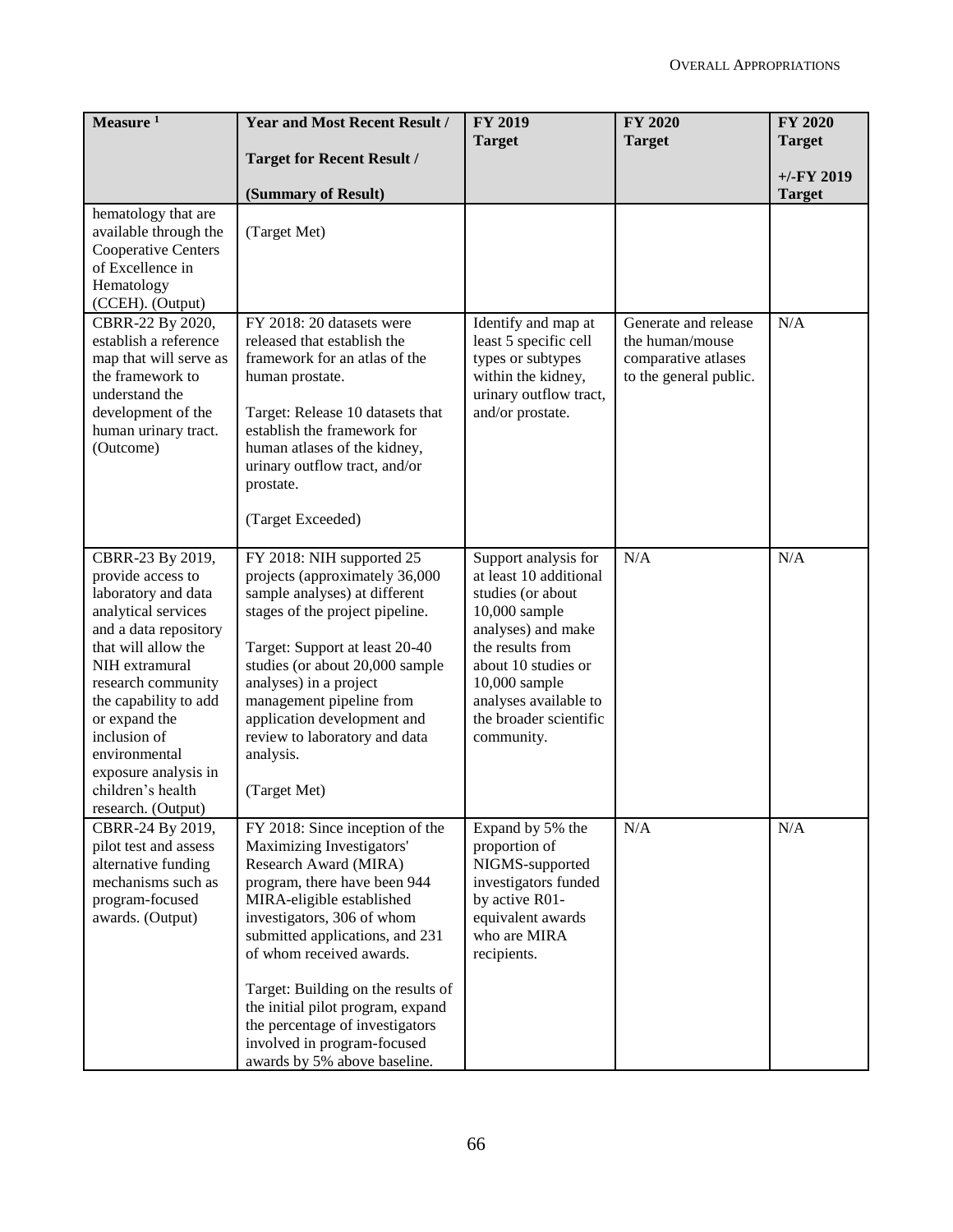| Measure [1] | Year and Most Recent Result / Target for Recent Result / (Summary of Result) | FY 2019 Target | FY 2020 Target | FY 2020 Target +/-FY 2019 Target |
|---|---|---|---|---|
| hematology that are available through the Cooperative Centers of Excellence in Hematology (CCEH). (Output) | (Target Met) | | | |
| CBRR-22 By 2020, establish a reference map that will serve as the framework to understand the development of the human urinary tract. (Outcome) | FY 2018: 20 datasets were released that establish the framework for an atlas of the human prostate. Target: Release 10 datasets that establish the framework for human atlases of the kidney, urinary outflow tract, and/or prostate. (Target Exceeded) | Identify and map at least 5 specific cell types or subtypes within the kidney, urinary outflow tract, and/or prostate. | Generate and release the human/mouse comparative atlases to the general public. | N/A |
| CBRR-23 By 2019, provide access to laboratory and data analytical services and a data repository that will allow the NIH extramural research community the capability to add or expand the inclusion of environmental exposure analysis in children's health research. (Output) | FY 2018: NIH supported 25 projects (approximately 36,000 sample analyses) at different stages of the project pipeline. Target: Support at least 20-40 studies (or about 20,000 sample analyses) in a project management pipeline from application development and review to laboratory and data analysis. (Target Met) | Support analysis for at least 10 additional studies (or about 10,000 sample analyses) and make the results from about 10 studies or 10,000 sample analyses available to the broader scientific community. | N/A | N/A |
| CBRR-24 By 2019, pilot test and assess alternative funding mechanisms such as program-focused awards. (Output) | FY 2018: Since inception of the Maximizing Investigators' Research Award (MIRA) program, there have been 944 MIRA-eligible established investigators, 306 of whom submitted applications, and 231 of whom received awards. Target: Building on the results of the initial pilot program, expand the percentage of investigators involved in program-focused awards by 5% above baseline. | Expand by 5% the proportion of NIGMS-supported investigators funded by active R01-equivalent awards who are MIRA recipients. | N/A | N/A |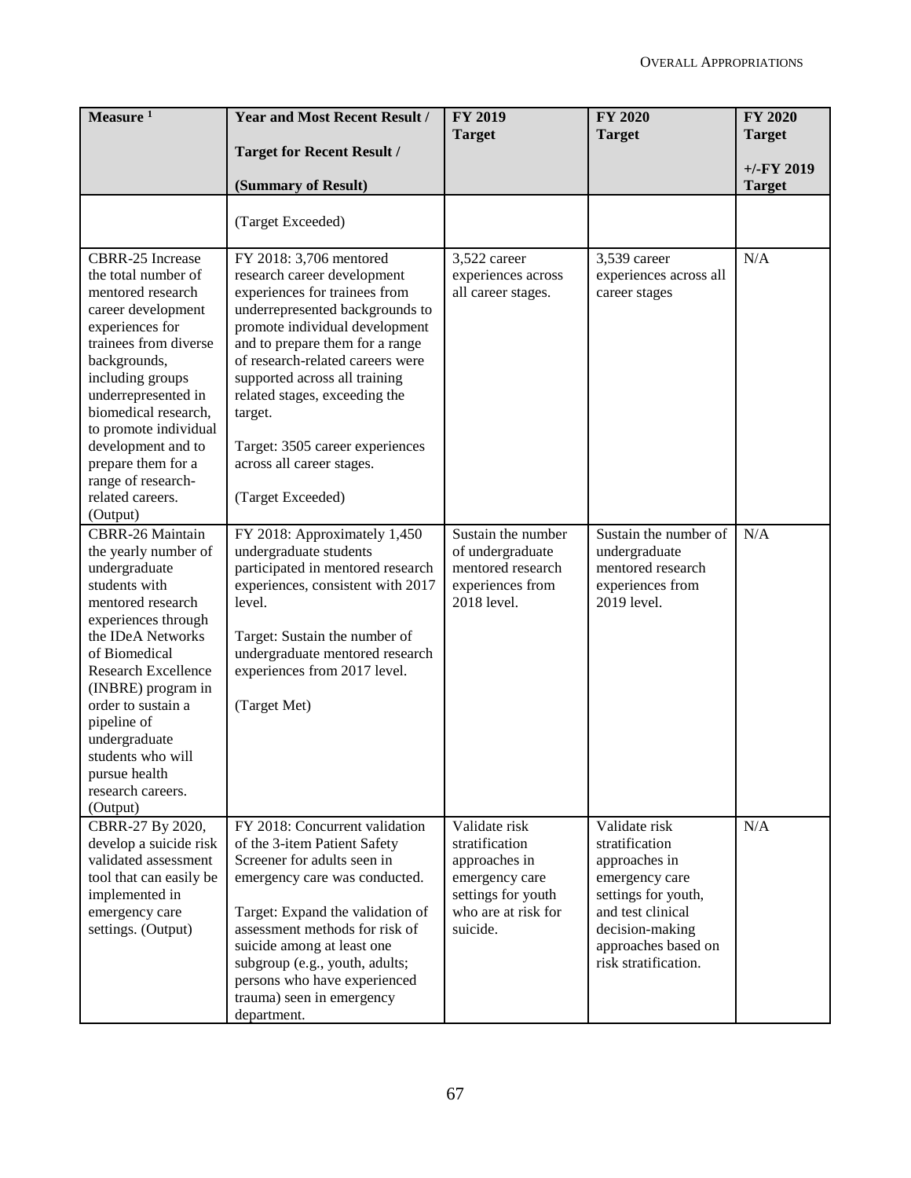| Measure [1] | Year and Most Recent Result / Target for Recent Result / (Summary of Result) | FY 2019 Target | FY 2020 Target | FY 2020 Target +/-FY 2019 Target |
|---|---|---|---|---|
| | (Target Exceeded) | | | |
| CBRR-25 Increase the total number of mentored research career development experiences for trainees from diverse backgrounds, including groups underrepresented in biomedical research, to promote individual development and to prepare them for a range of research-related careers. (Output) | FY 2018: 3,706 mentored research career development experiences for trainees from underrepresented backgrounds to promote individual development and to prepare them for a range of research-related careers were supported across all training related stages, exceeding the target.<br><br>Target: 3505 career experiences across all career stages.<br><br>(Target Exceeded) | 3,522 career experiences across all career stages. | 3,539 career experiences across all career stages | N/A |
| CBRR-26 Maintain the yearly number of undergraduate students with mentored research experiences through the IDeA Networks of Biomedical Research Excellence (INBRE) program in order to sustain a pipeline of undergraduate students who will pursue health research careers. (Output) | FY 2018: Approximately 1,450 undergraduate students participated in mentored research experiences, consistent with 2017 level.<br><br>Target: Sustain the number of undergraduate mentored research experiences from 2017 level.<br><br>(Target Met) | Sustain the number of undergraduate mentored research experiences from 2018 level. | Sustain the number of undergraduate mentored research experiences from 2019 level. | N/A |
| CBRR-27 By 2020, develop a suicide risk validated assessment tool that can easily be implemented in emergency care settings. (Output) | FY 2018: Concurrent validation of the 3-item Patient Safety Screener for adults seen in emergency care was conducted.<br><br>Target: Expand the validation of assessment methods for risk of suicide among at least one subgroup (e.g., youth, adults; persons who have experienced trauma) seen in emergency department. | Validate risk stratification approaches in emergency care settings for youth who are at risk for suicide. | Validate risk stratification approaches in emergency care settings for youth, and test clinical decision-making approaches based on risk stratification. | N/A |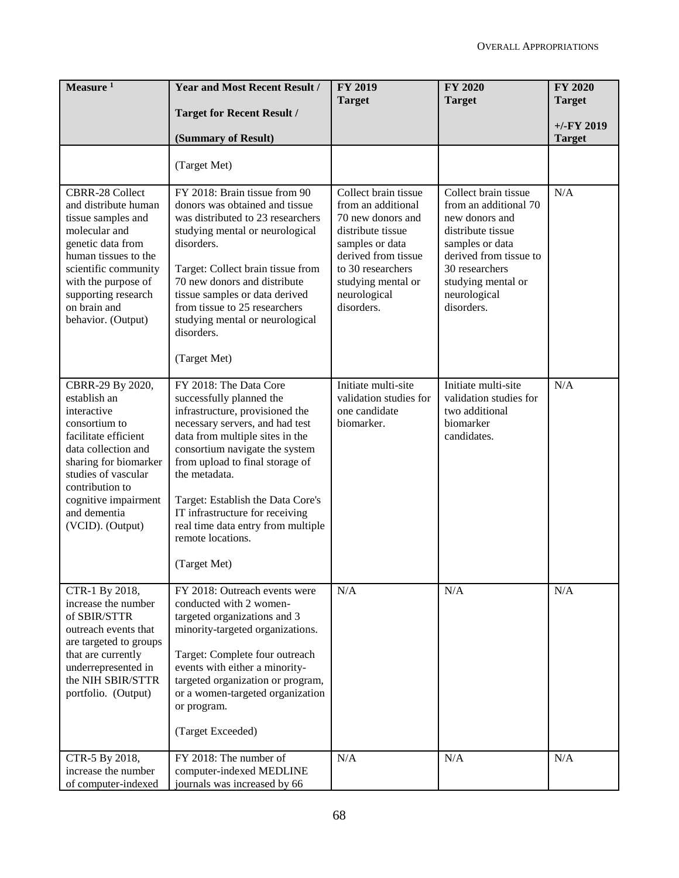| Measure [1] | Year and Most Recent Result / Target for Recent Result / (Summary of Result) | FY 2019 Target | FY 2020 Target | FY 2020 Target +/-FY 2019 Target |
|---|---|---|---|---|
| | (Target Met) | | | |
| CBRR-28 Collect and distribute human tissue samples and molecular and genetic data from human tissues to the scientific community with the purpose of supporting research on brain and behavior. (Output) | FY 2018: Brain tissue from 90 donors was obtained and tissue was distributed to 23 researchers studying mental or neurological disorders.<br><br>Target: Collect brain tissue from 70 new donors and distribute tissue samples or data derived from tissue to 25 researchers studying mental or neurological disorders.<br><br>(Target Met) | Collect brain tissue from an additional 70 new donors and distribute tissue samples or data derived from tissue to 30 researchers studying mental or neurological disorders. | Collect brain tissue from an additional 70 new donors and distribute tissue samples or data derived from tissue to 30 researchers studying mental or neurological disorders. | N/A |
| CBRR-29 By 2020, establish an interactive consortium to facilitate efficient data collection and sharing for biomarker studies of vascular contribution to cognitive impairment and dementia (VCID). (Output) | FY 2018: The Data Core successfully planned the infrastructure, provisioned the necessary servers, and had test data from multiple sites in the consortium navigate the system from upload to final storage of the metadata.<br><br>Target: Establish the Data Core's IT infrastructure for receiving real time data entry from multiple remote locations.<br><br>(Target Met) | Initiate multi-site validation studies for one candidate biomarker. | Initiate multi-site validation studies for two additional biomarker candidates. | N/A |
| CTR-1 By 2018, increase the number of SBIR/STTR outreach events that are targeted to groups that are currently underrepresented in the NIH SBIR/STTR portfolio. (Output) | FY 2018: Outreach events were conducted with 2 women-targeted organizations and 3 minority-targeted organizations.<br><br>Target: Complete four outreach events with either a minority-targeted organization or program, or a women-targeted organization or program.<br><br>(Target Exceeded) | N/A | N/A | N/A |
| CTR-5 By 2018, increase the number of computer-indexed | FY 2018: The number of computer-indexed MEDLINE journals was increased by 66 | N/A | N/A | N/A |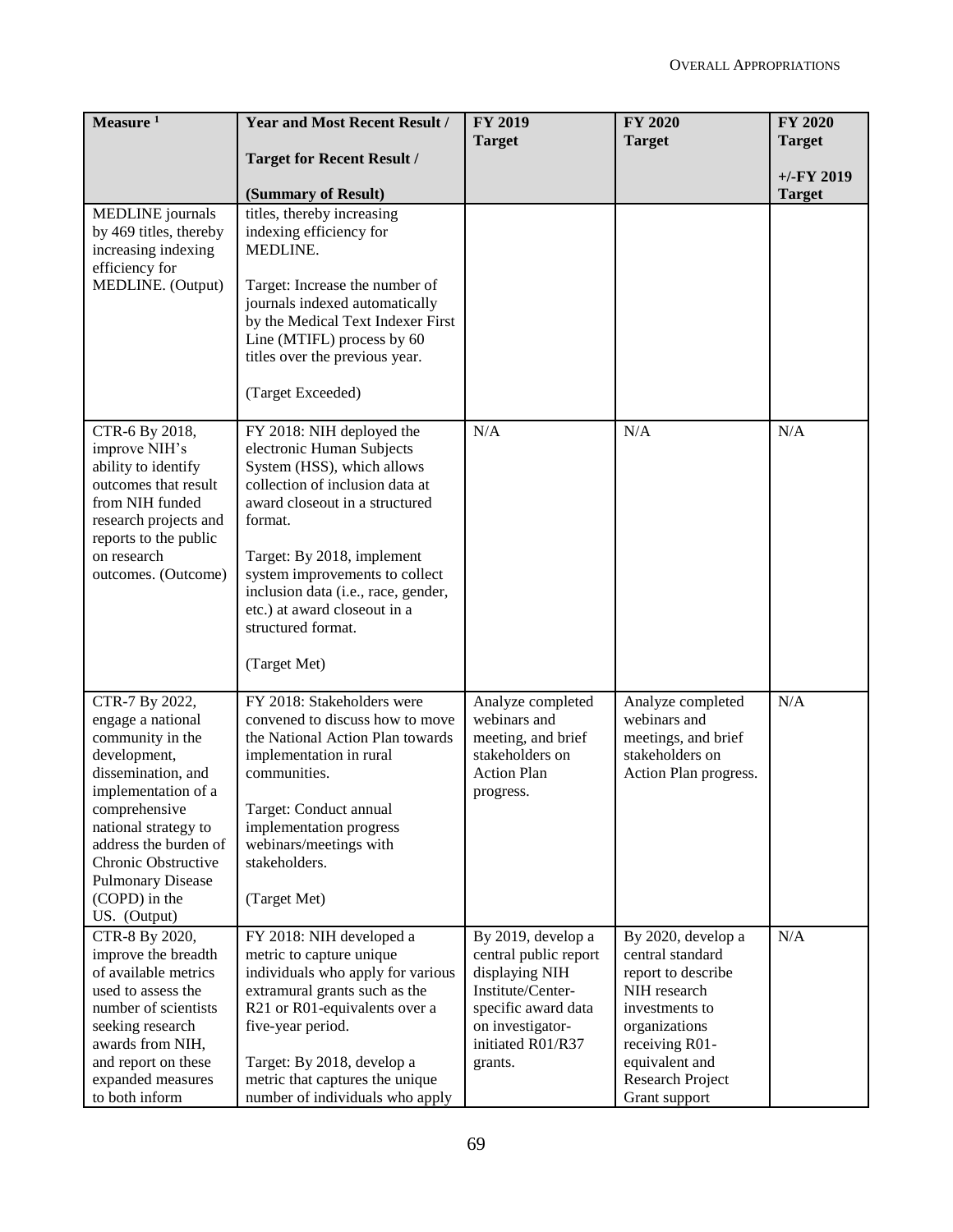| Measure [1] | Year and Most Recent Result / Target for Recent Result / (Summary of Result) | FY 2019 Target | FY 2020 Target | FY 2020 Target +/-FY 2019 Target |
|---|---|---|---|---|
| MEDLINE journals by 469 titles, thereby increasing indexing efficiency for MEDLINE. (Output) | titles, thereby increasing indexing efficiency for MEDLINE. Target: Increase the number of journals indexed automatically by the Medical Text Indexer First Line (MTIFL) process by 60 titles over the previous year. (Target Exceeded) | | | |
| CTR-6 By 2018, improve NIH's ability to identify outcomes that result from NIH funded research projects and reports to the public on research outcomes. (Outcome) | FY 2018: NIH deployed the electronic Human Subjects System (HSS), which allows collection of inclusion data at award closeout in a structured format. Target: By 2018, implement system improvements to collect inclusion data (i.e., race, gender, etc.) at award closeout in a structured format. (Target Met) | N/A | N/A | N/A |
| CTR-7 By 2022, engage a national community in the development, dissemination, and implementation of a comprehensive national strategy to address the burden of Chronic Obstructive Pulmonary Disease (COPD) in the US. (Output) | FY 2018: Stakeholders were convened to discuss how to move the National Action Plan towards implementation in rural communities. Target: Conduct annual implementation progress webinars/meetings with stakeholders. (Target Met) | Analyze completed webinars and meeting, and brief stakeholders on Action Plan progress. | Analyze completed webinars and meetings, and brief stakeholders on Action Plan progress. | N/A |
| CTR-8 By 2020, improve the breadth of available metrics used to assess the number of scientists seeking research awards from NIH, and report on these expanded measures to both inform | FY 2018: NIH developed a metric to capture unique individuals who apply for various extramural grants such as the R21 or R01-equivalents over a five-year period. Target: By 2018, develop a metric that captures the unique number of individuals who apply | By 2019, develop a central public report displaying NIH Institute/Center-specific award data on investigator-initiated R01/R37 grants. | By 2020, develop a central standard report to describe NIH research investments to organizations receiving R01-equivalent and Research Project Grant support | N/A |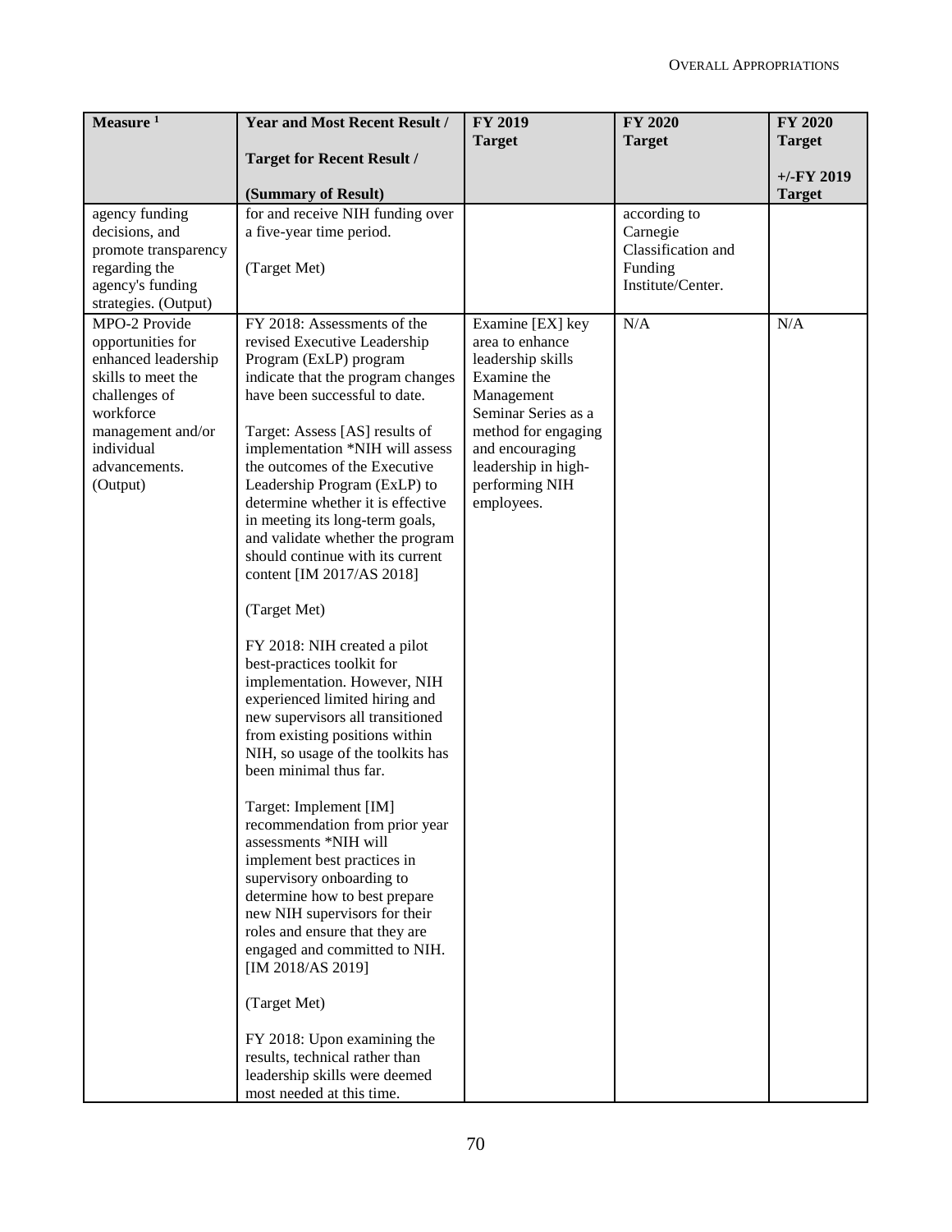| Measure [1] | Year and Most Recent Result / Target for Recent Result / (Summary of Result) | FY 2019 Target | FY 2020 Target | FY 2020 Target +/-FY 2019 Target |
|---|---|---|---|---|
| agency funding decisions, and promote transparency regarding the agency's funding strategies. (Output) | for and receive NIH funding over a five-year time period. (Target Met) | | according to Carnegie Classification and Funding Institute/Center. | |
| MPO-2 Provide opportunities for enhanced leadership skills to meet the challenges of workforce management and/or individual advancements. (Output) | FY 2018: Assessments of the revised Executive Leadership Program (ExLP) program indicate that the program changes have been successful to date.<br><br>Target: Assess [AS] results of implementation *NIH will assess the outcomes of the Executive Leadership Program (ExLP) to determine whether it is effective in meeting its long-term goals, and validate whether the program should continue with its current content [IM 2017/AS 2018]<br><br>(Target Met)<br><br>FY 2018: NIH created a pilot best-practices toolkit for implementation. However, NIH experienced limited hiring and new supervisors all transitioned from existing positions within NIH, so usage of the toolkits has been minimal thus far.<br><br>Target: Implement [IM] recommendation from prior year assessments *NIH will implement best practices in supervisory onboarding to determine how to best prepare new NIH supervisors for their roles and ensure that they are engaged and committed to NIH. [IM 2018/AS 2019]<br><br>(Target Met)<br><br>FY 2018: Upon examining the results, technical rather than leadership skills were deemed most needed at this time. | Examine [EX] key area to enhance leadership skills Examine the Management Seminar Series as a method for engaging and encouraging leadership in high-performing NIH employees. | N/A | N/A |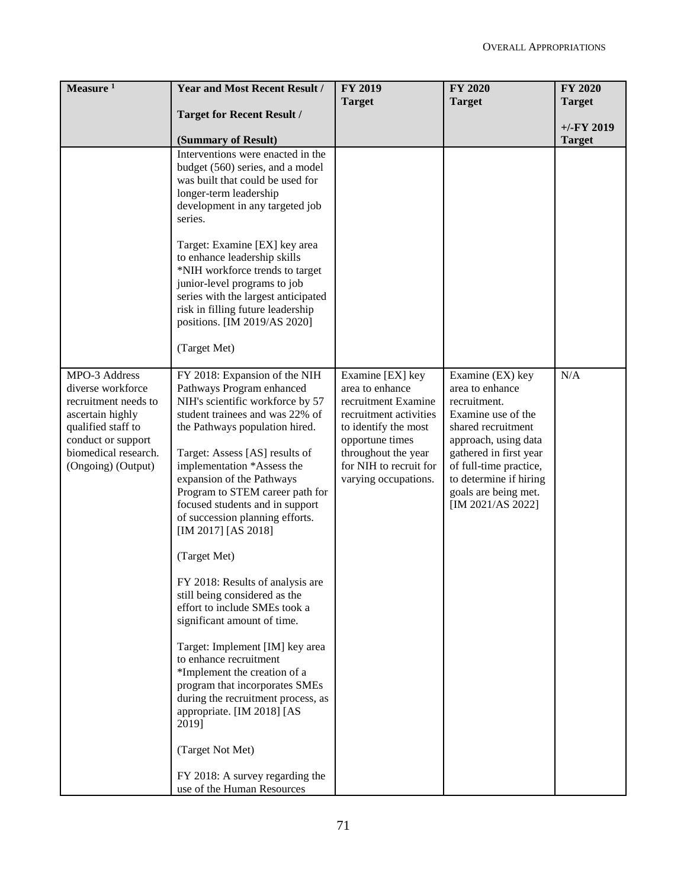| Measure [1] | Year and Most Recent Result / Target for Recent Result / (Summary of Result) | FY 2019 Target | FY 2020 Target | FY 2020 Target +/-FY 2019 Target |
|---|---|---|---|---|
| | Interventions were enacted in the budget (560) series, and a model was built that could be used for longer-term leadership development in any targeted job series.<br><br>Target: Examine [EX] key area to enhance leadership skills *NIH workforce trends to target junior-level programs to job series with the largest anticipated risk in filling future leadership positions. [IM 2019/AS 2020]<br><br>(Target Met) | | | |
| MPO-3 Address diverse workforce recruitment needs to ascertain highly qualified staff to conduct or support biomedical research. (Ongoing) (Output) | FY 2018: Expansion of the NIH Pathways Program enhanced NIH's scientific workforce by 57 student trainees and was 22% of the Pathways population hired.<br><br>Target: Assess [AS] results of implementation *Assess the expansion of the Pathways Program to STEM career path for focused students and in support of succession planning efforts. [IM 2017] [AS 2018]<br><br>(Target Met)<br><br>FY 2018: Results of analysis are still being considered as the effort to include SMEs took a significant amount of time.<br><br>Target: Implement [IM] key area to enhance recruitment *Implement the creation of a program that incorporates SMEs during the recruitment process, as appropriate. [IM 2018] [AS 2019]<br><br>(Target Not Met)<br><br>FY 2018: A survey regarding the use of the Human Resources | Examine [EX] key area to enhance recruitment Examine recruitment activities to identify the most opportune times throughout the year for NIH to recruit for varying occupations. | Examine (EX) key area to enhance recruitment. Examine use of the shared recruitment approach, using data gathered in first year of full-time practice, to determine if hiring goals are being met. [IM 2021/AS 2022] | N/A |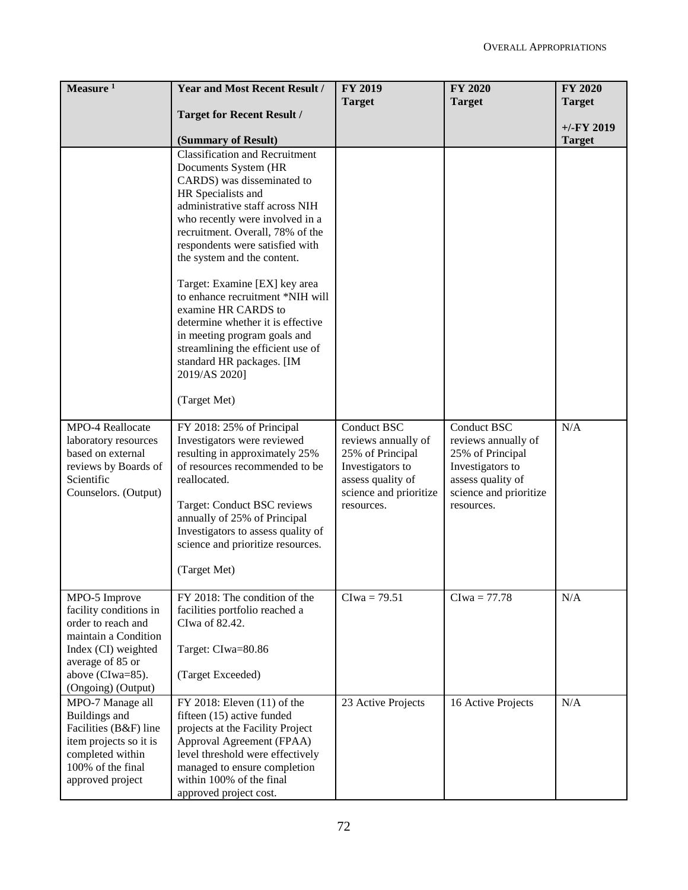| Measure [1] | Year and Most Recent Result / Target for Recent Result / (Summary of Result) | FY 2019 Target | FY 2020 Target | FY 2020 Target +/-FY 2019 Target |
|---|---|---|---|---|
| | Classification and Recruitment Documents System (HR CARDS) was disseminated to HR Specialists and administrative staff across NIH who recently were involved in a recruitment. Overall, 78% of the respondents were satisfied with the system and the content.<br><br>Target: Examine [EX] key area to enhance recruitment *NIH will examine HR CARDS to determine whether it is effective in meeting program goals and streamlining the efficient use of standard HR packages. [IM 2019/AS 2020]<br><br>(Target Met) | | | |
| MPO-4 Reallocate laboratory resources based on external reviews by Boards of Scientific Counselors. (Output) | FY 2018: 25% of Principal Investigators were reviewed resulting in approximately 25% of resources recommended to be reallocated.<br><br>Target: Conduct BSC reviews annually of 25% of Principal Investigators to assess quality of science and prioritize resources.<br><br>(Target Met) | Conduct BSC reviews annually of 25% of Principal Investigators to assess quality of science and prioritize resources. | Conduct BSC reviews annually of 25% of Principal Investigators to assess quality of science and prioritize resources. | N/A |
| MPO-5 Improve facility conditions in order to reach and maintain a Condition Index (CI) weighted average of 85 or above (CIwa=85). (Ongoing) (Output) | FY 2018: The condition of the facilities portfolio reached a CIwa of 82.42.<br><br>Target: CIwa=80.86<br><br>(Target Exceeded) | CIwa = 79.51 | CIwa = 77.78 | N/A |
| MPO-7 Manage all Buildings and Facilities (B&F) line item projects so it is completed within 100% of the final approved project | FY 2018: Eleven (11) of the fifteen (15) active funded projects at the Facility Project Approval Agreement (FPAA) level threshold were effectively managed to ensure completion within 100% of the final approved project cost. | 23 Active Projects | 16 Active Projects | N/A |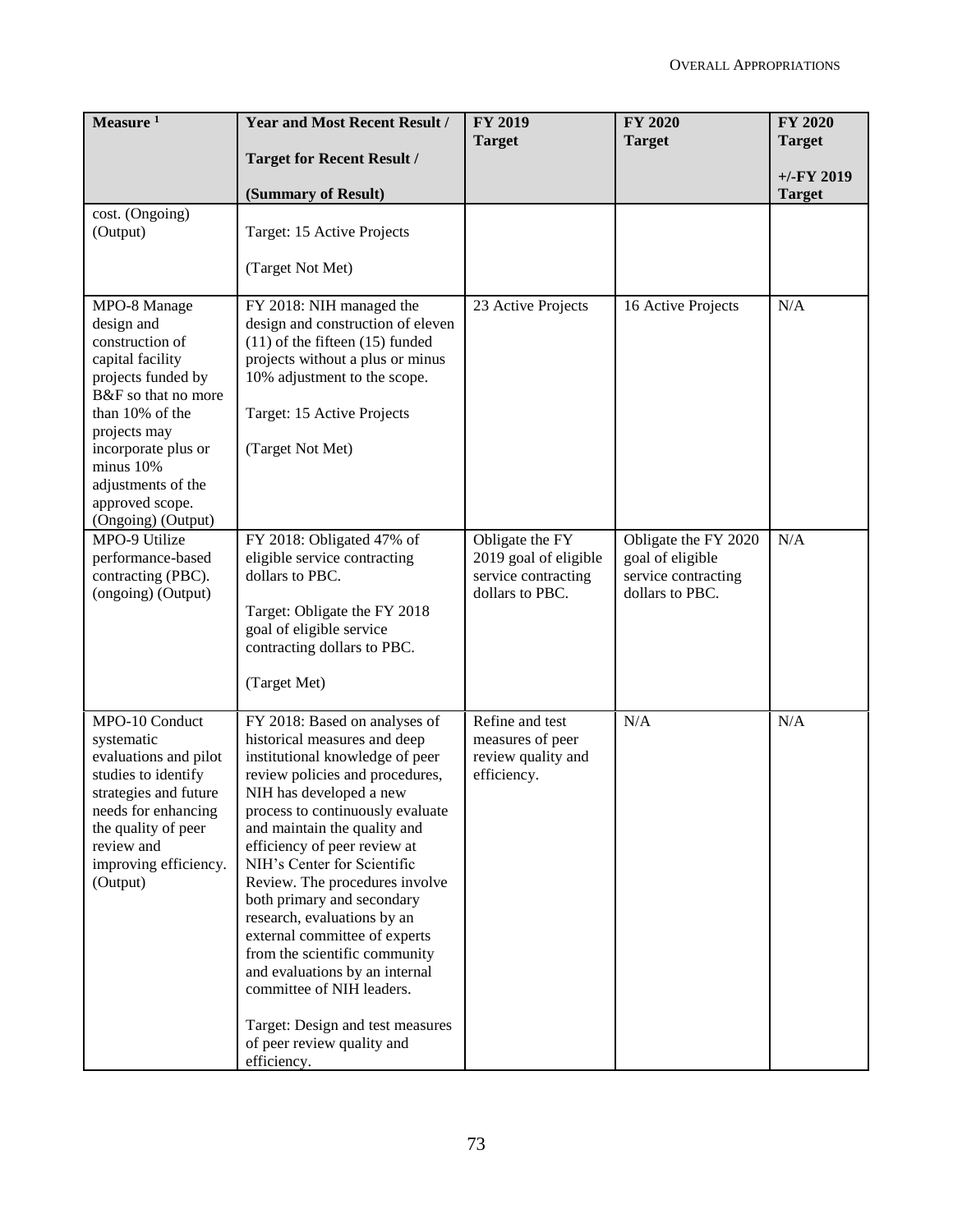| Measure [1] | Year and Most Recent Result / Target for Recent Result / (Summary of Result) | FY 2019 Target | FY 2020 Target | FY 2020 Target +/-FY 2019 Target |
|---|---|---|---|---|
| cost. (Ongoing) (Output) | Target: 15 Active Projects<br><br>(Target Not Met) | | | |
| MPO-8 Manage design and construction of capital facility projects funded by B&F so that no more than 10% of the projects may incorporate plus or minus 10% adjustments of the approved scope. (Ongoing) (Output) | FY 2018: NIH managed the design and construction of eleven (11) of the fifteen (15) funded projects without a plus or minus 10% adjustment to the scope.<br><br>Target: 15 Active Projects<br><br>(Target Not Met) | 23 Active Projects | 16 Active Projects | N/A |
| MPO-9 Utilize performance-based contracting (PBC). (ongoing) (Output) | FY 2018: Obligated 47% of eligible service contracting dollars to PBC.<br><br>Target: Obligate the FY 2018 goal of eligible service contracting dollars to PBC.<br><br>(Target Met) | Obligate the FY 2019 goal of eligible service contracting dollars to PBC. | Obligate the FY 2020 goal of eligible service contracting dollars to PBC. | N/A |
| MPO-10 Conduct systematic evaluations and pilot studies to identify strategies and future needs for enhancing the quality of peer review and improving efficiency. (Output) | FY 2018: Based on analyses of historical measures and deep institutional knowledge of peer review policies and procedures, NIH has developed a new process to continuously evaluate and maintain the quality and efficiency of peer review at NIH's Center for Scientific Review. The procedures involve both primary and secondary research, evaluations by an external committee of experts from the scientific community and evaluations by an internal committee of NIH leaders.<br><br>Target: Design and test measures of peer review quality and efficiency. | Refine and test measures of peer review quality and efficiency. | N/A | N/A |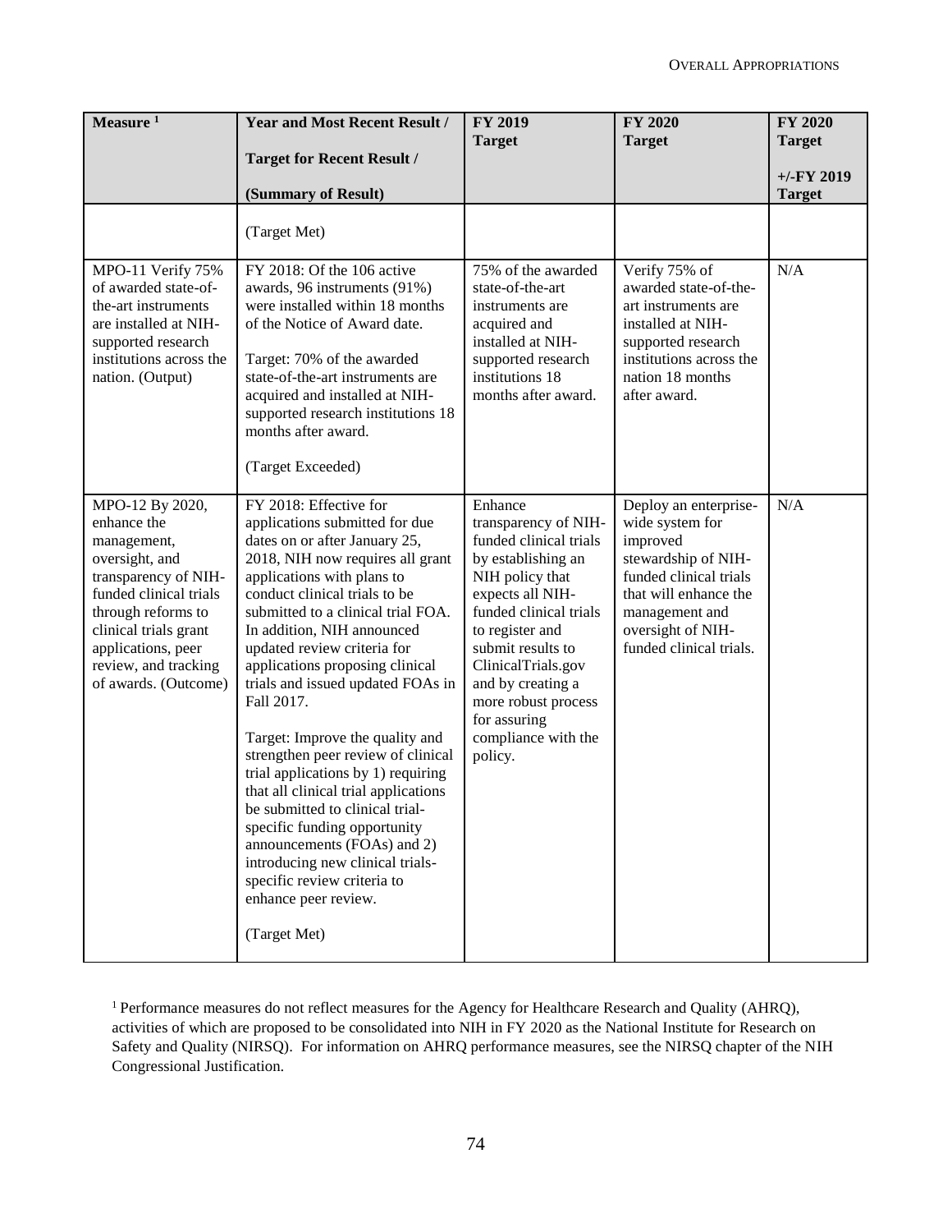| Measure [1] | Year and Most Recent Result / Target for Recent Result / (Summary of Result) | FY 2019 Target | FY 2020 Target | FY 2020 Target +/-FY 2019 Target |
|---|---|---|---|---|
| | (Target Met) | | | |
| MPO-11 Verify 75% of awarded state-of-the-art instruments are installed at NIH-supported research institutions across the nation. (Output) | FY 2018: Of the 106 active awards, 96 instruments (91%) were installed within 18 months of the Notice of Award date.<br><br>Target: 70% of the awarded state-of-the-art instruments are acquired and installed at NIH-supported research institutions 18 months after award.<br><br>(Target Exceeded) | 75% of the awarded state-of-the-art instruments are acquired and installed at NIH-supported research institutions 18 months after award. | Verify 75% of awarded state-of-the-art instruments are installed at NIH-supported research institutions across the nation 18 months after award. | N/A |
| MPO-12 By 2020, enhance the management, oversight, and transparency of NIH-funded clinical trials through reforms to clinical trials grant applications, peer review, and tracking of awards. (Outcome) | FY 2018: Effective for applications submitted for due dates on or after January 25, 2018, NIH now requires all grant applications with plans to conduct clinical trials to be submitted to a clinical trial FOA. In addition, NIH announced updated review criteria for applications proposing clinical trials and issued updated FOAs in Fall 2017.<br><br>Target: Improve the quality and strengthen peer review of clinical trial applications by 1) requiring that all clinical trial applications be submitted to clinical trial-specific funding opportunity announcements (FOAs) and 2) introducing new clinical trials-specific review criteria to enhance peer review.<br><br>(Target Met) | Enhance transparency of NIH-funded clinical trials by establishing an NIH policy that expects all NIH-funded clinical trials to register and submit results to ClinicalTrials.gov and by creating a more robust process for assuring compliance with the policy. | Deploy an enterprise-wide system for improved stewardship of NIH-funded clinical trials that will enhance the management and oversight of NIH-funded clinical trials. | N/A |

[1] Performance measures do not reflect measures for the Agency for Healthcare Research and Quality (AHRQ), activities of which are proposed to be consolidated into NIH in FY 2020 as the National Institute for Research on Safety and Quality (NIRSQ). For information on AHRQ performance measures, see the NIRSQ chapter of the NIH Congressional Justification.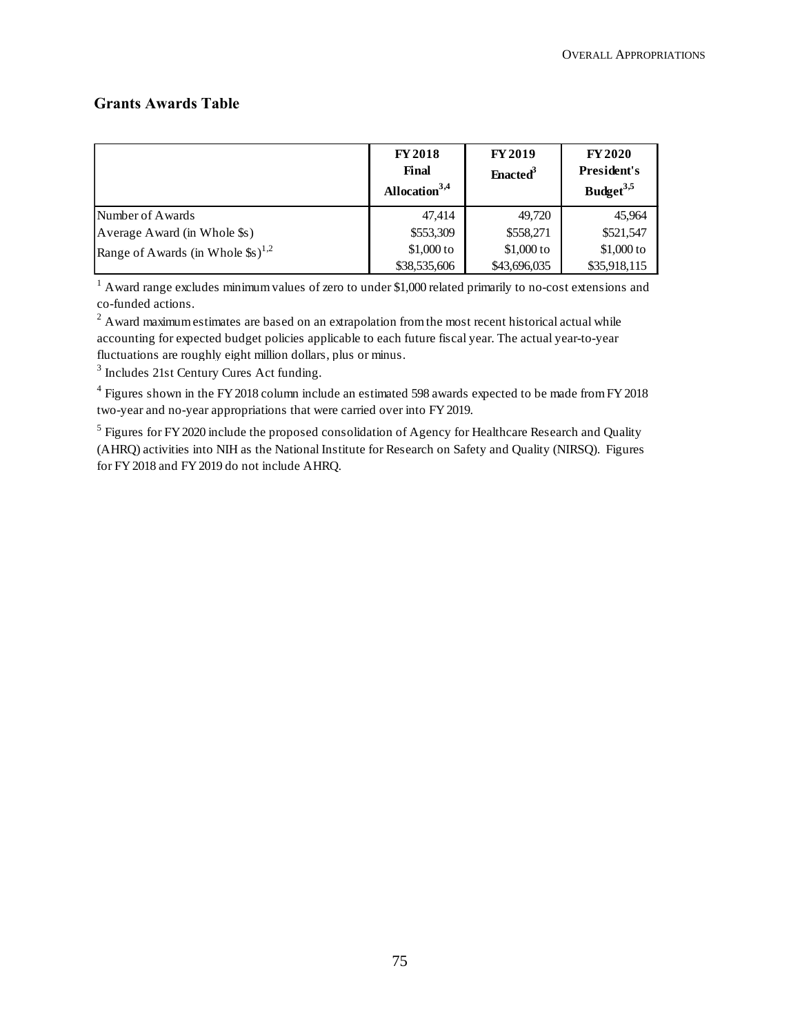## Grants Awards Table

| | FY 2018 Final Allocation[3,4] | FY 2019 Enacted[3] | FY 2020 President's Budget[3,5] |
|---|---|---|---|
| Number of Awards | 47,414 | 49,720 | 45,964 |
| Average Award (in Whole $s) | $553,309 | $558,271 | $521,547 |
| Range of Awards (in Whole $s)[1,2] | $1,000 to $38,535,606 | $1,000 to $43,696,035 | $1,000 to $35,918,115 |

[1] Award range excludes minimum values of zero to under $1,000 related primarily to no-cost extensions and co-funded actions.

[2] Award maximum estimates are based on an extrapolation from the most recent historical actual while accounting for expected budget policies applicable to each future fiscal year. The actual year-to-year fluctuations are roughly eight million dollars, plus or minus.

[3] Includes 21st Century Cures Act funding.

[4] Figures shown in the FY 2018 column include an estimated 598 awards expected to be made from FY 2018 two-year and no-year appropriations that were carried over into FY 2019.

[5] Figures for FY 2020 include the proposed consolidation of Agency for Healthcare Research and Quality (AHRQ) activities into NIH as the National Institute for Research on Safety and Quality (NIRSQ). Figures for FY 2018 and FY 2019 do not include AHRQ.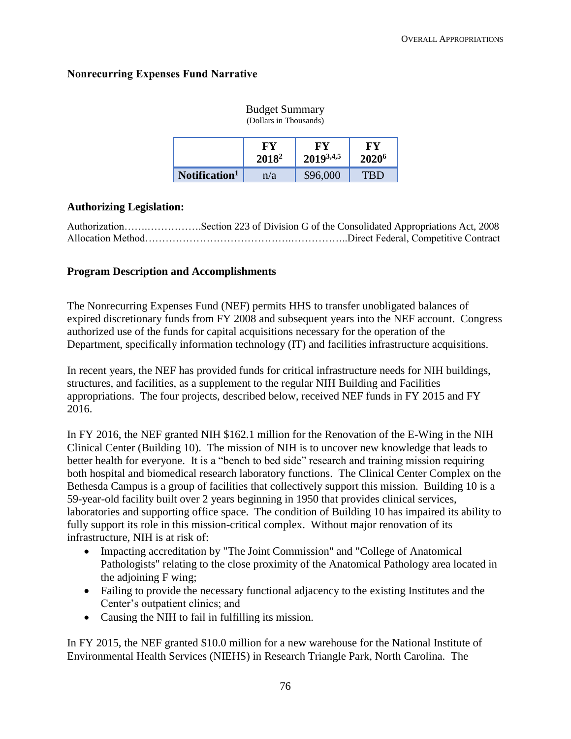## Nonrecurring Expenses Fund Narrative

Budget Summary
(Dollars in Thousands)

| | FY 2018[2] | FY 2019[3,4,5] | FY 2020[6] |
|---|---|---|---|
| Notification[1] | n/a | $96,000 | TBD |

### Authorizing Legislation:

Authorization……..…………….Section 223 of Division G of the Consolidated Appropriations Act, 2008
Allocation Method…………………………………..……………..Direct Federal, Competitive Contract

### Program Description and Accomplishments

The Nonrecurring Expenses Fund (NEF) permits HHS to transfer unobligated balances of expired discretionary funds from FY 2008 and subsequent years into the NEF account. Congress authorized use of the funds for capital acquisitions necessary for the operation of the Department, specifically information technology (IT) and facilities infrastructure acquisitions.

In recent years, the NEF has provided funds for critical infrastructure needs for NIH buildings, structures, and facilities, as a supplement to the regular NIH Building and Facilities appropriations. The four projects, described below, received NEF funds in FY 2015 and FY 2016.

In FY 2016, the NEF granted NIH $162.1 million for the Renovation of the E-Wing in the NIH Clinical Center (Building 10). The mission of NIH is to uncover new knowledge that leads to better health for everyone. It is a "bench to bed side" research and training mission requiring both hospital and biomedical research laboratory functions. The Clinical Center Complex on the Bethesda Campus is a group of facilities that collectively support this mission. Building 10 is a 59-year-old facility built over 2 years beginning in 1950 that provides clinical services, laboratories and supporting office space. The condition of Building 10 has impaired its ability to fully support its role in this mission-critical complex. Without major renovation of its infrastructure, NIH is at risk of:

- Impacting accreditation by "The Joint Commission" and "College of Anatomical Pathologists" relating to the close proximity of the Anatomical Pathology area located in the adjoining F wing;
- Failing to provide the necessary functional adjacency to the existing Institutes and the Center's outpatient clinics; and
- Causing the NIH to fail in fulfilling its mission.

In FY 2015, the NEF granted $10.0 million for a new warehouse for the National Institute of Environmental Health Services (NIEHS) in Research Triangle Park, North Carolina. The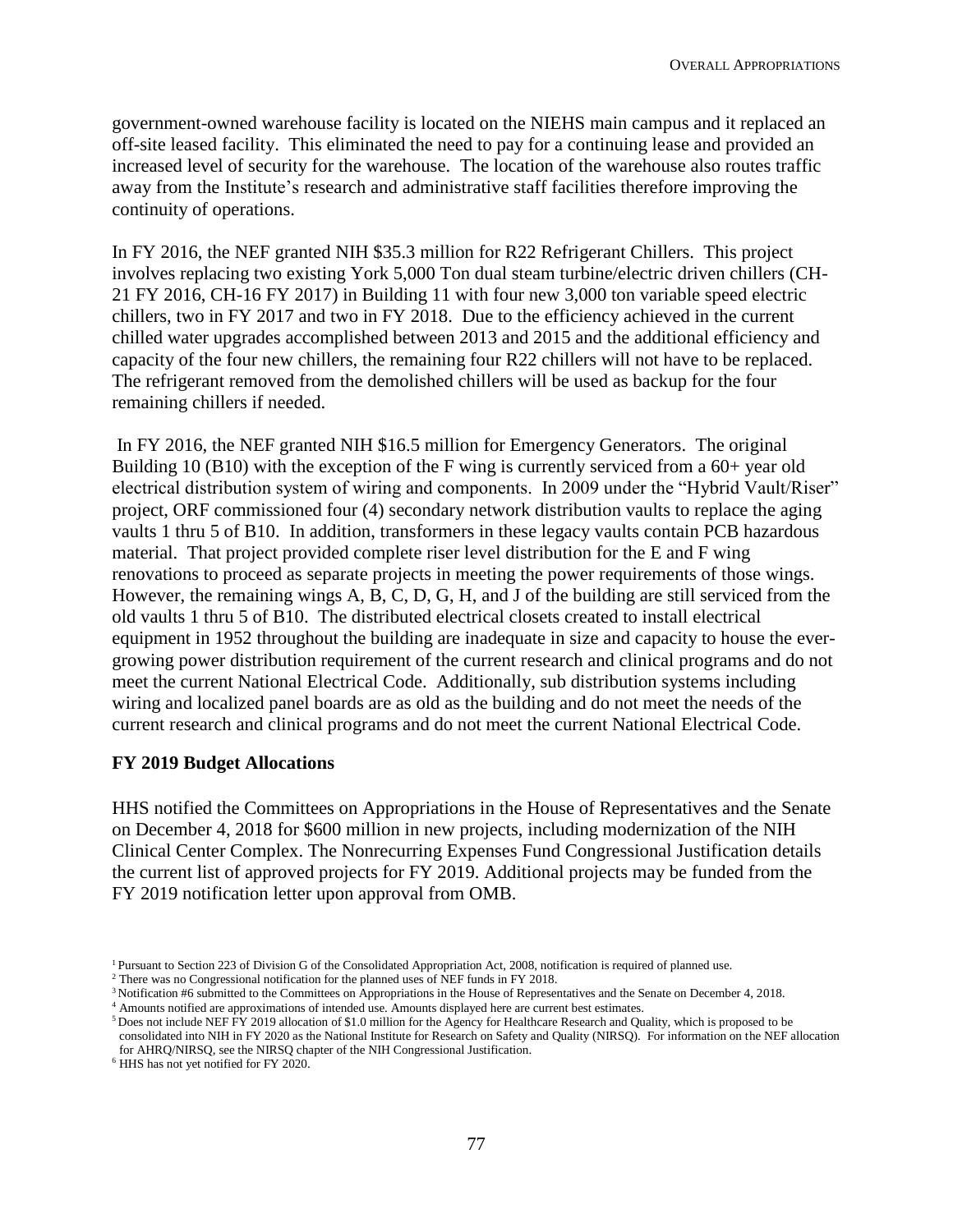government-owned warehouse facility is located on the NIEHS main campus and it replaced an off-site leased facility. This eliminated the need to pay for a continuing lease and provided an increased level of security for the warehouse. The location of the warehouse also routes traffic away from the Institute's research and administrative staff facilities therefore improving the continuity of operations.

In FY 2016, the NEF granted NIH $35.3 million for R22 Refrigerant Chillers. This project involves replacing two existing York 5,000 Ton dual steam turbine/electric driven chillers (CH-21 FY 2016, CH-16 FY 2017) in Building 11 with four new 3,000 ton variable speed electric chillers, two in FY 2017 and two in FY 2018. Due to the efficiency achieved in the current chilled water upgrades accomplished between 2013 and 2015 and the additional efficiency and capacity of the four new chillers, the remaining four R22 chillers will not have to be replaced. The refrigerant removed from the demolished chillers will be used as backup for the four remaining chillers if needed.

In FY 2016, the NEF granted NIH $16.5 million for Emergency Generators. The original Building 10 (B10) with the exception of the F wing is currently serviced from a 60+ year old electrical distribution system of wiring and components. In 2009 under the "Hybrid Vault/Riser" project, ORF commissioned four (4) secondary network distribution vaults to replace the aging vaults 1 thru 5 of B10. In addition, transformers in these legacy vaults contain PCB hazardous material. That project provided complete riser level distribution for the E and F wing renovations to proceed as separate projects in meeting the power requirements of those wings. However, the remaining wings A, B, C, D, G, H, and J of the building are still serviced from the old vaults 1 thru 5 of B10. The distributed electrical closets created to install electrical equipment in 1952 throughout the building are inadequate in size and capacity to house the ever-growing power distribution requirement of the current research and clinical programs and do not meet the current National Electrical Code. Additionally, sub distribution systems including wiring and localized panel boards are as old as the building and do not meet the needs of the current research and clinical programs and do not meet the current National Electrical Code.

**FY 2019 Budget Allocations**

HHS notified the Committees on Appropriations in the House of Representatives and the Senate on December 4, 2018 for $600 million in new projects, including modernization of the NIH Clinical Center Complex. The Nonrecurring Expenses Fund Congressional Justification details the current list of approved projects for FY 2019. Additional projects may be funded from the FY 2019 notification letter upon approval from OMB.

[1] Pursuant to Section 223 of Division G of the Consolidated Appropriation Act, 2008, notification is required of planned use.

[2] There was no Congressional notification for the planned uses of NEF funds in FY 2018.

[3] Notification #6 submitted to the Committees on Appropriations in the House of Representatives and the Senate on December 4, 2018.

[4] Amounts notified are approximations of intended use. Amounts displayed here are current best estimates.

[5] Does not include NEF FY 2019 allocation of $1.0 million for the Agency for Healthcare Research and Quality, which is proposed to be consolidated into NIH in FY 2020 as the National Institute for Research on Safety and Quality (NIRSQ). For information on the NEF allocation for AHRQ/NIRSQ, see the NIRSQ chapter of the NIH Congressional Justification.

[6] HHS has not yet notified for FY 2020.